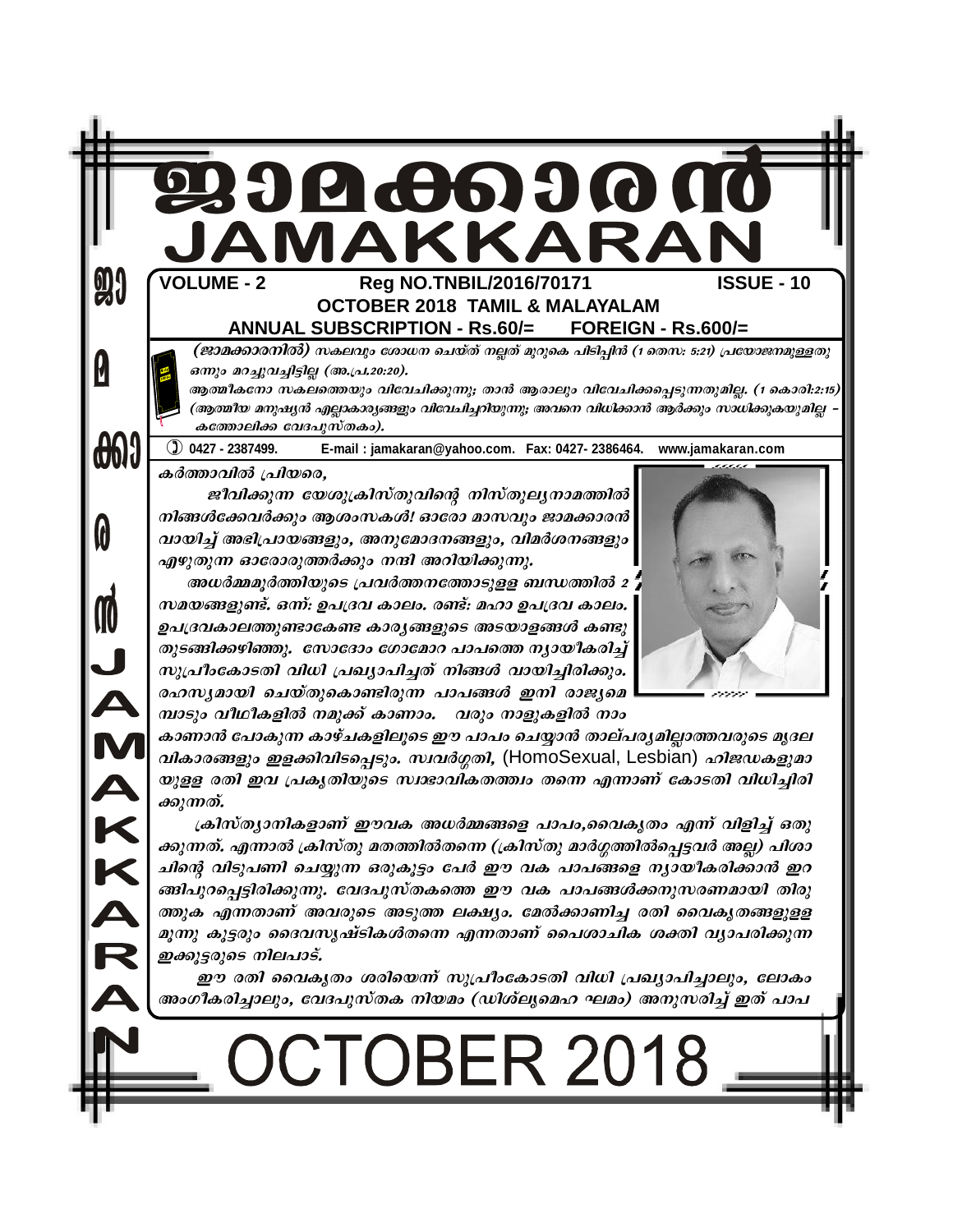# ജാമക്കാരൻ
# JAMAKKARAN

**VOLUME - 2 Reg NO.TNBIL/2016/70171 ISSUE - 10**

**OCTOBER 2018 TAMIL & MALAYALAM**

**ANNUAL SUBSCRIPTION - Rs.60/= FOREIGN - Rs.600/=**

*(ജാമക്കാരനിൽ) സകലവും ശോധന ചെയ്ത് നല്ലത് മുറുകെ പിടിപ്പിൻ (1 തെസ: 5:21) പ്രയോജനമുള്ളതു ഒന്നും മറച്ചുവച്ചിട്ടില്ല (അ.പ്ര.20:20).*

*ആത്മീകനോ സകലത്തെയും വിവേചിക്കുന്നു; താൻ ആരാലും വിവേചിക്കപ്പെടുന്നതുമില്ല. (1 കൊരി:2:15) (ആത്മീയ മനുഷ്യൻ എല്ലാകാര്യങ്ങളും വിവേചിച്ചറിയുന്നു; അവനെ വിധിക്കാൻ ആർക്കും സാധിക്കുകയുമില്ല - കത്തോലിക്ക വേദപുസ്തകം).*

0427 - 2387499. E-mail : jamakaran@yahoo.com. Fax: 0427- 2386464. www.jamakaran.com

*കർത്താവിൽ പ്രിയരെ,*

*ജീവിക്കുന്ന യേശുക്രിസ്തുവിന്റെ നിസ്തുല്യനാമത്തിൽ നിങ്ങൾക്കേവർക്കും ആശംസകൾ! ഓരോ മാസവും ജാമക്കാരൻ വായിച്ച് അഭിപ്രായങ്ങളും, അനുമോദനങ്ങളും, വിമർശനങ്ങളും എഴുതുന്ന ഓരോരുത്തർക്കും നന്ദി അറിയിക്കുന്നു.*

*അധർമ്മമൂർത്തിയുടെ പ്രവർത്തനത്തോടുളള ബന്ധത്തിൽ 2 സമയങ്ങളുണ്ട്. ഒന്ന്: ഉപദ്രവ കാലം. രണ്ട്: മഹാ ഉപദ്രവ കാലം. ഉപദ്രവകാലത്തുണ്ടാകേണ്ട കാര്യങ്ങളുടെ അടയാളങ്ങൾ കണ്ടു തുടങ്ങിക്കഴിഞ്ഞു. സോദോം ഗോമോറ പാപത്തെ ന്യായീകരിച്ച് സുപ്രീംകോടതി വിധി പ്രഖ്യാപിച്ചത് നിങ്ങൾ വായിച്ചിരിക്കും. രഹസ്യമായി ചെയ്തുകൊണ്ടിരുന്ന പാപങ്ങൾ ഇനി രാജ്യമെമ്പാടും വീഥികളിൽ നമുക്ക് കാണാം. വരും നാളുകളിൽ നാം കാണാൻ പോകുന്ന കാഴ്ചകളിലൂടെ ഈ പാപം ചെയ്യാൻ താല്പര്യമില്ലാത്തവരുടെ മൃദല വികാരങ്ങളും ഇളക്കിവിടപ്പെടും. സ്വവർഗ്ഗതി,* (HomoSexual, Lesbian) *ഹിജഡകളുമായുള്ള രതി ഇവ പ്രകൃതിയുടെ സ്വാഭാവികതത്ത്വം തന്നെ എന്നാണ് കോടതി വിധിച്ചിരിക്കുന്നത്.*

*ക്രിസ്ത്യാനികളാണ് ഈവക അധർമ്മങ്ങളെ പാപം,വൈകൃതം എന്ന് വിളിച്ച് ഒതുക്കുന്നത്. എന്നാൽ ക്രിസ്തു മതത്തിൽതന്നെ (ക്രിസ്തു മാർഗ്ഗത്തിൽപ്പെട്ടവർ അല്ല) പിശാചിന്റെ വിടുപണി ചെയ്യുന്ന ഒരുകൂട്ടം പേർ ഈ വക പാപങ്ങളെ ന്യായീകരിക്കാൻ ഇറങ്ങിപുറപ്പെട്ടിരിക്കുന്നു. വേദപുസ്തകത്തെ ഈ വക പാപങ്ങൾക്കനുസരണമായി തിരുത്തുക എന്നതാണ് അവരുടെ അടുത്ത ലക്ഷ്യം. മേൽക്കാണിച്ച രതി വൈകൃതങ്ങളുളള മൂന്നു കൂട്ടരും ദൈവസൃഷ്ടികൾതന്നെ എന്നതാണ് പൈശാചിക ശക്തി വ്യാപരിക്കുന്ന ഇക്കൂട്ടരുടെ നിലപാട്.*

*ഈ രതി വൈകൃതം ശരിയെന്ന് സുപ്രീംകോടതി വിധി പ്രഖ്യാപിച്ചാലും, ലോകം അംഗീകരിച്ചാലും, വേദപുസ്തക നിയമം (ഡിശ്ലൃമെഹ ഘമം) അനുസരിച്ച് ഇത് പാപ*

OCTOBER 2018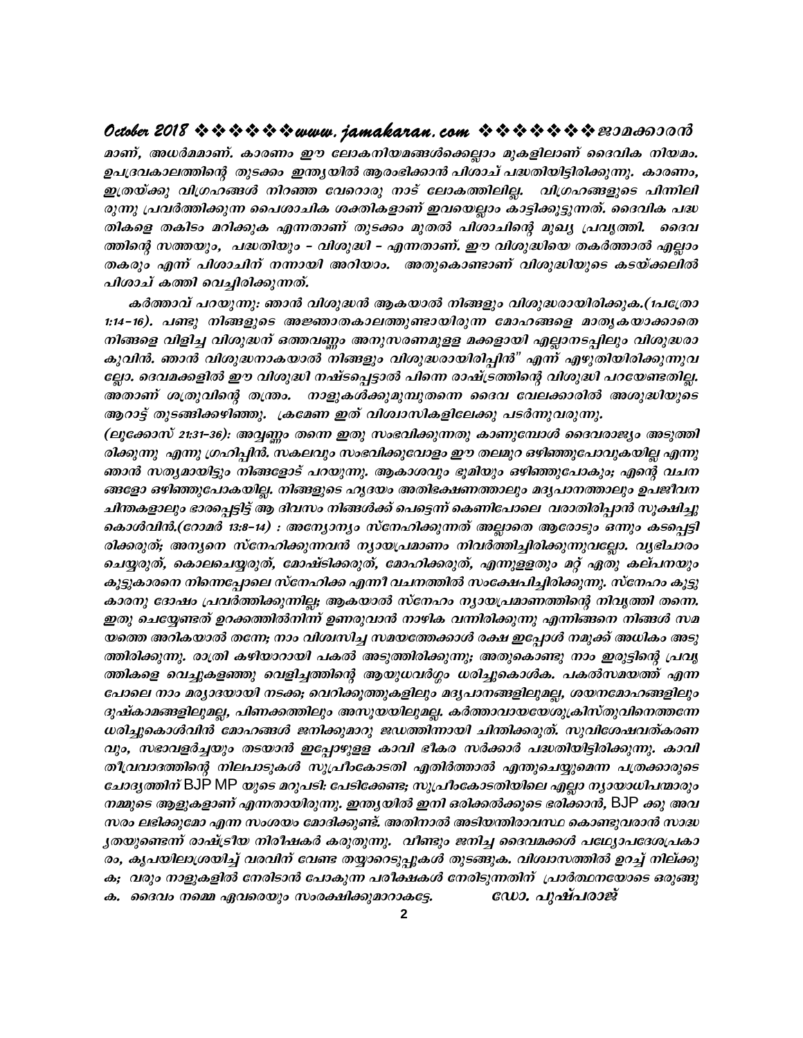മാണ്, അധർമമാണ്. കാരണം ഈ ലോകനിയമങ്ങൾക്കെല്ലാം മുകളിലാണ് ദൈവിക നിയമം. ഉപദ്രവകാലത്തിന്റെ തുടക്കം ഇന്ത്യയിൽ ആരംഭിക്കാൻ പിശാച് പദ്ധതിയിട്ടിരിക്കുന്നു. കാരണം, ഇത്രയ്ക്കു വിഗ്രഹങ്ങൾ നിറഞ്ഞ വേറൊരു നാട് ലോകത്തിലില്ല. വിഗ്രഹങ്ങളുടെ പിന്നിലിരുന്നു പ്രവർത്തിക്കുന്ന പൈശാചിക ശക്തികളാണ് ഇവയെല്ലാം കാട്ടിക്കൂട്ടുന്നത്. ദൈവിക പദ്ധതികളെ തകിടം മറിക്കുക എന്നതാണ് തുടക്കം മുതൽ പിശാചിന്റെ മുഖ്യ പ്രവൃത്തി. ദൈവത്തിന്റെ സത്തയും, പദ്ധതിയും – വിശുദ്ധി – എന്നതാണ്. ഈ വിശുദ്ധിയെ തകർത്താൽ എല്ലാം തകരും എന്ന് പിശാചിന് നന്നായി അറിയാം. അതുകൊണ്ടാണ് വിശുദ്ധിയുടെ കടയ്ക്കലിൽ പിശാച് കത്തി വെച്ചിരിക്കുന്നത്.

കർത്താവ് പറയുന്നു: ഞാൻ വിശുദ്ധൻ ആകയാൽ നിങ്ങളും വിശുദ്ധരായിരിക്കുക.(1പത്രോ 1:14–16). പണ്ടു നിങ്ങളുടെ അജ്ഞാതകാലത്തുണ്ടായിരുന്ന മോഹങ്ങളെ മാതൃകയാക്കാതെ നിങ്ങളെ വിളിച്ച വിശുദ്ധന് ഒത്തവണ്ണം അനുസരണമുള്ള മക്കളായി എല്ലാനടപ്പിലും വിശുദ്ധരാകുവിൻ. ഞാൻ വിശുദ്ധനാകയാൽ നിങ്ങളും വിശുദ്ധരായിരിപ്പിൻ" എന്ന് എഴുതിയിരിക്കുന്നുവല്ലോ. ദൈവമക്കളിൽ ഈ വിശുദ്ധി നഷ്ടപ്പെട്ടാൽ പിന്നെ രാഷ്ട്രത്തിന്റെ വിശുദ്ധി പറയേണ്ടതില്ല. അതാണ് ശത്രുവിന്റെ തന്ത്രം. നാളുകൾക്കുമുമ്പുതന്നെ ദൈവ വേലക്കാരിൽ അശുദ്ധിയുടെ ആറാട്ട് തുടങ്ങിക്കഴിഞ്ഞു. ക്രമേണ ഇത് വിശ്വാസികളിലേക്കു പടർന്നുവരുന്നു.

(ലൂക്കോസ് 21:31–36): അവ്വണ്ണം തന്നെ ഇതു സംഭവിക്കുന്നതു കാണുമ്പോൾ ദൈവരാജ്യം അടുത്തിരിക്കുന്നു എന്നു ഗ്രഹിപ്പിൻ. സകലവും സംഭവിക്കുവോളം ഈ തലമുറ ഒഴിഞ്ഞുപോവുകയില്ല എന്നു ഞാൻ സത്യമായിട്ടും നിങ്ങളോട് പറയുന്നു. ആകാശവും ഭൂമിയും ഒഴിഞ്ഞുപോകും; എന്റെ വചനങ്ങളോ ഒഴിഞ്ഞുപോകയില്ല. നിങ്ങളുടെ ഹൃദയം അതിഭക്ഷണത്താലും മദ്യപാനത്താലും ഉപജീവനചിന്തകളാലും ഭാരപ്പെട്ടിട്ട് ആ ദിവസം നിങ്ങൾക്ക് പെട്ടെന്ന് കെണിപോലെ വരാതിരിപ്പാൻ സൂക്ഷിച്ചുകൊൾവിൻ.(റോമർ 13:8–14) : അന്യോന്യം സ്നേഹിക്കുന്നത് അല്ലാതെ ആരോടും ഒന്നും കടപ്പെട്ടിരിക്കരുത്; അന്യനെ സ്നേഹിക്കുന്നവൻ ന്യായപ്രമാണം നിവർത്തിച്ചിരിക്കുന്നുവല്ലോ. വ്യഭിചാരം ചെയ്യരുത്, കൊലചെയ്യരുത്, മോഷ്ടിക്കരുത്, മോഹിക്കരുത്, എന്നുള്ളതും മറ്റ് ഏതു കല്പനയും കൂട്ടുകാരനെ നിന്നെപ്പോലെ സ്നേഹിക്ക എന്നീ വചനത്തിൽ സംക്ഷേപിച്ചിരിക്കുന്നു. സ്നേഹം കൂട്ടുകാരനു ദോഷം പ്രവർത്തിക്കുന്നില്ല; ആകയാൽ സ്നേഹം ന്യായപ്രമാണത്തിന്റെ നിവൃത്തി തന്നെ. ഇതു ചെയ്യേണ്ടത് ഉറക്കത്തിൽനിന്ന് ഉണരുവാൻ നാഴിക വന്നിരിക്കുന്നു എന്നിങ്ങനെ നിങ്ങൾ സമയത്തെ അറികയാൽ തന്നേ; നാം വിശ്വസിച്ച സമയത്തേക്കാൾ രക്ഷ ഇപ്പോൾ നമുക്ക് അധികം അടുത്തിരിക്കുന്നു. രാത്രി കഴിയാറായി പകൽ അടുത്തിരിക്കുന്നു; അതുകൊണ്ടു നാം ഇരുട്ടിന്റെ പ്രവൃത്തികളെ വെച്ചുകളഞ്ഞു വെളിച്ചത്തിന്റെ ആയുധവർഗ്ഗം ധരിച്ചുകൊൾക. പകൽസമയത്ത് എന്നപോലെ നാം മര്യാദയായി നടക്ക; വെറിക്കൂത്തുകളിലും മദ്യപാനങ്ങളിലുമല്ല, ശയനമോഹങ്ങളിലും ദുഷ്കാമങ്ങളിലുമല്ല, പിണക്കത്തിലും അസൂയയിലുമല്ല. കർത്താവായയേശുക്രിസ്തുവിനെത്തന്നേ ധരിച്ചുകൊൾവിൻ മോഹങ്ങൾ ജനിക്കുമാറു ജഡത്തിന്നായി ചിന്തിക്കരുത്. സുവിശേഷവത്കരണവും, സഭാവളർച്ചയും തടയാൻ ഇപ്പോഴുള്ള കാവി ഭീകര സർക്കാർ പദ്ധതിയിട്ടിരിക്കുന്നു. കാവി തീവ്രവാദത്തിന്റെ നിലപാടുകൾ സുപ്രീംകോടതി എതിർത്താൽ എന്തുചെയ്യുമെന്ന പത്രക്കാരുടെ ചോദ്യത്തിന് BJP MP യുടെ മറുപടി: പേടിക്കേണ്ട; സുപ്രീംകോടതിയിലെ എല്ലാ ന്യായാധിപന്മാരും നമ്മുടെ ആളുകളാണ് എന്നതായിരുന്നു. ഇന്ത്യയിൽ ഇനി ഒരിക്കൽക്കൂടെ ഭരിക്കാൻ, BJP ക്കു അവസരം ലഭിക്കുമോ എന്ന സംശയം മോദിക്കുണ്ട്. അതിനാൽ അടിയന്തിരാവസ്ഥ കൊണ്ടുവരാൻ സാദ്ധ്യതയുണ്ടെന്ന് രാഷ്ട്രീയ നിരീഷകർ കരുതുന്നു. വീണ്ടും ജനിച്ച ദൈവമക്കൾ പഥ്യോപദേശപ്രകാരം, കൃപയിലാശ്രയിച്ച് വരവിന് വേണ്ട തയ്യാറെടുപ്പുകൾ തുടങ്ങുക. വിശ്വാസത്തിൽ ഉറച്ച് നില്ക്കുക; വരും നാളുകളിൽ നേരിടാൻ പോകുന്ന പരീക്ഷകൾ നേരിടുന്നതിന് പ്രാർത്ഥനയോടെ ഒരുങ്ങുക. ദൈവം നമ്മെ ഏവരെയും സംരക്ഷിക്കുമാറാകട്ടേ.

ഡോ. പുഷ്പരാജ്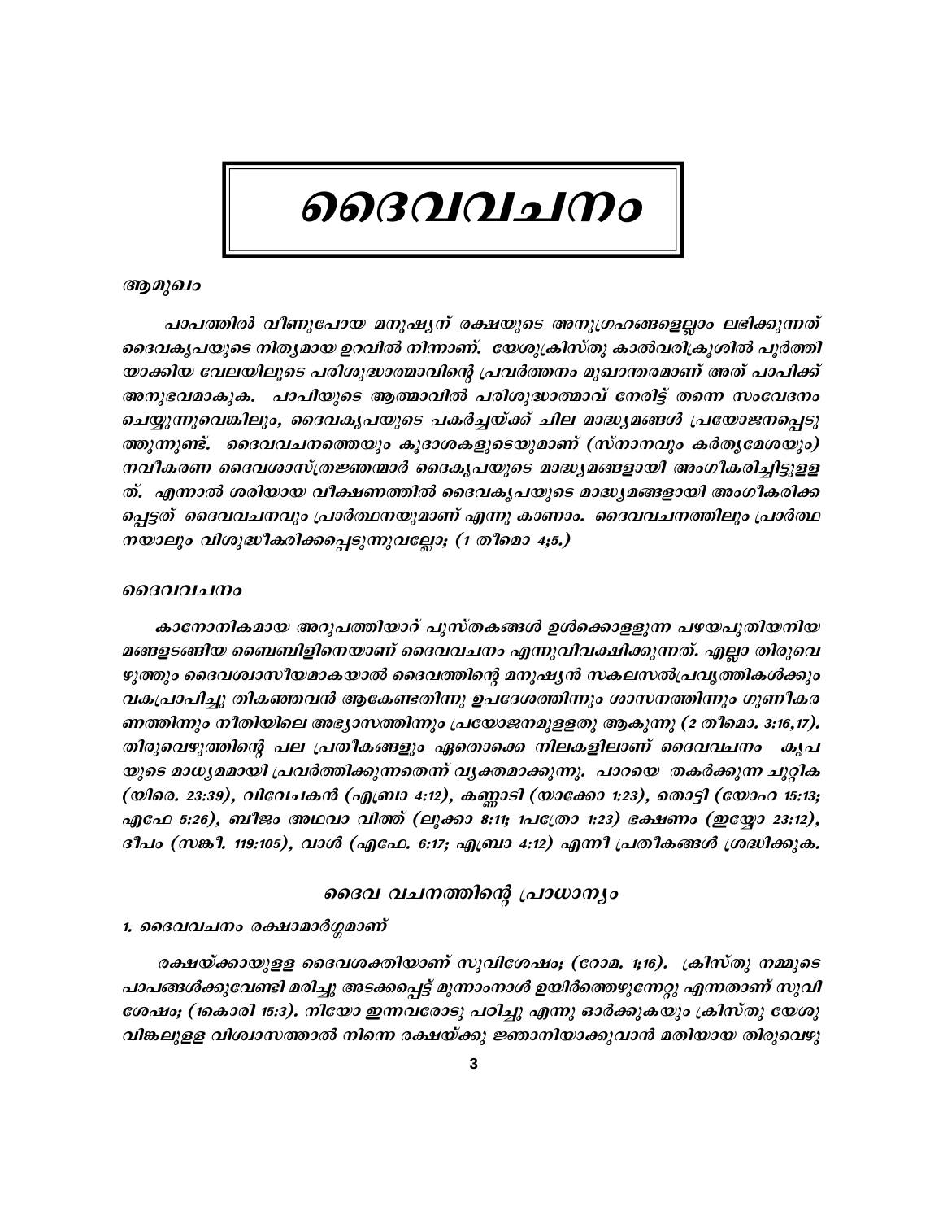# ദൈവവചനം

### ആമുഖം

പാപത്തിൽ വീണുപോയ മനുഷ്യന് രക്ഷയുടെ അനുഗ്രഹങ്ങളെല്ലാം ലഭിക്കുന്നത് ദൈവകൃപയുടെ നിത്യമായ ഉറവിൽ നിന്നാണ്. യേശുക്രിസ്തു കാൽവരിക്രൂശിൽ പൂർത്തിയാക്കിയ വേലയിലൂടെ പരിശുദ്ധാത്മാവിന്റെ പ്രവർത്തനം മുഖാന്തരമാണ് അത് പാപിക്ക് അനുഭവമാകുക. പാപിയുടെ ആത്മാവിൽ പരിശുദ്ധാത്മാവ് നേരിട്ട് തന്നെ സംവേദനം ചെയ്യുന്നുവെങ്കിലും, ദൈവകൃപയുടെ പകർച്ചയ്ക്ക് ചില മാദ്ധ്യമങ്ങൾ പ്രയോജനപ്പെടുത്തുന്നുണ്ട്. ദൈവവചനത്തെയും കൂദാശകളുടെയുമാണ് (സ്നാനവും കർതൃമേശയും) നവീകരണ ദൈവശാസ്ത്രജ്ഞന്മാർ ദൈകൃപയുടെ മാദ്ധ്യമങ്ങളായി അംഗീകരിച്ചിട്ടുള്ളത്. എന്നാൽ ശരിയായ വീക്ഷണത്തിൽ ദൈവകൃപയുടെ മാദ്ധ്യമങ്ങളായി അംഗീകരിക്കപ്പെട്ടത് ദൈവവചനവും പ്രാർത്ഥനയുമാണ് എന്നു കാണാം. ദൈവവചനത്തിലും പ്രാർത്ഥനയാലും വിശുദ്ധീകരിക്കപ്പെടുന്നുവല്ലോ; (1 തിമൊ 4;5.)

### ദൈവവചനം

കാനോനികമായ അറുപത്തിയാറ് പുസ്തകങ്ങൾ ഉൾക്കൊള്ളുന്ന പഴയപുതിയനിയമങ്ങളടങ്ങിയ ബൈബിളിനെയാണ് ദൈവവചനം എന്നുവിവക്ഷിക്കുന്നത്. എല്ലാ തിരുവെഴുത്തും ദൈവശ്വാസീയമാകയാൽ ദൈവത്തിന്റെ മനുഷ്യൻ സകലസൽപ്രവൃത്തികൾക്കും വകപ്രാപിച്ചു തികഞ്ഞവൻ ആകേണ്ടതിന്നു ഉപദേശത്തിന്നും ശാസനത്തിന്നും ഗുണീകരണത്തിന്നും നീതിയിലെ അഭ്യാസത്തിന്നും പ്രയോജനമുള്ളതു ആകുന്നു (2 തിമൊ. 3:16,17). തിരുവെഴുത്തിന്റെ പല പ്രതീകങ്ങളും ഏതൊക്കെ നിലകളിലാണ് ദൈവവചനം കൃപയുടെ മാധ്യമമായി പ്രവർത്തിക്കുന്നതെന്ന് വ്യക്തമാക്കുന്നു. പാറയെ തകർക്കുന്ന ചുറ്റിക (യിരെ. 23:39), വിവേചകൻ (എബ്രാ 4:12), കണ്ണാടി (യാക്കോ 1:23), തൊട്ടി (യോഹ 15:13; എഫേ 5:26), ബീജം അഥവാ വിത്ത് (ലൂക്കാ 8:11; 1പത്രോ 1:23) ഭക്ഷണം (ഇയ്യോ 23:12), ദീപം (സങ്കീ. 119:105), വാൾ (എഫേ. 6:17; എബ്രാ 4:12) എന്നീ പ്രതീകങ്ങൾ ശ്രദ്ധിക്കുക.

## ദൈവ വചനത്തിന്റെ പ്രാധാന്യം

### 1. ദൈവവചനം രക്ഷാമാർഗ്ഗമാണ്

രക്ഷയ്ക്കായുള്ള ദൈവശക്തിയാണ് സുവിശേഷം; (റോമ. 1;16). ക്രിസ്തു നമ്മുടെ പാപങ്ങൾക്കുവേണ്ടി മരിച്ചു അടക്കപ്പെട്ട് മൂന്നാംനാൾ ഉയിർത്തെഴുന്നേറ്റു എന്നതാണ് സുവിശേഷം; (1കൊരി 15:3). നീയോ ഇന്നവരോടു പഠിച്ചു എന്നു ഓർക്കുകയും ക്രിസ്തു യേശുവിങ്കലുള്ള വിശ്വാസത്താൽ നിന്നെ രക്ഷയ്ക്കു ജ്ഞാനിയാക്കുവാൻ മതിയായ തിരുവെഴു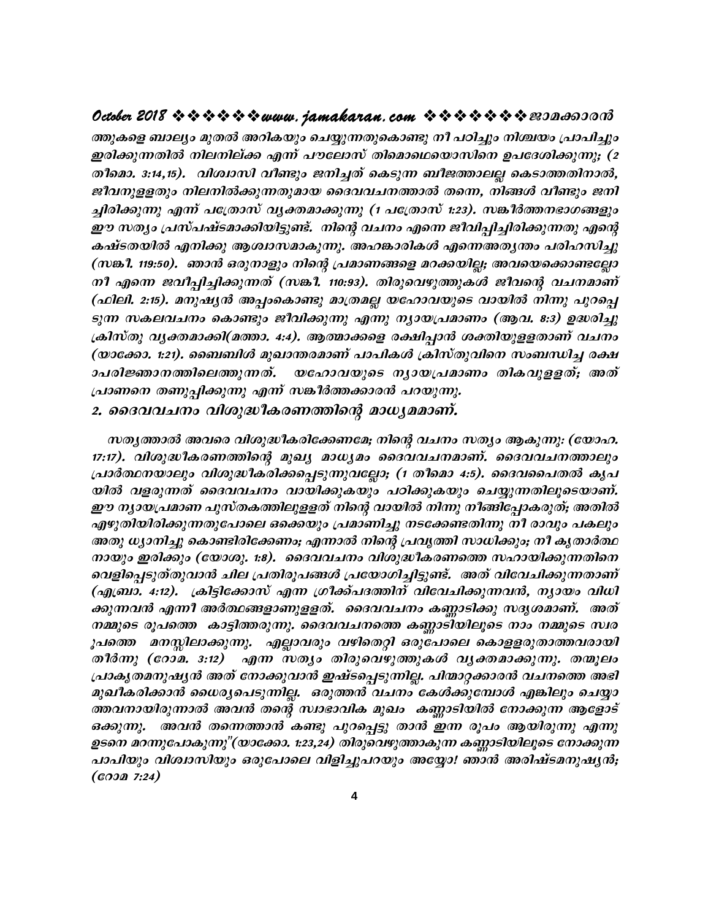ത്തുകളെ ബാല്യം മുതൽ അറികയും ചെയ്യുന്നതുകൊണ്ടു നീ പഠിച്ചും നിശ്ചയം പ്രാപിച്ചും ഇരിക്കുന്നതിൽ നിലനില്ക്ക എന്ന് പൗലോസ് തിമൊഥെയൊസിനെ ഉപദേശിക്കുന്നു; (2 തീമൊ. 3:14,15). വിശ്വാസി വീണ്ടും ജനിച്ചത് കെടുന്ന ബീജത്താലല്ല കെടാത്തതിനാൽ, ജീവനുള്ളതും നിലനിൽക്കുന്നതുമായ ദൈവവചനത്താൽ തന്നെ, നിങ്ങൾ വീണ്ടും ജനിച്ചിരിക്കുന്നു എന്ന് പത്രോസ് വ്യക്തമാക്കുന്നു (1 പത്രോസ് 1:23). സങ്കീർത്തനഭാഗങ്ങളും ഈ സത്യം പ്രസ്പഷ്ടമാക്കിയിട്ടുണ്ട്. നിന്റെ വചനം എന്നെ ജീവിപ്പിച്ചിരിക്കുന്നതു എന്റെ കഷ്ടതയിൽ എനിക്കു ആശ്വാസമാകുന്നു. അഹങ്കാരികൾ എന്നെഅത്യന്തം പരിഹസിച്ചു (സങ്കീ. 119:50). ഞാൻ ഒരുനാളും നിന്റെ പ്രമാണങ്ങളെ മറക്കയില്ല; അവയെക്കൊണ്ടല്ലോ നീ എന്നെ ജവീപ്പിച്ചിക്കുന്നത് (സങ്കീ. 110:93). തിരുവെഴുത്തുകൾ ജീവന്റെ വചനമാണ് (ഫിലി. 2:15). മനുഷ്യൻ അപ്പംകൊണ്ടു മാത്രമല്ല യഹോവയുടെ വായിൽ നിന്നു പുറപ്പെടുന്ന സകലവചനം കൊണ്ടും ജീവിക്കുന്നു എന്നു ന്യായപ്രമാണം (ആവ. 8:3) ഉദ്ധരിച്ചു ക്രിസ്തു വ്യക്തമാക്കി(മത്താ. 4:4). ആത്മാക്കളെ രക്ഷിപ്പാൻ ശക്തിയുള്ളതാണ് വചനം (യാക്കോ. 1:21). ബൈബിൾ മുഖാന്തരമാണ് പാപികൾ ക്രിസ്തുവിനെ സംബന്ധിച്ച രക്ഷ ാപരിജ്ഞാനത്തിലെത്തുന്നത്. യഹോവയുടെ ന്യായപ്രമാണം തികവുള്ളത്; അത് പ്രാണനെ തണുപ്പിക്കുന്നു എന്ന് സങ്കീർത്തക്കാരൻ പറയുന്നു.

## 2. ദൈവവചനം വിശുദ്ധീകരണത്തിന്റെ മാധ്യമമാണ്.

സത്യത്താൽ അവരെ വിശുദ്ധീകരിക്കേണമേ; നിന്റെ വചനം സത്യം ആകുന്നു: (യോഹ. 17:17). വിശുദ്ധീകരണത്തിന്റെ മുഖ്യ മാധ്യമം ദൈവവചനമാണ്. ദൈവവചനത്താലും പ്രാർത്ഥനയാലും വിശുദ്ധീകരിക്കപ്പെടുന്നുവല്ലോ; (1 തീമൊ 4:5). ദൈവപൈതൽ കൃപയിൽ വളരുന്നത് ദൈവവചനം വായിക്കുകയും പഠിക്കുകയും ചെയ്യുന്നതിലൂടെയാണ്. ഈ ന്യായപ്രമാണ പുസ്തകത്തിലുള്ളത് നിന്റെ വായിൽ നിന്നു നീങ്ങിപ്പോകരുത്; അതിൽ എഴുതിയിരിക്കുന്നതുപോലെ ഒക്കെയും പ്രമാണിച്ചു നടക്കേണ്ടതിന്നു നീ രാവും പകലും അതു ധ്യാനിച്ചു കൊണ്ടിരിക്കേണം; എന്നാൽ നിന്റെ പ്രവൃത്തി സാധിക്കും; നീ കൃതാർത്ഥനായും ഇരിക്കും (യോശു. 1:8). ദൈവവചനം വിശുദ്ധീകരണത്തെ സഹായിക്കുന്നതിനെ വെളിപ്പെടുത്തുവാൻ ചില പ്രതിരൂപങ്ങൾ പ്രയോഗിച്ചിട്ടുണ്ട്. അത് വിവേചിക്കുന്നതാണ് (എബ്രാ. 4:12). ക്രിട്ടിക്കോസ് എന്ന ഗ്രീക്ക്പദത്തിന് വിവേചിക്കുന്നവൻ, ന്യായം വിധിക്കുന്നവൻ എന്നീ അർത്ഥങ്ങളാണുള്ളത്. ദൈവവചനം കണ്ണാടിക്കു സദൃശമാണ്. അത് നമ്മുടെ രൂപത്തെ കാട്ടിത്തരുന്നു. ദൈവവചനത്തെ കണ്ണാടിയിലൂടെ നാം നമ്മുടെ സ്വരൂപത്തെ മനസ്സിലാക്കുന്നു. എല്ലാവരും വഴിതെറ്റി ഒരുപോലെ കൊള്ളരുതാത്തവരായി തീർന്നു (റോമ. 3:12) എന്ന സത്യം തിരുവെഴുത്തുകൾ വ്യക്തമാക്കുന്നു. തന്മൂലം പ്രാകൃതമനുഷ്യൻ അത് നോക്കുവാൻ ഇഷ്ടപ്പെടുന്നില്ല. പിന്മാറ്റക്കാരൻ വചനത്തെ അഭിമുഖീകരിക്കാൻ ധൈര്യപെടുന്നില്ല. ഒരുത്തൻ വചനം കേൾക്കുമ്പോൾ എങ്കിലും ചെയ്യാത്തവനായിരുന്നാൽ അവൻ തന്റെ സ്വാഭാവിക മുഖം കണ്ണാടിയിൽ നോക്കുന്ന ആളോട് ഒക്കുന്നു. അവൻ തന്നെത്താൻ കണ്ടു പുറപ്പെട്ടു താൻ ഇന്ന രൂപം ആയിരുന്നു എന്നു ഉടനെ മറന്നുപോകുന്നു"(യാക്കോ. 1:23,24) തിരുവെഴുത്താകുന്ന കണ്ണാടിയിലൂടെ നോക്കുന്ന പാപിയും വിശ്വാസിയും ഒരുപോലെ വിളിച്ചുപറയും അയ്യോ! ഞാൻ അരിഷ്ടമനുഷ്യൻ; (റോമ 7:24)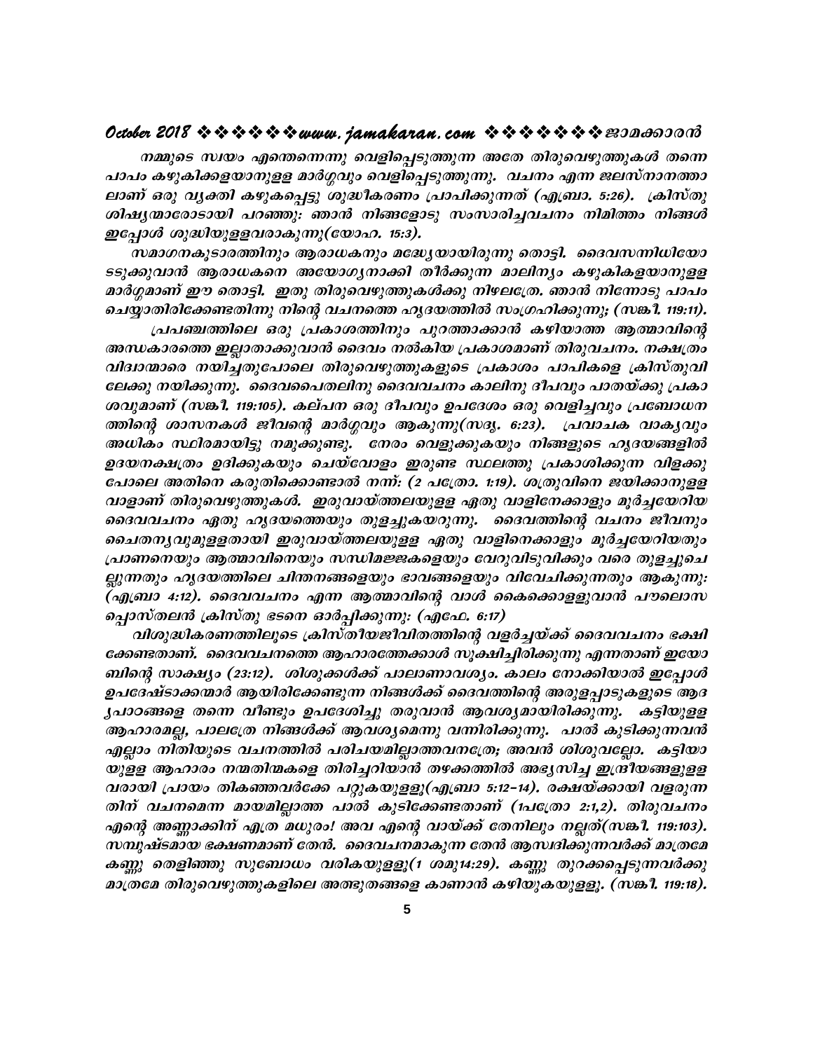നമ്മുടെ സ്വയം എന്തെന്നെന്നു വെളിപ്പെടുത്തുന്ന അതേ തിരുവെഴുത്തുകൾ തന്നെ പാപം കഴുകിക്കളയാനുള്ള മാർഗ്ഗവും വെളിപ്പെടുത്തുന്നു. വചനം എന്ന ജലസ്നാനത്താലാണ് ഒരു വ്യക്തി കഴുകപ്പെട്ടു ശുദ്ധീകരണം പ്രാപിക്കുന്നത് (എബ്രാ. 5:26). ക്രിസ്തു ശിഷ്യന്മാരോടായി പറഞ്ഞു: ഞാൻ നിങ്ങളോടു സംസാരിച്ചവചനം നിമിത്തം നിങ്ങൾ ഇപ്പോൾ ശുദ്ധിയുള്ളവരാകുന്നു(യോഹ. 15:3).

സമാഗനകൂടാരത്തിനും ആരാധകനും മദ്ധ്യേയായിരുന്നു തൊട്ടി. ദൈവസന്നിധിയോടടുക്കുവാൻ ആരാധകനെ അയോഗ്യനാക്കി തീർക്കുന്ന മാലിന്യം കഴുകികളയാനുള്ള മാർഗ്ഗമാണ് ഈ തൊട്ടി. ഇതു തിരുവെഴുത്തുകൾക്കു നിഴലത്രേ. ഞാൻ നിന്നോടു പാപം ചെയ്യാതിരിക്കേണ്ടതിന്നു നിന്റെ വചനത്തെ ഹൃദയത്തിൽ സംഗ്രഹിക്കുന്നു; (സങ്കീ. 119:11).

പ്രപഞ്ചത്തിലെ ഒരു പ്രകാശത്തിനും പുറത്താക്കാൻ കഴിയാത്ത ആത്മാവിന്റെ അന്ധകാരത്തെ ഇല്ലാതാക്കുവാൻ ദൈവം നൽകിയ പ്രകാശമാണ് തിരുവചനം. നക്ഷത്രം വിദ്വാന്മാരെ നയിച്ചതുപോലെ തിരുവെഴുത്തുകളുടെ പ്രകാശം പാപികളെ ക്രിസ്തുവിലേക്കു നയിക്കുന്നു. ദൈവപൈതലിനു ദൈവവചനം കാലിനു ദീപവും പാതയ്ക്കു പ്രകാശവുമാണ് (സങ്കീ. 119:105). കല്പന ഒരു ദീപവും ഉപദേശം ഒരു വെളിച്ചവും പ്രബോധനത്തിന്റെ ശാസനകൾ ജീവന്റെ മാർഗ്ഗവും ആകുന്നു(സദൃ. 6:23). പ്രവാചക വാക്യവും അധികം സ്ഥിരമായിട്ടു നമുക്കുണ്ടു. നേരം വെളുക്കുകയും നിങ്ങളുടെ ഹൃദയങ്ങളിൽ ഉദയനക്ഷത്രം ഉദിക്കുകയും ചെയ്‌വോളം ഇരുണ്ട സ്ഥലത്തു പ്രകാശിക്കുന്ന വിളക്കു പോലെ അതിനെ കരുതിക്കൊണ്ടാൽ നന്ന്: (2 പത്രോ. 1:19). ശത്രുവിനെ ജയിക്കാനുള്ള വാളാണ് തിരുവെഴുത്തുകൾ. ഇരുവായ്ത്തലയുള്ള ഏതു വാളിനേക്കാളും മൂർച്ചയേറിയ ദൈവവചനം ഏതു ഹൃദയത്തെയും തുളച്ചുകയറുന്നു. ദൈവത്തിന്റെ വചനം ജീവനും ചൈതന്യവുമുള്ളതായി ഇരുവായ്ത്തലയുള്ള ഏതു വാളിനെക്കാളും മൂർച്ചയേറിയതും പ്രാണനെയും ആത്മാവിനെയും സന്ധിമജ്ജകളെയും വേറുവിടുവിക്കും വരെ തുളച്ചുചെല്ലുന്നതും ഹൃദയത്തിലെ ചിന്തനങ്ങളെയും ഭാവങ്ങളെയും വിവേചിക്കുന്നതും ആകുന്നു: (എബ്രാ 4:12). ദൈവവചനം എന്ന ആത്മാവിന്റെ വാൾ കൈക്കൊള്ളുവാൻ പൗലൊസ പ്പൊസ്തലൻ ക്രിസ്തു ഭടനെ ഓർപ്പിക്കുന്നു: (എഫേ. 6:17)

വിശുദ്ധികരണത്തിലൂടെ ക്രിസ്തീയജീവിതത്തിന്റെ വളർച്ചയ്ക്ക് ദൈവവചനം ഭക്ഷിക്കേണ്ടതാണ്. ദൈവവചനത്തെ ആഹാരത്തേക്കാൾ സൂക്ഷിച്ചിരിക്കുന്നു എന്നതാണ് ഇയോബിന്റെ സാക്ഷ്യം (23:12). ശിശുക്കൾക്ക് പാലാണാവശ്യം. കാലം നോക്കിയാൽ ഇപ്പോൾ ഉപദേഷ്ടാക്കന്മാർ ആയിരിക്കേണ്ടുന്ന നിങ്ങൾക്ക് ദൈവത്തിന്റെ അരുളപ്പാടുകളുടെ ആദ്യപാഠങ്ങളെ തന്നെ വീണ്ടും ഉപദേശിച്ചു തരുവാൻ ആവശ്യമായിരിക്കുന്നു. കട്ടിയുള്ള ആഹാരമല്ല, പാലത്രേ നിങ്ങൾക്ക് ആവശ്യമെന്നു വന്നിരിക്കുന്നു. പാൽ കുടിക്കുന്നവൻ എല്ലാം നീതിയുടെ വചനത്തിൽ പരിചയമില്ലാത്തവനത്രേ; അവൻ ശിശുവല്ലോ. കട്ടിയായുള്ള ആഹാരം നന്മതിന്മകളെ തിരിച്ചറിയാൻ തഴക്കത്തിൽ അഭ്യസിച്ച ഇന്ദ്രിയങ്ങളുള്ളവരായി പ്രായം തികഞ്ഞവർക്കേ പറ്റുകയുള്ളൂ(എബ്രാ 5:12-14). രക്ഷയ്ക്കായി വളരുന്നതിന് വചനമെന്ന മായമില്ലാത്ത പാൽ കുടിക്കേണ്ടതാണ് (1പത്രോ 2:1,2). തിരുവചനം എന്റെ അണ്ണാക്കിന് എത്ര മധുരം! അവ എന്റെ വായ്ക്ക് തേനിലും നല്ലത്(സങ്കീ. 119:103). സമ്പുഷ്ടമായ ഭക്ഷണമാണ് തേൻ. ദൈവവചനമാകുന്ന തേൻ ആസ്വദിക്കുന്നവർക്ക് മാത്രമേ കണ്ണു തെളിഞ്ഞു സുബോധം വരികയുള്ളൂ(1 ശമു14:29). കണ്ണു തുറക്കപ്പെടുന്നവർക്കു മാത്രമേ തിരുവെഴുത്തുകളിലെ അത്ഭുതങ്ങളെ കാണാൻ കഴിയുകയുള്ളൂ. (സങ്കീ. 119:18).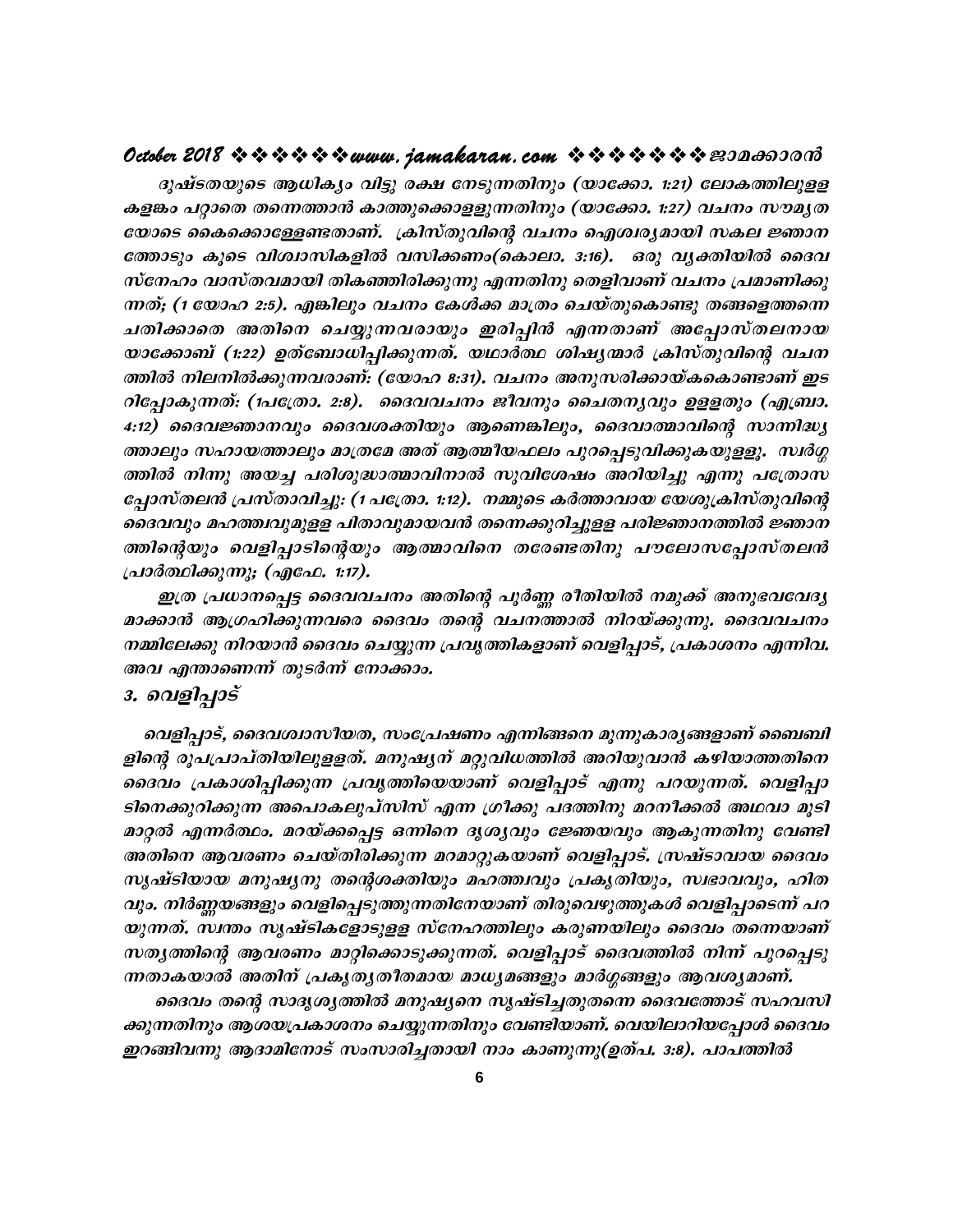ദുഷ്ടതയുടെ ആധിക്യം വിട്ടു രക്ഷ നേടുന്നതിനും (യാക്കോ. 1:21) ലോകത്തിലുള്ള കളങ്കം പറ്റാതെ തന്നെത്താൻ കാത്തുക്കൊള്ളുന്നതിനും (യാക്കോ. 1:27) വചനം സൗമ്യതയോടെ കൈക്കൊള്ളേണ്ടതാണ്. ക്രിസ്തുവിന്റെ വചനം ഐശ്വര്യമായി സകല ജ്ഞാനത്തോടും കൂടെ വിശ്വാസികളിൽ വസിക്കണം(കൊലാ. 3:16). ഒരു വ്യക്തിയിൽ ദൈവസ്നേഹം വാസ്തവമായി തികഞ്ഞിരിക്കുന്നു എന്നതിനു തെളിവാണ് വചനം പ്രമാണിക്കുന്നത്; (1 യോഹ 2:5). എങ്കിലും വചനം കേൾക്ക മാത്രം ചെയ്തുകൊണ്ടു തങ്ങളെത്തന്നെ ചതിക്കാതെ അതിനെ ചെയ്യുന്നവരായും ഇരിപ്പിൻ എന്നതാണ് അപ്പോസ്തലനായ യാക്കോബ് (1:22) ഉത്ബോധിപ്പിക്കുന്നത്. യഥാർത്ഥ ശിഷ്യന്മാർ ക്രിസ്തുവിന്റെ വചനത്തിൽ നിലനിൽക്കുന്നവരാണ്: (യോഹ 8:31). വചനം അനുസരിക്കായ്കകൊണ്ടാണ് ഇടറിപ്പോകുന്നത്: (1പത്രോ. 2:8). ദൈവവചനം ജീവനും ചൈതന്യവും ഉള്ളതും (എബ്രാ. 4:12) ദൈവജ്ഞാനവും ദൈവശക്തിയും ആണെങ്കിലും, ദൈവാത്മാവിന്റെ സാന്നിദ്ധ്യത്താലും സഹായത്താലും മാത്രമേ അത് ആത്മീയഫലം പുറപ്പെടുവിക്കുകയുള്ളൂ. സ്വർഗ്ഗത്തിൽ നിന്നു അയച്ച പരിശുദ്ധാത്മാവിനാൽ സുവിശേഷം അറിയിച്ചു എന്നു പത്രോസപ്പോസ്തലൻ പ്രസ്താവിച്ചു: (1 പത്രോ. 1:12). നമ്മുടെ കർത്താവായ യേശുക്രിസ്തുവിന്റെ ദൈവവും മഹത്ത്വവുമുള്ള പിതാവുമായവൻ തന്നെക്കുറിച്ചുള്ള പരിജ്ഞാനത്തിൽ ജ്ഞാനത്തിന്റെയും വെളിപ്പാടിന്റെയും ആത്മാവിനെ തരേണ്ടതിനു പൗലോസപ്പോസ്തലൻ പ്രാർത്ഥിക്കുന്നു; (എഫേ. 1:17).

ഇത്ര പ്രധാനപ്പെട്ട ദൈവവചനം അതിന്റെ പൂർണ്ണ രീതിയിൽ നമുക്ക് അനുഭവവേദ്യമാക്കാൻ ആഗ്രഹിക്കുന്നവരെ ദൈവം തന്റെ വചനത്താൽ നിറയ്ക്കുന്നു. ദൈവവചനം നമ്മിലേക്കു നിറയാൻ ദൈവം ചെയ്യുന്ന പ്രവൃത്തികളാണ് വെളിപ്പാട്, പ്രകാശനം എന്നിവ. അവ എന്താണെന്ന് തുടർന്ന് നോക്കാം.

### 3. വെളിപ്പാട്

വെളിപ്പാട്, ദൈവശ്വാസീയത, സംപ്രേഷണം എന്നിങ്ങനെ മൂന്നുകാര്യങ്ങളാണ് ബൈബിളിന്റെ രൂപപ്രാപ്തിയിലുള്ളത്. മനുഷ്യന് മറ്റുവിധത്തിൽ അറിയുവാൻ കഴിയാത്തതിനെ ദൈവം പ്രകാശിപ്പിക്കുന്ന പ്രവൃത്തിയെയാണ് വെളിപ്പാട് എന്നു പറയുന്നത്. വെളിപ്പാടിനെക്കുറിക്കുന്ന അപൊകലുപ്സിസ് എന്ന ഗ്രീക്കു പദത്തിനു മറനീക്കൽ അഥവാ മൂടി മാറ്റൽ എന്നർത്ഥം. മറയ്ക്കപ്പെട്ട ഒന്നിനെ ദൃശ്യവും ജ്ഞേയവും ആകുന്നതിനു വേണ്ടി അതിനെ ആവരണം ചെയ്തിരിക്കുന്ന മറമാറ്റുകയാണ് വെളിപ്പാട്. സ്രഷ്ടാവായ ദൈവം സൃഷ്ടിയായ മനുഷ്യനു തന്റെശക്തിയും മഹത്ത്വവും പ്രകൃതിയും, സ്വഭാവവും, ഹിതവും. നിർണ്ണയങ്ങളും വെളിപ്പെടുത്തുന്നതിനേയാണ് തിരുവെഴുത്തുകൾ വെളിപ്പാടെന്ന് പറയുന്നത്. സ്വന്തം സൃഷ്ടികളോടുള്ള സ്നേഹത്തിലും കരുണയിലും ദൈവം തന്നെയാണ് സത്യത്തിന്റെ ആവരണം മാറ്റിക്കൊടുക്കുന്നത്. വെളിപ്പാട് ദൈവത്തിൽ നിന്ന് പുറപ്പെടുന്നതാകയാൽ അതിന് പ്രകൃത്യതീതമായ മാധ്യമങ്ങളും മാർഗ്ഗങ്ങളും ആവശ്യമാണ്.

ദൈവം തന്റെ സാദൃശ്യത്തിൽ മനുഷ്യനെ സൃഷ്ടിച്ചതുതന്നെ ദൈവത്തോട് സഹവസിക്കുന്നതിനും ആശയപ്രകാശനം ചെയ്യുന്നതിനും വേണ്ടിയാണ്. വെയിലാറിയപ്പോൾ ദൈവം ഇറങ്ങിവന്നു ആദാമിനോട് സംസാരിച്ചതായി നാം കാണുന്നു(ഉത്പ. 3:8). പാപത്തിൽ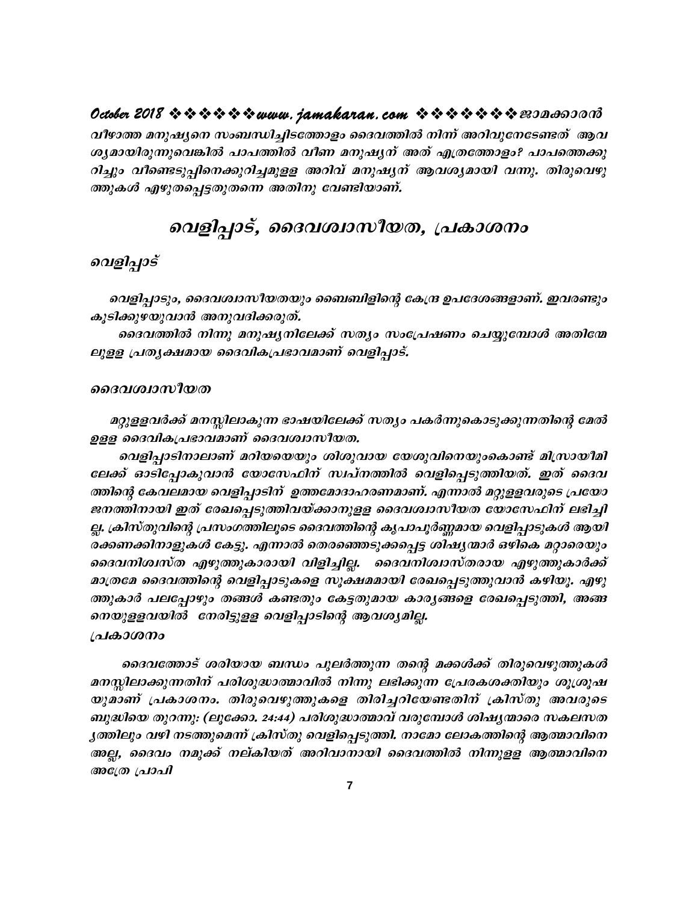*വീഴാത്ത മനുഷ്യനെ സംബന്ധിച്ചിടത്തോളം ദൈവത്തിൽ നിന്ന് അറിവുനേടേണ്ടത് ആവശ്യമായിരുന്നുവെങ്കിൽ പാപത്തിൽ വീണ മനുഷ്യന് അത് എത്രത്തോളം? പാപത്തെക്കുറിച്ചും വീണ്ടെടുപ്പിനെക്കുറിച്ചമുള്ള അറിവ് മനുഷ്യന് ആവശ്യമായി വന്നു. തിരുവെഴുത്തുകൾ എഴുതപ്പെട്ടതുതന്നെ അതിനു വേണ്ടിയാണ്.*

## *വെളിപ്പാട്, ദൈവശ്വാസീയത, പ്രകാശനം*

### *വെളിപ്പാട്*

*വെളിപ്പാടും, ദൈവശ്വാസീയതയും ബൈബിളിന്റെ കേന്ദ്ര ഉപദേശങ്ങളാണ്. ഇവരണ്ടും കൂടിക്കുഴയുവാൻ അനുവദിക്കരുത്.*

*ദൈവത്തിൽ നിന്നു മനുഷ്യനിലേക്ക് സത്യം സംപ്രേഷണം ചെയ്യുമ്പോൾ അതിന്മേലുള്ള പ്രത്യക്ഷമായ ദൈവികപ്രഭാവമാണ് വെളിപ്പാട്.*

### *ദൈവശ്വാസീയത*

*മറ്റുള്ളവർക്ക് മനസ്സിലാകുന്ന ഭാഷയിലേക്ക് സത്യം പകർന്നുകൊടുക്കുന്നതിന്റെ മേൽ ഉള്ള ദൈവികപ്രഭാവമാണ് ദൈവശ്വാസീയത.*

*വെളിപ്പാടിനാലാണ് മറിയയെയും ശിശുവായ യേശുവിനെയുംകൊണ്ട് മിസ്രായീമിലേക്ക് ഓടിപ്പോകുവാൻ യോസേഫിന് സ്വപ്നത്തിൽ വെളിപ്പെടുത്തിയത്. ഇത് ദൈവത്തിന്റെ കേവലമായ വെളിപ്പാടിന് ഉത്തമോദാഹരണമാണ്. എന്നാൽ മറ്റുള്ളവരുടെ പ്രയോജനത്തിനായി ഇത് രേഖപ്പെടുത്തിവയ്ക്കാനുള്ള ദൈവശ്വാസീയത യോസേഫിന് ലഭിച്ചില്ല. ക്രിസ്തുവിന്റെ പ്രസംഗത്തിലൂടെ ദൈവത്തിന്റെ കൃപാപൂർണ്ണമായ വെളിപ്പാടുകൾ ആയിരക്കണക്കിനാളുകൾ കേട്ടു. എന്നാൽ തെരഞ്ഞെടുക്കപ്പെട്ട ശിഷ്യന്മാർ ഒഴികെ മറ്റാരെയും ദൈവനിശ്വസ്ത എഴുത്തുകാരായി വിളിച്ചില്ല. ദൈവനിശ്വാസ്തരായ എഴുത്തുകാർക്ക് മാത്രമേ ദൈവത്തിന്റെ വെളിപ്പാടുകളെ സൂക്ഷമമായി രേഖപ്പെടുത്തുവാൻ കഴിയൂ. എഴുത്തുകാർ പലപ്പോഴും തങ്ങൾ കണ്ടതും കേട്ടതുമായ കാര്യങ്ങളെ രേഖപ്പെടുത്തി, അങ്ങനെയുള്ളവയിൽ നേരിട്ടുള്ള വെളിപ്പാടിന്റെ ആവശ്യമില്ല.*

### *പ്രകാശനം*

*ദൈവത്തോട് ശരിയായ ബന്ധം പുലർത്തുന്ന തന്റെ മക്കൾക്ക് തിരുവെഴുത്തുകൾ മനസ്സിലാക്കുന്നതിന് പരിശുദ്ധാത്മാവിൽ നിന്നു ലഭിക്കുന്ന പ്രേരകശക്തിയും ശുശ്രൂഷയുമാണ് പ്രകാശനം. തിരുവെഴുത്തുകളെ തിരിച്ചറിയേണ്ടതിന് ക്രിസ്തു അവരുടെ ബുദ്ധിയെ തുറന്നു: (ലൂക്കോ. 24:44) പരിശുദ്ധാത്മാവ് വരുമ്പോൾ ശിഷ്യന്മാരെ സകലസത്യത്തിലും വഴി നടത്തുമെന്ന് ക്രിസ്തു വെളിപ്പെടുത്തി. നാമോ ലോകത്തിന്റെ ആത്മാവിനെ അല്ല, ദൈവം നമുക്ക് നല്കിയത് അറിവാനായി ദൈവത്തിൽ നിന്നുള്ള ആത്മാവിനെ അത്രേ പ്രാപി*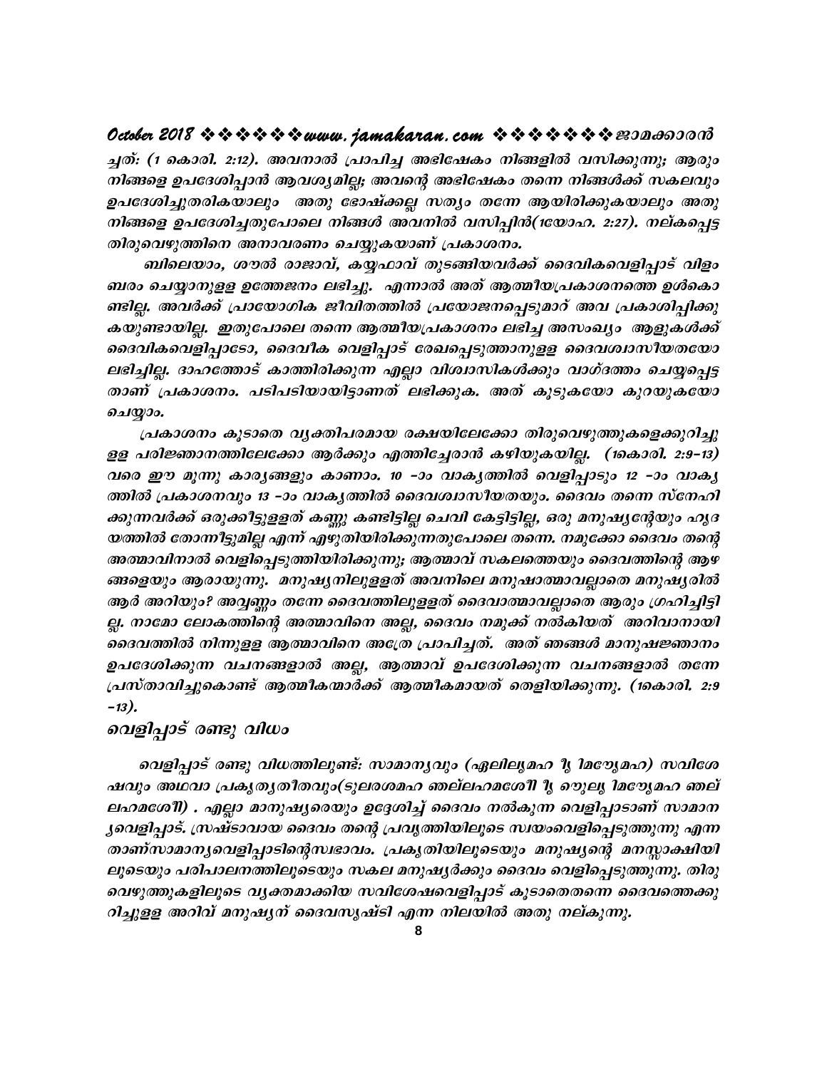ച്ചത്: (1 കൊരി. 2:12). അവനാൽ പ്രാപിച്ച അഭിഷേകം നിങ്ങളിൽ വസിക്കുന്നു; ആരും നിങ്ങളെ ഉപദേശിപ്പാൻ ആവശ്യമില്ല; അവന്റെ അഭിഷേകം തന്നെ നിങ്ങൾക്ക് സകലവും ഉപദേശിച്ചുതരികയാലും അതു ഭോഷ്ക്കല്ല സത്യം തന്നേ ആയിരിക്കുകയാലും അതു നിങ്ങളെ ഉപദേശിച്ചതുപോലെ നിങ്ങൾ അവനിൽ വസിപ്പിൻ(1യോഹ. 2:27). നല്കപ്പെട്ട തിരുവെഴുത്തിനെ അനാവരണം ചെയ്യുകയാണ് പ്രകാശനം.

ബിലെയാം, ശൗൽ രാജാവ്, കയ്യഫാവ് തുടങ്ങിയവർക്ക് ദൈവികവെളിപ്പാട് വിളംബരം ചെയ്യാനുള്ള ഉത്തേജനം ലഭിച്ചു. എന്നാൽ അത് ആത്മീയപ്രകാശനത്തെ ഉൾകൊണ്ടില്ല. അവർക്ക് പ്രായോഗിക ജീവിതത്തിൽ പ്രയോജനപ്പെടുമാറ് അവ പ്രകാശിപ്പിക്കുകയുണ്ടായില്ല. ഇതുപോലെ തന്നെ ആത്മീയപ്രകാശനം ലഭിച്ച അസംഖ്യം ആളുകൾക്ക് ദൈവികവെളിപ്പാടോ, ദൈവീക വെളിപ്പാട് രേഖപ്പെടുത്താനുള്ള ദൈവശ്വാസീയതയോ ലഭിച്ചില്ല. ദാഹത്തോട് കാത്തിരിക്കുന്ന എല്ലാ വിശ്വാസികൾക്കും വാഗ്ദത്തം ചെയ്യപ്പെട്ടതാണ് പ്രകാശനം. പടിപടിയായിട്ടാണത് ലഭിക്കുക. അത് കൂടുകയോ കുറയുകയോ ചെയ്യാം.

പ്രകാശനം കൂടാതെ വ്യക്തിപരമായ രക്ഷയിലേക്കോ തിരുവെഴുത്തുകളെക്കുറിച്ചുള്ള പരിജ്ഞാനത്തിലേക്കോ ആർക്കും എത്തിച്ചേരാൻ കഴിയുകയില്ല. (1കൊരി. 2:9-13) വരെ ഈ മൂന്നു കാര്യങ്ങളും കാണാം. 10 -ാം വാക്യത്തിൽ വെളിപ്പാടും 12 -ാം വാക്യത്തിൽ പ്രകാശനവും 13 -ാം വാക്യത്തിൽ ദൈവശ്വാസീയതയും. ദൈവം തന്നെ സ്നേഹിക്കുന്നവർക്ക് ഒരുക്കീട്ടുള്ളത് കണ്ണു കണ്ടിട്ടില്ല ചെവി കേട്ടിട്ടില്ല, ഒരു മനുഷ്യന്റേയും ഹൃദയത്തിൽ തോന്നീട്ടുമില്ല എന്ന് എഴുതിയിരിക്കുന്നതുപോലെ തന്നെ. നമുക്കോ ദൈവം തന്റെ ആത്മാവിനാൽ വെളിപ്പെടുത്തിയിരിക്കുന്നു; ആത്മാവ് സകലത്തെയും ദൈവത്തിന്റെ ആഴങ്ങളെയും ആരായുന്നു. മനുഷ്യനിലുള്ളത് അവനിലെ മനുഷാത്മാവല്ലാതെ മനുഷ്യരിൽ ആർ അറിയും? അവ്വണ്ണം തന്നേ ദൈവത്തിലുള്ളത് ദൈവാത്മാവല്ലാതെ ആരും ഗ്രഹിച്ചിട്ടില്ല. നാമോ ലോകത്തിന്റെ ആത്മാവിനെ അല്ല, ദൈവം നമുക്ക് നൽകിയത് അറിവാനായി ദൈവത്തിൽ നിന്നുള്ള ആത്മാവിനെ അത്രേ പ്രാപിച്ചത്. അത് ഞങ്ങൾ മാനുഷജ്ഞാനം ഉപദേശിക്കുന്ന വചനങ്ങളാൽ അല്ല, ആത്മാവ് ഉപദേശിക്കുന്ന വചനങ്ങളാൽ തന്നേ പ്രസ്താവിച്ചുകൊണ്ട് ആത്മീകന്മാർക്ക് ആത്മീകമായത് തെളിയിക്കുന്നു. (1കൊരി. 2:9 -13).

## വെളിപ്പാട് രണ്ടു വിധം

വെളിപ്പാട് രണ്ടു വിധത്തിലുണ്ട്: സാമാന്യവും (ഏലിലൃമഹ ൃല ദലഹമശേീി) സവിശേഷവും അഥവാ പ്രകൃത്യതീതവും(ടുലരശമഹ ൃലദലഹമശേീി ീ ൗുലൃ ിമൗൃമഹ ൃലദലഹമശേീി) . എല്ലാ മാനുഷ്യരെയും ഉദ്ദേശിച്ച് ദൈവം നൽകുന്ന വെളിപ്പാടാണ് സാമാന്യവെളിപ്പാട്. സ്രഷ്ടാവായ ദൈവം തന്റെ പ്രവൃത്തിയിലൂടെ സ്വയംവെളിപ്പെടുത്തുന്നു എന്നതാണ്സാമാന്യവെളിപ്പാടിന്റെസ്വഭാവം. പ്രകൃതിയിലൂടെയും മനുഷ്യന്റെ മനസ്സാക്ഷിയിലൂടെയും പരിപാലനത്തിലൂടെയും സകല മനുഷ്യർക്കും ദൈവം വെളിപ്പെടുത്തുന്നു. തിരുവെഴുത്തുകളിലൂടെ വ്യക്തമാക്കിയ സവിശേഷവെളിപ്പാട് കൂടാതെതന്നെ ദൈവത്തെക്കുറിച്ചുള്ള അറിവ് മനുഷ്യന് ദൈവസൃഷ്ടി എന്ന നിലയിൽ അതു നല്കുന്നു.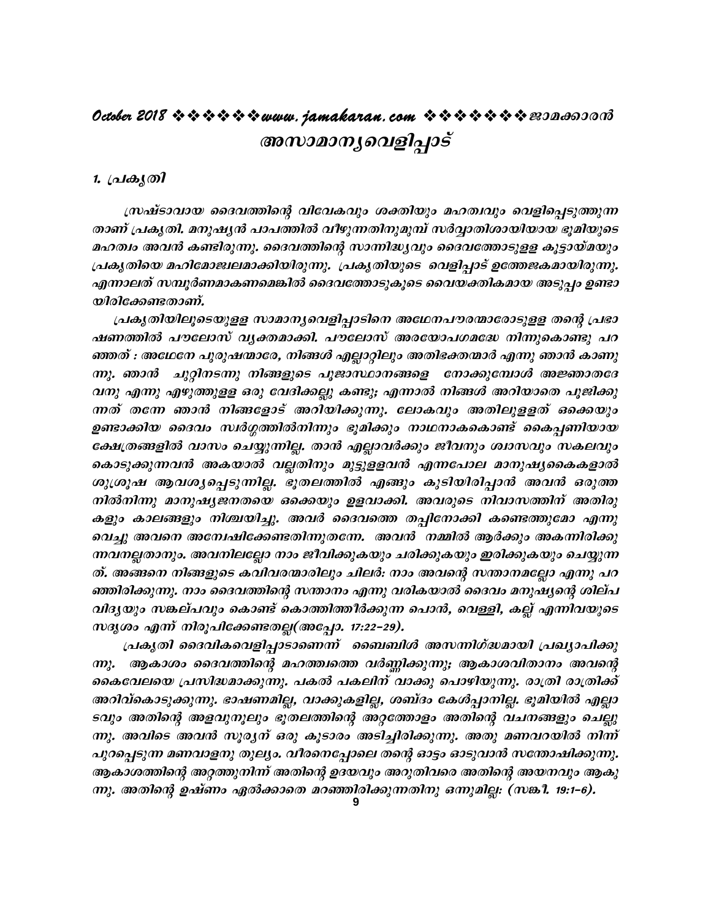# അസാമാന്യവെളിപ്പാട്

## 1. പ്രകൃതി

സ്രഷ്ടാവായ ദൈവത്തിന്റെ വിവേകവും ശക്തിയും മഹത്വവും വെളിപ്പെടുത്തുന്നതാണ് പ്രകൃതി. മനുഷ്യൻ പാപത്തിൽ വീഴുന്നതിനുമുമ്പ് സർവ്വാതിശായിയായ ഭൂമിയുടെ മഹത്വം അവൻ കണ്ടിരുന്നു. ദൈവത്തിന്റെ സാന്നിദ്ധ്യവും ദൈവത്തോടുള്ള കൂട്ടായ്മയും പ്രകൃതിയെ മഹിമോജ്വലമാക്കിയിരുന്നു. പ്രകൃതിയുടെ വെളിപ്പാട് ഉത്തേജകമായിരുന്നു. എന്നാലത് സമ്പൂർണമാകണമെങ്കിൽ ദൈവത്തോടുകൂടെ വൈയക്തികമായ അടുപ്പം ഉണ്ടായിരിക്കേണ്ടതാണ്.

പ്രകൃതിയിലൂടെയുള്ള സാമാന്യവെളിപ്പാടിനെ അഥേനപൗരന്മാരോടുള്ള തന്റെ പ്രഭാഷണത്തിൽ പൗലോസ് വ്യക്തമാക്കി. പൗലോസ് അരയോപഗമദ്ധേ നിന്നുകൊണ്ടു പറഞ്ഞത് : അഥേനേ പുരുഷന്മാരേ, നിങ്ങൾ എല്ലാറ്റിലും അതിഭക്തന്മാർ എന്നു ഞാൻ കാണുന്നു. ഞാൻ ചുറ്റിനടന്നു നിങ്ങളുടെ പൂജാസ്ഥാനങ്ങളെ നോക്കുമ്പോൾ അജ്ഞാതദേവനു എന്നു എഴുത്തുള്ള ഒരു വേദിക്കല്ലു കണ്ടു; എന്നാൽ നിങ്ങൾ അറിയാതെ പൂജിക്കുന്നത് തന്നേ ഞാൻ നിങ്ങളോട് അറിയിക്കുന്നു. ലോകവും അതിലുള്ളത് ഒക്കെയും ഉണ്ടാക്കിയ ദൈവം സ്വർഗ്ഗത്തിൽനിന്നും ഭൂമിക്കും നാഥനാകകൊണ്ട് കൈപ്പണിയായ ക്ഷേത്രങ്ങളിൽ വാസം ചെയ്യുന്നില്ല. താൻ എല്ലാവർക്കും ജീവനും ശ്വാസവും സകലവും കൊടുക്കുന്നവൻ അകയാൽ വല്ലതിനും മുട്ടുള്ളവൻ എന്നപോല മാനുഷ്യകൈകളാൽ ശുശ്രൂഷ ആവശ്യപ്പെടുന്നില്ല. ഭൂതലത്തിൽ എങ്ങും കുടിയിരിപ്പാൻ അവൻ ഒരുത്തനിൽനിന്നു മാനുഷ്യജനതയെ ഒക്കെയും ഉളവാക്കി. അവരുടെ നിവാസത്തിന് അതിരുകളും കാലങ്ങളും നിശ്ചയിച്ചു. അവർ ദൈവത്തെ തപ്പിനോക്കി കണ്ടെത്തുമോ എന്നു വെച്ചു അവനെ അന്വേഷിക്കേണ്ടതിന്നുതന്നേ. അവൻ നമ്മിൽ ആർക്കും അകന്നിരിക്കുന്നവനല്ലതാനും. അവനിലല്ലോ നാം ജീവിക്കുകയും ചരിക്കുകയും ഇരിക്കുകയും ചെയ്യുന്നത്. അങ്ങനെ നിങ്ങളുടെ കവിവരന്മാരിലും ചിലർ: നാം അവന്റെ സന്താനമല്ലോ എന്നു പറഞ്ഞിരിക്കുന്നു. നാം ദൈവത്തിന്റെ സന്താനം എന്നു വരികയാൽ ദൈവം മനുഷ്യന്റെ ശില്പവിദ്യയും സങ്കല്പവും കൊണ്ട് കൊത്തിത്തീർക്കുന്ന പൊൻ, വെള്ളി, കല്ല് എന്നിവയുടെ സദൃശം എന്ന് നിരൂപിക്കേണ്ടതല്ല(അപ്പോ. 17:22-29).

പ്രകൃതി ദൈവികവെളിപ്പാടാണെന്ന് ബൈബിൾ അസന്നിഗ്ദ്ധമായി പ്രഖ്യാപിക്കുന്നു. ആകാശം ദൈവത്തിന്റെ മഹത്വത്തെ വർണ്ണിക്കുന്നു; ആകാശവിതാനം അവന്റെ കൈവേലയെ പ്രസിദ്ധമാക്കുന്നു. പകൽ പകലിന് വാക്കു പൊഴിയുന്നു. രാത്രി രാത്രിക്ക് അറിവ്കൊടുക്കുന്നു. ഭാഷണമില്ല, വാക്കുകളില്ല, ശബ്ദം കേൾപ്പാനില്ല. ഭൂമിയിൽ എല്ലാടവും അതിന്റെ അളവുനൂലും ഭൂതലത്തിന്റെ അറ്റത്തോളം അതിന്റെ വചനങ്ങളും ചെല്ലുന്നു. അവിടെ അവൻ സൂര്യന് ഒരു കൂടാരം അടിച്ചിരിക്കുന്നു. അതു മണവറയിൽ നിന്ന് പുറപ്പെടുന്ന മണവാളനു തുല്യം. വീരനെപ്പോലെ തന്റെ ഓട്ടം ഓടുവാൻ സന്തോഷിക്കുന്നു. ആകാശത്തിന്റെ അറ്റത്തുനിന്ന് അതിന്റെ ഉദയവും അറുതിവരെ അതിന്റെ അയനവും ആകുന്നു. അതിന്റെ ഉഷ്ണം ഏൽക്കാതെ മറഞ്ഞിരിക്കുന്നതിനു ഒന്നുമില്ല: (സങ്കീ. 19:1-6).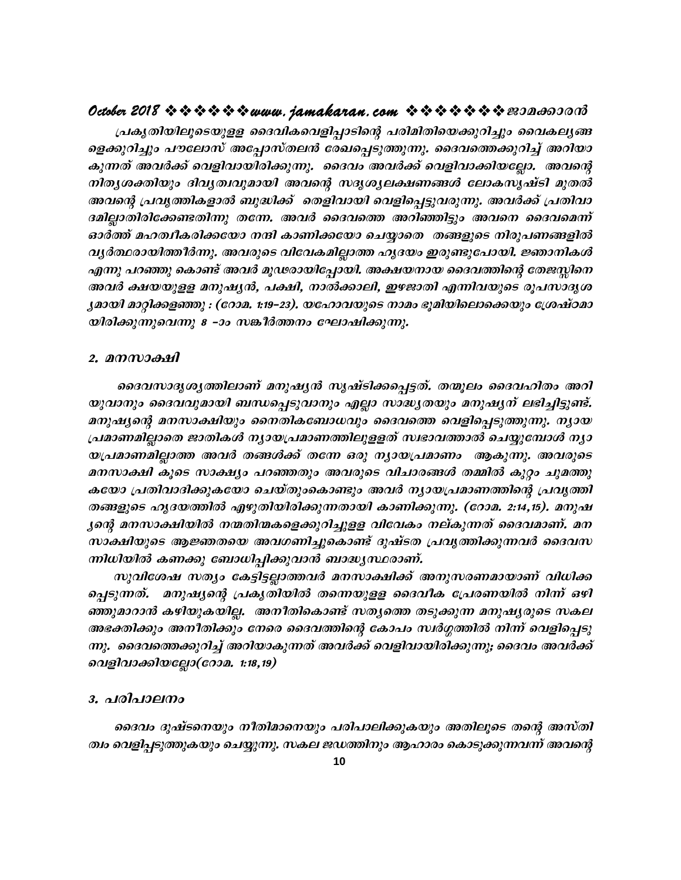പ്രകൃതിയിലൂടെയുള്ള ദൈവികവെളിപ്പാടിന്റെ പരിമിതിയെക്കുറിച്ചും വൈകല്യങ്ങളെക്കുറിച്ചും പൗലോസ് അപ്പോസ്തലൻ രേഖപ്പെടുത്തുന്നു. ദൈവത്തെക്കുറിച്ച് അറിയാകുന്നത് അവർക്ക് വെളിവായിരിക്കുന്നു. ദൈവം അവർക്ക് വെളിവാക്കിയല്ലോ. അവന്റെ നിത്യശക്തിയും ദിവ്യത്വവുമായി അവന്റെ സദൃശ്യലക്ഷണങ്ങൾ ലോകസൃഷ്ടി മുതൽ അവന്റെ പ്രവൃത്തികളാൽ ബുദ്ധിക്ക് തെളിവായി വെളിപ്പെട്ടുവരുന്നു. അവർക്ക് പ്രതിവാദമില്ലാതിരിക്കേണ്ടതിന്നു തന്നേ. അവർ ദൈവത്തെ അറിഞ്ഞിട്ടും അവനെ ദൈവമെന്ന് ഓർത്ത് മഹത്വീകരിക്കയോ നന്ദി കാണിക്കയോ ചെയ്യാതെ തങ്ങളുടെ നിരൂപണങ്ങളിൽ വ്യർത്ഥരായിത്തീർന്നു. അവരുടെ വിവേകമില്ലാത്ത ഹൃദയം ഇരുണ്ടുപോയി. ജ്ഞാനികൾ എന്നു പറഞ്ഞു കൊണ്ട് അവർ മൂഢരായിപ്പോയി. അക്ഷയനായ ദൈവത്തിന്റെ തേജസ്സിനെ അവർ ക്ഷയയുള്ള മനുഷ്യൻ, പക്ഷി, നാൽക്കാലി, ഇഴജാതി എന്നിവയുടെ രൂപസാദൃശ്യമായി മാറ്റിക്കളഞ്ഞു : (റോമ. 1:19-23). യഹോവയുടെ നാമം ഭൂമിയിലൊക്കെയും ശ്രേഷ്ഠമായിരിക്കുന്നുവെന്നു 8 -ാം സങ്കീർത്തനം ഘോഷിക്കുന്നു.

## 2. മനസാക്ഷി

ദൈവസാദൃശ്യത്തിലാണ് മനുഷ്യൻ സൃഷ്ടിക്കപ്പെട്ടത്. തന്മൂലം ദൈവഹിതം അറിയുവാനും ദൈവവുമായി ബന്ധപ്പെടുവാനും എല്ലാ സാദ്ധ്യതയും മനുഷ്യന് ലഭിച്ചിട്ടുണ്ട്. മനുഷ്യന്റെ മനസാക്ഷിയും നൈതികബോധവും ദൈവത്തെ വെളിപ്പെടുത്തുന്നു. ന്യായപ്രമാണമില്ലാതെ ജാതികൾ ന്യായപ്രമാണത്തിലുള്ളത് സ്വഭാവത്താൽ ചെയ്യുമ്പോൾ ന്യായപ്രമാണമില്ലാത്ത അവർ തങ്ങൾക്ക് തന്നേ ഒരു ന്യായപ്രമാണം ആകുന്നു. അവരുടെ മനസാക്ഷി കൂടെ സാക്ഷ്യം പറഞ്ഞതും അവരുടെ വിചാരങ്ങൾ തമ്മിൽ കുറ്റം ചുമത്തുകയോ പ്രതിവാദിക്കുകയോ ചെയ്തുംകൊണ്ടും അവർ ന്യായപ്രമാണത്തിന്റെ പ്രവൃത്തി തങ്ങളുടെ ഹൃദയത്തിൽ എഴുതിയിരിക്കുന്നതായി കാണിക്കുന്നു. (റോമ. 2:14,15). മനുഷ്യന്റെ മനസാക്ഷിയിൽ നന്മതിന്മകളെക്കുറിച്ചുള്ള വിവേകം നല്കുന്നത് ദൈവമാണ്. മനസാക്ഷിയുടെ ആജ്ഞതയെ അവഗണിച്ചുകൊണ്ട് ദുഷ്ടത പ്രവൃത്തിക്കുന്നവർ ദൈവസന്നിധിയിൽ കണക്കു ബോധിപ്പിക്കുവാൻ ബാദ്ധ്യസ്ഥരാണ്.

സുവിശേഷ സത്യം കേട്ടിട്ടില്ലാത്തവർ മനസാക്ഷിക്ക് അനുസരണമായാണ് വിധിക്കപ്പെടുന്നത്. മനുഷ്യന്റെ പ്രകൃതിയിൽ തന്നെയുള്ള ദൈവീക പ്രേരണയിൽ നിന്ന് ഒഴിഞ്ഞുമാറാൻ കഴിയുകയില്ല. അനീതികൊണ്ട് സത്യത്തെ തടുക്കുന്ന മനുഷ്യരുടെ സകല അഭക്തിക്കും അനീതിക്കും നേരെ ദൈവത്തിന്റെ കോപം സ്വർഗ്ഗത്തിൽ നിന്ന് വെളിപ്പെടുന്നു. ദൈവത്തെക്കുറിച്ച് അറിയാകുന്നത് അവർക്ക് വെളിവായിരിക്കുന്നു; ദൈവം അവർക്ക് വെളിവാക്കിയല്ലോ(റോമ. 1:18,19)

## 3. പരിപാലനം

ദൈവം ദുഷ്ടനെയും നീതിമാനെയും പരിപാലിക്കുകയും അതിലൂടെ തന്റെ അസ്തിത്വം വെളിപ്പെടുത്തുകയും ചെയ്യുന്നു. സകല ജഡത്തിനും ആഹാരം കൊടുക്കുന്നവന് അവന്റെ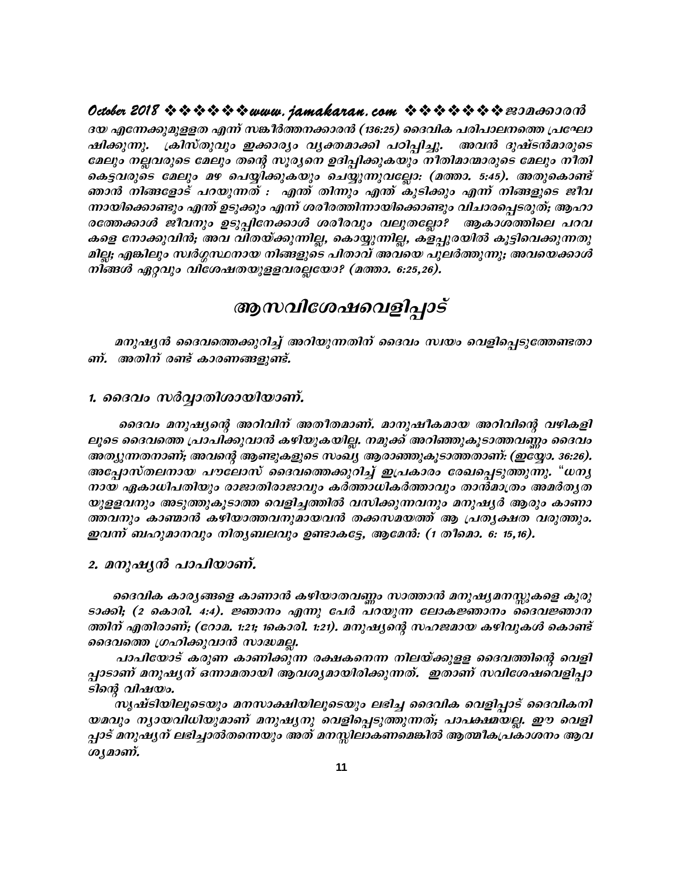*ദയ എന്നേക്കുമുള്ളത എന്ന് സങ്കീർത്തനക്കാരൻ (136:25) ദൈവിക പരിപാലനത്തെ പ്രഘോഷിക്കുന്നു. ക്രിസ്തുവും ഇക്കാര്യം വ്യക്തമാക്കി പഠിപ്പിച്ചു. അവൻ ദുഷ്ടൻമാരുടെ മേലും നല്ലവരുടെ മേലും തന്റെ സൂര്യനെ ഉദിപ്പിക്കുകയും നീതിമാന്മാരുടെ മേലും നീതികെട്ടവരുടെ മേലും മഴ പെയ്യിക്കുകയും ചെയ്യുന്നുവല്ലോ: (മത്താ. 5:45). അതുകൊണ്ട് ഞാൻ നിങ്ങളോട് പറയുന്നത് : എന്ത് തിന്നും എന്ത് കുടിക്കും എന്ന് നിങ്ങളുടെ ജീവന്നായിക്കൊണ്ടും എന്ത് ഉടുക്കും എന്ന് ശരീരത്തിന്നായിക്കൊണ്ടും വിചാരപ്പെടരുത്; ആഹാരത്തേക്കാൾ ജീവനും ഉടുപ്പിനേക്കാൾ ശരീരവും വലുതല്ലോ? ആകാശത്തിലെ പറവകളെ നോക്കുവിൻ; അവ വിതയ്ക്കുന്നില്ല, കൊയ്യുന്നില്ല, കളപ്പുരയിൽ കൂട്ടിവെക്കുന്നതുമില്ല; എങ്കിലും സ്വർഗ്ഗസ്ഥനായ നിങ്ങളുടെ പിതാവ് അവയെ പുലർത്തുന്നു; അവയെക്കാൾ നിങ്ങൾ ഏറ്റവും വിശേഷതയുള്ളവരല്ലയോ? (മത്താ. 6:25,26).*

# ആസവിശേഷവെളിപ്പാട്

*മനുഷ്യൻ ദൈവത്തെക്കുറിച്ച് അറിയുന്നതിന് ദൈവം സ്വയം വെളിപ്പെടുത്തേണ്ടതാണ്. അതിന് രണ്ട് കാരണങ്ങളുണ്ട്.*

## *1. ദൈവം സർവ്വാതിശായിയാണ്.*

*ദൈവം മനുഷ്യന്റെ അറിവിന് അതീതമാണ്. മാനുഷീകമായ അറിവിന്റെ വഴികളിലൂടെ ദൈവത്തെ പ്രാപിക്കുവാൻ കഴിയുകയില്ല. നമുക്ക് അറിഞ്ഞുകൂടാത്തവണ്ണം ദൈവം അത്യുന്നതനാണ്; അവന്റെ ആണ്ടുകളുടെ സംഖ്യ ആരാഞ്ഞുകൂടാത്തതാണ്: (ഇയ്യോ. 36:26). അപ്പോസ്തലനായ പൗലോസ് ദൈവത്തെക്കുറിച്ച് ഇപ്രകാരം രേഖപ്പെടുത്തുന്നു. "ധന്യനായ ഏകാധിപതിയും രാജാതിരാജാവും കർത്താധികർത്താവും താൻമാത്രം അമർത്യതയുള്ളവനും അടുത്തുകൂടാത്ത വെളിച്ചത്തിൽ വസിക്കുന്നവനും മനുഷ്യർ ആരും കാണാത്തവനും കാൺമാൻ കഴിയാത്തവനുമായവൻ തക്കസമയത്ത് ആ പ്രത്യക്ഷത വരുത്തും. ഇവന്ന് ബഹുമാനവും നിത്യബലവും ഉണ്ടാകട്ടേ, ആമേൻ: (1 തീമൊ. 6: 15,16).*

## *2. മനുഷ്യൻ പാപിയാണ്.*

*ദൈവിക കാര്യങ്ങളെ കാണാൻ കഴിയാതവണ്ണം സാത്താൻ മനുഷ്യമനസ്സുകളെ കുരുടാക്കി; (2 കൊരി. 4:4). ജ്ഞാനം എന്നു പേർ പറയുന്ന ലോകജ്ഞാനം ദൈവജ്ഞാനത്തിന് എതിരാണ്; (റോമ. 1:21; 1കൊരി. 1:21). മനുഷ്യന്റെ സഹജമായ കഴിവുകൾ കൊണ്ട് ദൈവത്തെ ഗ്രഹിക്കുവാൻ സാദ്ധമല്ല.*

*പാപിയോട് കരുണ കാണിക്കുന്ന രക്ഷകനെന്ന നിലയ്ക്കുള്ള ദൈവത്തിന്റെ വെളിപ്പാടാണ് മനുഷ്യന് ഒന്നാമതായി ആവശ്യമായിരിക്കുന്നത്. ഇതാണ് സവിശേഷവെളിപ്പാടിന്റെ വിഷയം.*

*സൃഷ്ടിയിലൂടെയും മനസാക്ഷിയിലൂടെയും ലഭിച്ച ദൈവിക വെളിപ്പാട് ദൈവികനിയമവും ന്യായവിധിയുമാണ് മനുഷ്യനു വെളിപ്പെടുത്തുന്നത്; പാപക്ഷമയല്ല. ഈ വെളിപ്പാട് മനുഷ്യന് ലഭിച്ചാൽതന്നെയും അത് മനസ്സിലാകണമെങ്കിൽ ആത്മീകപ്രകാശനം ആവശ്യമാണ്.*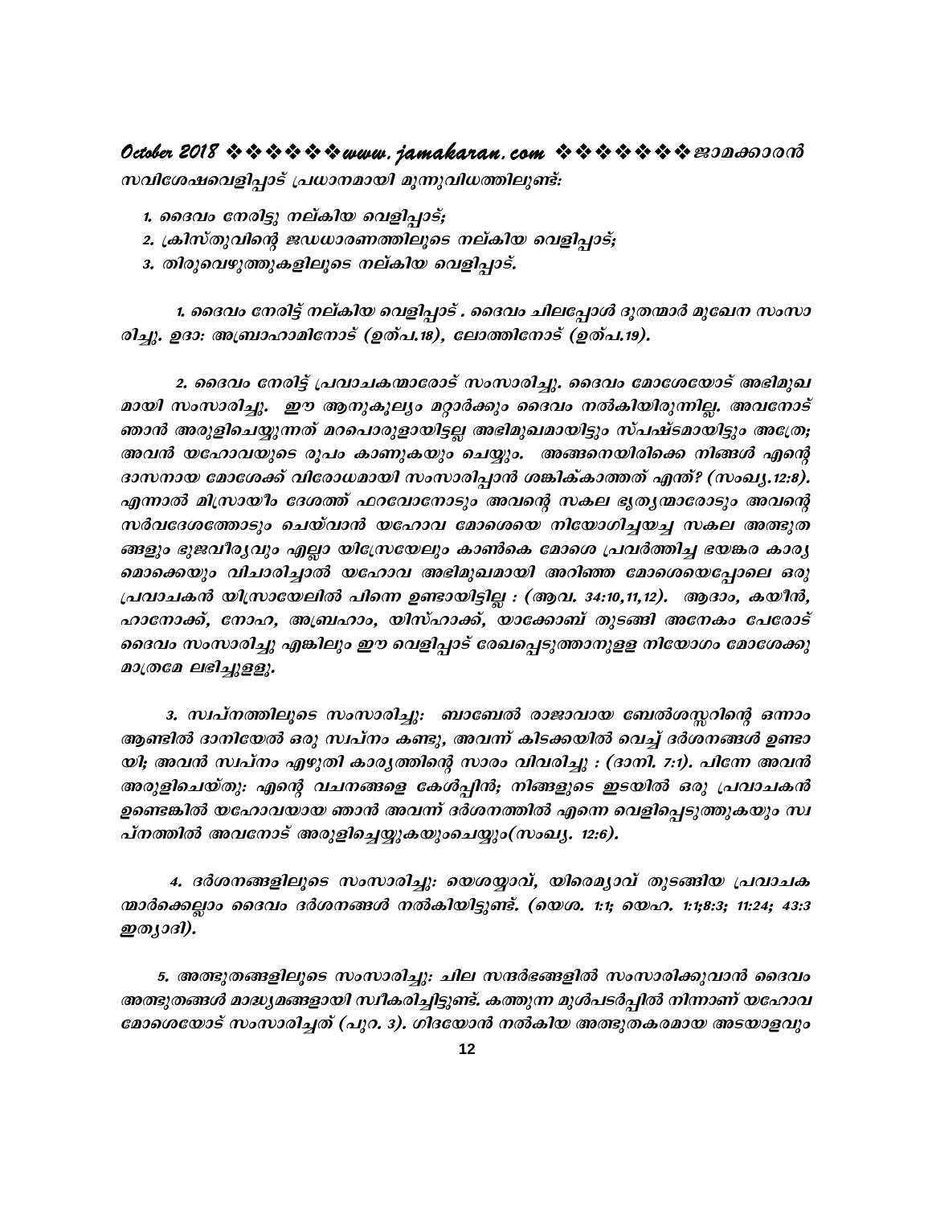*സവിശേഷവെളിപ്പാട് പ്രധാനമായി മൂന്നുവിധത്തിലുണ്ട്:*

1. *ദൈവം നേരിട്ടു നല്കിയ വെളിപ്പാട്;*
2. *ക്രിസ്തുവിന്റെ ജഡധാരണത്തിലൂടെ നല്കിയ വെളിപ്പാട്;*
3. *തിരുവെഴുത്തുകളിലൂടെ നല്കിയ വെളിപ്പാട്.*

*1. ദൈവം നേരിട്ട് നല്കിയ വെളിപ്പാട് . ദൈവം ചിലപ്പോൾ ദൂതന്മാർ മുഖേന സംസാരിച്ചു. ഉദാ: അബ്രാഹാമിനോട് (ഉത്പ.18), ലോത്തിനോട് (ഉത്പ.19).*

*2. ദൈവം നേരിട്ട് പ്രവാചകന്മാരോട് സംസാരിച്ചു. ദൈവം മോശേയോട് അഭിമുഖമായി സംസാരിച്ചു. ഈ ആനുകൂല്യം മറ്റാർക്കും ദൈവം നൽകിയിരുന്നില്ല. അവനോട് ഞാൻ അരുളിചെയ്യുന്നത് മറപൊരുളായിട്ടല്ല അഭിമുഖമായിട്ടും സ്പഷ്ടമായിട്ടും അത്രേ; അവൻ യഹോവയുടെ രൂപം കാണുകയും ചെയ്യും. അങ്ങനെയിരിക്കെ നിങ്ങൾ എന്റെ ദാസനായ മോശേക്ക് വിരോധമായി സംസാരിപ്പാൻ ശങ്കിക്കാത്തത് എന്ത്? (സംഖ്യ.12:8). എന്നാൽ മിസ്രായീം ദേശത്ത് ഫറവോനോടും അവന്റെ സകല ഭൃത്യന്മാരോടും അവന്റെ സർവദേശത്തോടും ചെയ്‌വാൻ യഹോവ മോശെയെ നിയോഗിച്ചയച്ച സകല അത്ഭുതങ്ങളും ഭുജവീര്യവും എല്ലാ യിസ്രേയേലും കാൺകെ മോശെ പ്രവർത്തിച്ച ഭയങ്കര കാര്യമൊക്കെയും വിചാരിച്ചാൽ യഹോവ അഭിമുഖമായി അറിഞ്ഞ മോശെയെപ്പോലെ ഒരു പ്രവാചകൻ യിസ്രായേലിൽ പിന്നെ ഉണ്ടായിട്ടില്ല : (ആവ. 34:10,11,12). ആദാം, കയീൻ, ഹാനോക്ക്, നോഹ, അബ്രഹാം, യിസ്ഹാക്ക്, യാക്കോബ് തുടങ്ങി അനേകം പേരോട് ദൈവം സംസാരിച്ചു എങ്കിലും ഈ വെളിപ്പാട് രേഖപ്പെടുത്താനുള്ള നിയോഗം മോശേക്കു മാത്രമേ ലഭിച്ചുള്ളൂ.*

*3. സ്വപ്നത്തിലൂടെ സംസാരിച്ചു: ബാബേൽ രാജാവായ ബേൽശസ്സറിന്റെ ഒന്നാം ആണ്ടിൽ ദാനിയേൽ ഒരു സ്വപ്നം കണ്ടു, അവന്ന് കിടക്കയിൽ വെച്ച് ദർശനങ്ങൾ ഉണ്ടായി; അവൻ സ്വപ്നം എഴുതി കാര്യത്തിന്റെ സാരം വിവരിച്ചു : (ദാനി. 7:1). പിന്നേ അവൻ അരുളിചെയ്തു: എന്റെ വചനങ്ങളെ കേൾപ്പിൻ; നിങ്ങളുടെ ഇടയിൽ ഒരു പ്രവാചകൻ ഉണ്ടെങ്കിൽ യഹോവയായ ഞാൻ അവന്ന് ദർശനത്തിൽ എന്നെ വെളിപ്പെടുത്തുകയും സ്വപ്നത്തിൽ അവനോട് അരുളിച്ചെയ്യുകയുംചെയ്യും(സംഖ്യ. 12:6).*

*4. ദർശനങ്ങളിലൂടെ സംസാരിച്ചു: യെശയ്യാവ്, യിരെമ്യാവ് തുടങ്ങിയ പ്രവാചകന്മാർക്കെല്ലാം ദൈവം ദർശനങ്ങൾ നൽകിയിട്ടുണ്ട്. (യെശ. 1:1; യെഹ. 1:1;8:3; 11:24; 43:3 ഇത്യാദി).*

*5. അത്ഭുതങ്ങളിലൂടെ സംസാരിച്ചു: ചില സന്ദർഭങ്ങളിൽ സംസാരിക്കുവാൻ ദൈവം അത്ഭുതങ്ങൾ മാദ്ധ്യമങ്ങളായി സ്വീകരിച്ചിട്ടുണ്ട്. കത്തുന്ന മുൾപടർപ്പിൽ നിന്നാണ് യഹോവ മോശെയോട് സംസാരിച്ചത് (പുറ. 3). ഗിദയോൻ നൽകിയ അത്ഭുതകരമായ അടയാളവും*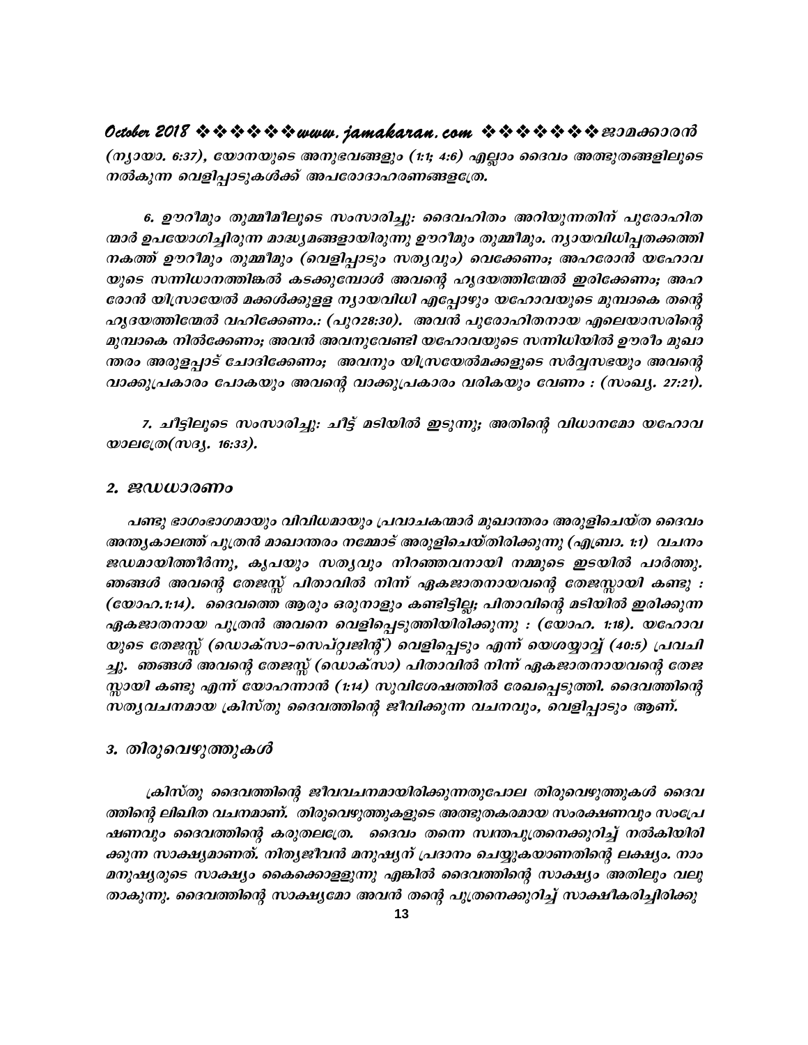(ന്യായാ. 6:37), യോനയുടെ അനുഭവങ്ങളും (1:1; 4:6) എല്ലാം ദൈവം അത്ഭുതങ്ങളിലൂടെ നൽകുന്ന വെളിപ്പാടുകൾക്ക് അപരോദാഹരണങ്ങളത്രേ.

6. ഊറീമും തുമ്മീമീലൂടെ സംസാരിച്ചു: ദൈവഹിതം അറിയുന്നതിന് പുരോഹിതന്മാർ ഉപയോഗിച്ചിരുന്ന മാദ്ധ്യമങ്ങളായിരുന്നു ഊറീമും തുമ്മീമും. ന്യായവിധിപ്പതക്കത്തിനകത്ത് ഊറീമും തുമ്മീമും (വെളിപ്പാടും സത്യവും) വെക്കേണം; അഹരോൻ യഹോവയുടെ സന്നിധാനത്തിങ്കൽ കടക്കുമ്പോൾ അവന്റെ ഹൃദയത്തിന്മേൽ ഇരിക്കേണം; അഹരോൻ യിസ്രായേൽ മക്കൾക്കുള്ള ന്യായവിധി എപ്പോഴും യഹോവയുടെ മുമ്പാകെ തന്റെ ഹൃദയത്തിന്മേൽ വഹിക്കേണം.: (പുറ28:30). അവൻ പുരോഹിതനായ എലെയാസരിന്റെ മുമ്പാകെ നിൽക്കേണം; അവൻ അവനുവേണ്ടി യഹോവയുടെ സന്നിധിയിൽ ഊരീം മുഖാന്തരം അരുളപ്പാട് ചോദിക്കേണം; അവനും യിസ്രയേൽമക്കളുടെ സർവ്വസഭയും അവന്റെ വാക്കുപ്രകാരം പോകയും അവന്റെ വാക്കുപ്രകാരം വരികയും വേണം : (സംഖ്യ. 27:21).

7. ചീട്ടിലൂടെ സംസാരിച്ചു: ചീട്ട് മടിയിൽ ഇടുന്നു; അതിന്റെ വിധാനമോ യഹോവയാലത്രേ(സദൃ. 16:33).

## 2. ജഡധാരണം

പണ്ടു ഭാഗംഭാഗമായും വിവിധമായും പ്രവാചകന്മാർ മുഖാന്തരം അരുളിചെയ്ത ദൈവം അന്ത്യകാലത്ത് പുത്രൻ മാഖാന്തരം നമ്മോട് അരുളിചെയ്തിരിക്കുന്നു (എബ്രാ. 1:1) വചനം ജഡമായിത്തീർന്നു, കൃപയും സത്യവും നിറഞ്ഞവനായി നമ്മുടെ ഇടയിൽ പാർത്തു. ഞങ്ങൾ അവന്റെ തേജസ്സ് പിതാവിൽ നിന്ന് ഏകജാതനായവന്റെ തേജസ്സായി കണ്ടു : (യോഹ.1:14). ദൈവത്തെ ആരും ഒരുനാളും കണ്ടിട്ടില്ല; പിതാവിന്റെ മടിയിൽ ഇരിക്കുന്ന ഏകജാതനായ പുത്രൻ അവനെ വെളിപ്പെടുത്തിയിരിക്കുന്നു : (യോഹ. 1:18). യഹോവയുടെ തേജസ്സ് (ഡൊക്സാ-സെപ്റ്റ്വജിന്റ്) വെളിപ്പെടും എന്ന് യെശയ്യാവ് (40:5) പ്രവചിച്ചു. ഞങ്ങൾ അവന്റെ തേജസ്സ് (ഡൊക്സാ) പിതാവിൽ നിന്ന് ഏകജാതനായവന്റെ തേജസ്സായി കണ്ടു എന്ന് യോഹന്നാൻ (1:14) സുവിശേഷത്തിൽ രേഖപ്പെടുത്തി. ദൈവത്തിന്റെ സത്യവചനമായ ക്രിസ്തു ദൈവത്തിന്റെ ജീവിക്കുന്ന വചനവും, വെളിപ്പാടും ആണ്.

## 3. തിരുവെഴുത്തുകൾ

ക്രിസ്തു ദൈവത്തിന്റെ ജീവവചനമായിരിക്കുന്നതുപോല തിരുവെഴുത്തുകൾ ദൈവത്തിന്റെ ലിഖിത വചനമാണ്. തിരുവെഴുത്തുകളുടെ അത്ഭുതകരമായ സംരക്ഷണവും സംപ്രേഷണവും ദൈവത്തിന്റെ കരുതലത്രേ. ദൈവം തന്നെ സ്വന്തപുത്രനെക്കുറിച്ച് നൽകിയിരിക്കുന്ന സാക്ഷ്യമാണത്. നിത്യജീവൻ മനുഷ്യന് പ്രദാനം ചെയ്യുകയാണതിന്റെ ലക്ഷ്യം. നാം മനുഷ്യരുടെ സാക്ഷ്യം കൈക്കൊള്ളുന്നു എങ്കിൽ ദൈവത്തിന്റെ സാക്ഷ്യം അതിലും വലുതാകുന്നു. ദൈവത്തിന്റെ സാക്ഷ്യമോ അവൻ തന്റെ പുത്രനെക്കുറിച്ച് സാക്ഷീകരിച്ചിരിക്കു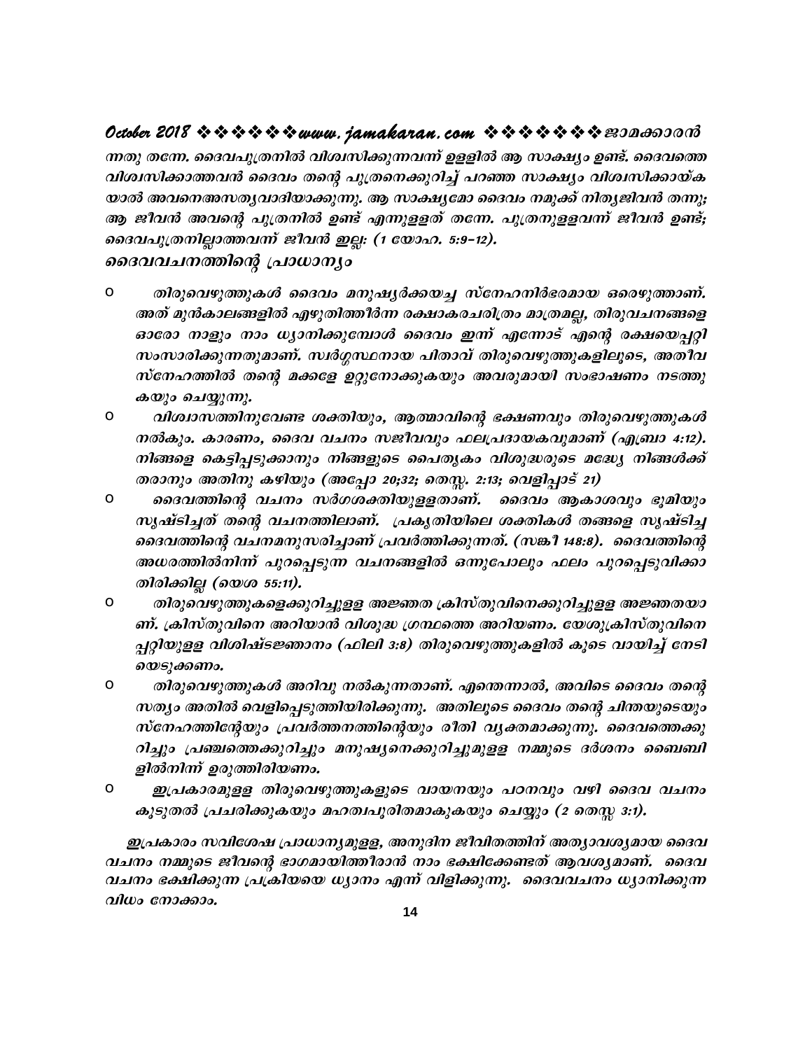ന്നതു തന്നേ. ദൈവപുത്രനിൽ വിശ്വസിക്കുന്നവന്ന് ഉള്ളിൽ ആ സാക്ഷ്യം ഉണ്ട്. ദൈവത്തെ വിശ്വസിക്കാത്തവൻ ദൈവം തന്റെ പുത്രനെക്കുറിച്ച് പറഞ്ഞ സാക്ഷ്യം വിശ്വസിക്കായ്ക യാൽ അവനെഅസത്യവാദിയാക്കുന്നു. ആ സാക്ഷ്യമോ ദൈവം നമുക്ക് നിത്യജീവൻ തന്നു; ആ ജീവൻ അവന്റെ പുത്രനിൽ ഉണ്ട് എന്നുള്ളത് തന്നേ. പുത്രനുള്ളവന്ന് ജീവൻ ഉണ്ട്; ദൈവപുത്രനില്ലാത്തവന്ന് ജീവൻ ഇല്ല: (1 യോഹ. 5:9-12).

## ദൈവവചനത്തിന്റെ പ്രാധാന്യം

- തിരുവെഴുത്തുകൾ ദൈവം മനുഷ്യർക്കയച്ച സ്നേഹനിർഭരമായ ഒരെഴുത്താണ്. അത് മുൻകാലങ്ങളിൽ എഴുതിത്തീർന്ന രക്ഷാകരചരിത്രം മാത്രമല്ല, തിരുവചനങ്ങളെ ഓരോ നാളും നാം ധ്യാനിക്കുമ്പോൾ ദൈവം ഇന്ന് എന്നോട് എന്റെ രക്ഷയെപ്പറ്റി സംസാരിക്കുന്നതുമാണ്. സ്വർഗ്ഗസ്ഥനായ പിതാവ് തിരുവെഴുത്തുകളിലൂടെ, അതീവ സ്നേഹത്തിൽ തന്റെ മക്കളേ ഉറ്റുനോക്കുകയും അവരുമായി സംഭാഷണം നടത്തു കയും ചെയ്യുന്നു.
- വിശ്വാസത്തിനുവേണ്ട ശക്തിയും, ആത്മാവിന്റെ ഭക്ഷണവും തിരുവെഴുത്തുകൾ നൽകും. കാരണം, ദൈവ വചനം സജീവവും ഫലപ്രദായകവുമാണ് (എബ്രാ 4:12). നിങ്ങളെ കെട്ടിപ്പടുക്കാനും നിങ്ങളുടെ പൈതൃകം വിശുദ്ധരുടെ മദ്ധ്യേ നിങ്ങൾക്ക് തരാനും അതിനു കഴിയും (അപ്പോ 20;32; തെസ്സ. 2:13; വെളിപ്പാട് 21)
- ദൈവത്തിന്റെ വചനം സർഗശക്തിയുള്ളതാണ്. ദൈവം ആകാശവും ഭൂമിയും സൃഷ്ടിച്ചത് തന്റെ വചനത്തിലാണ്. പ്രകൃതിയിലെ ശക്തികൾ തങ്ങളെ സൃഷ്ടിച്ച ദൈവത്തിന്റെ വചനമനുസരിച്ചാണ് പ്രവർത്തിക്കുന്നത്. (സങ്കീ 148:8). ദൈവത്തിന്റെ അധരത്തിൽനിന്ന് പുറപ്പെടുന്ന വചനങ്ങളിൽ ഒന്നുപോലും ഫലം പുറപ്പെടുവിക്കാ തിരിക്കില്ല (യെശ 55:11).
- തിരുവെഴുത്തുകളെക്കുറിച്ചുള്ള അജ്ഞത ക്രിസ്തുവിനെക്കുറിച്ചുള്ള അജ്ഞതയാ ണ്. ക്രിസ്തുവിനെ അറിയാൻ വിശുദ്ധ ഗ്രന്ഥത്തെ അറിയണം. യേശുക്രിസ്തുവിനെ പ്പറ്റിയുള്ള വിശിഷ്ടജ്ഞാനം (ഫിലി 3:8) തിരുവെഴുത്തുകളിൽ കൂടെ വായിച്ച് നേടി യെടുക്കണം.
- തിരുവെഴുത്തുകൾ അറിവു നൽകുന്നതാണ്. എന്തെന്നാൽ, അവിടെ ദൈവം തന്റെ സത്യം അതിൽ വെളിപ്പെടുത്തിയിരിക്കുന്നു. അതിലൂടെ ദൈവം തന്റെ ചിന്തയുടെയും സ്നേഹത്തിന്റേയും പ്രവർത്തനത്തിന്റെയും രീതി വ്യക്തമാക്കുന്നു. ദൈവത്തെക്കു റിച്ചും പ്രഞ്ചത്തെക്കുറിച്ചും മനുഷ്യനെക്കുറിച്ചുമുള്ള നമ്മുടെ ദർശനം ബൈബി ളിൽനിന്ന് ഉരുത്തിരിയണം.
- ഇപ്രകാരമുള്ള തിരുവെഴുത്തുകളുടെ വായനയും പഠനവും വഴി ദൈവ വചനം കൂടുതൽ പ്രചരിക്കുകയും മഹത്വപൂരിതമാകുകയും ചെയ്യും (2 തെസ്സ 3:1).

ഇപ്രകാരം സവിശേഷ പ്രാധാന്യമുള്ള, അനുദിന ജീവിതത്തിന് അത്യാവശ്യമായ ദൈവ വചനം നമ്മുടെ ജീവന്റെ ഭാഗമായിത്തീരാൻ നാം ഭക്ഷിക്കേണ്ടത് ആവശ്യമാണ്. ദൈവ വചനം ഭക്ഷിക്കുന്ന പ്രക്രിയയെ ധ്യാനം എന്ന് വിളിക്കുന്നു. ദൈവവചനം ധ്യാനിക്കുന്ന വിധം നോക്കാം.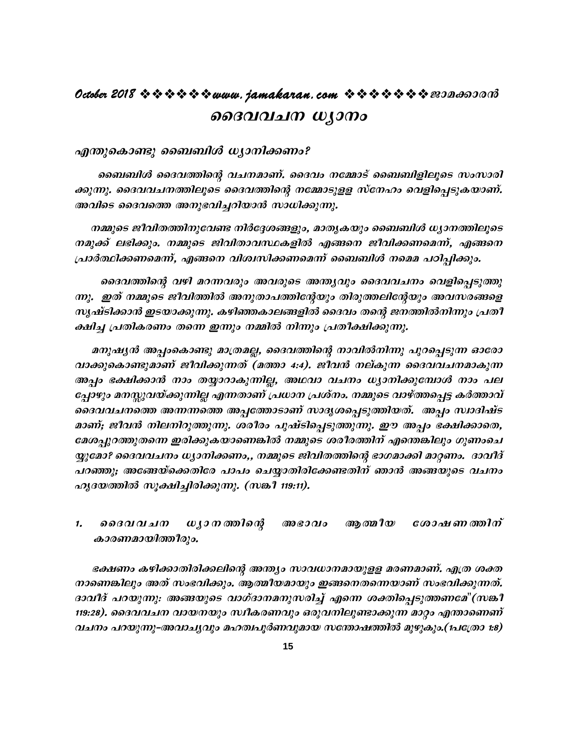# ദൈവവചന ധ്യാനം

## എന്തുകൊണ്ടു ബൈബിൾ ധ്യാനിക്കണം?

ബൈബിൾ ദൈവത്തിന്റെ വചനമാണ്. ദൈവം നമ്മോട് ബൈബിളിലൂടെ സംസാരിക്കുന്നു. ദൈവവചനത്തിലൂടെ ദൈവത്തിന്റെ നമ്മോടുള്ള സ്നേഹം വെളിപ്പെടുകയാണ്. അവിടെ ദൈവത്തെ അനുഭവിച്ചറിയാൻ സാധിക്കുന്നു.

നമ്മുടെ ജീവിതത്തിനുവേണ്ട നിർദ്ദേശങ്ങളും, മാതൃകയും ബൈബിൾ ധ്യാനത്തിലൂടെ നമുക്ക് ലഭിക്കും. നമ്മുടെ ജിവിതാവസ്ഥകളിൽ എങ്ങനെ ജീവിക്കണമെന്ന്, എങ്ങനെ പ്രാർത്ഥിക്കണമെന്ന്, എങ്ങനെ വിശ്വസിക്കണമെന്ന് ബൈബിൾ നമ്മെ പഠിപ്പിക്കും.

ദൈവത്തിന്റെ വഴി മറന്നവരും അവരുടെ അന്ത്യവും ദൈവവചനം വെളിപ്പെടുത്തുന്നു. ഇത് നമ്മുടെ ജീവിത്തിൽ അനുതാപത്തിന്റേയും തിരുത്തലിന്റേയും അവസരങ്ങളെ സൃഷ്ടിക്കാൻ ഇടയാക്കുന്നു. കഴിഞ്ഞകാലങ്ങളിൽ ദൈവം തന്റെ ജനത്തിൽനിന്നും പ്രതീക്ഷിച്ച പ്രതികരണം തന്നെ ഇന്നും നമ്മിൽ നിന്നും പ്രതീക്ഷിക്കുന്നു.

മനുഷ്യൻ അപ്പംകൊണ്ടു മാത്രമല്ല, ദൈവത്തിന്റെ നാവിൽനിന്നു പുറപ്പെടുന്ന ഓരോ വാക്കുകൊണ്ടുമാണ് ജീവിക്കുന്നത് (മത്താ 4:4). ജീവൻ നല്കുന്ന ദൈവവചനമാകുന്ന അപ്പം ഭക്ഷിക്കാൻ നാം തയ്യാറാകുന്നില്ല, അഥവാ വചനം ധ്യാനിക്കുമ്പോൾ നാം പലപ്പോഴും മനസ്സുവയ്ക്കുന്നില്ല എന്നതാണ് പ്രധാന പ്രശ്നം. നമ്മുടെ വാഴ്ത്തപ്പെട്ട കർത്താവ് ദൈവവചനത്തെ അന്നന്നത്തെ അപ്പത്തോടാണ് സാദൃശപ്പെടുത്തിയത്. അപ്പം സ്വാദിഷ്ടമാണ്; ജീവൻ നിലനിറുത്തുന്നു. ശരീരം പുഷ്ടിപ്പെടുത്തുന്നു. ഈ അപ്പം ഭക്ഷിക്കാതെ, മേശപ്പുറത്തുതന്നെ ഇരിക്കുകയാണെങ്കിൽ നമ്മുടെ ശരീരത്തിന് എന്തെങ്കിലും ഗുണംചെയ്യുമോ? ദൈവവചനം ധ്യാനിക്കണം,, നമ്മുടെ ജിവിതത്തിന്റെ ഭാഗമാക്കി മാറ്റണം. ദാവീദ് പറഞ്ഞു; അങ്ങേയ്ക്കെതിരേ പാപം ചെയ്യാതിരിക്കേണ്ടതിന് ഞാൻ അങ്ങയുടെ വചനം ഹൃദയത്തിൽ സൂക്ഷിച്ചിരിക്കുന്നു. (സങ്കീ 119:11).

### 1. ദൈവവചന ധ്യാനത്തിന്റെ അഭാവം ആത്മീയ ശോഷണത്തിന് കാരണമായിത്തീരും.

ഭക്ഷണം കഴിക്കാതിരിക്കലിന്റെ അന്ത്യം സാവധാനമായുള്ള മരണമാണ്. എത്ര ശക്തനാണെങ്കിലും അത് സംഭവിക്കും. ആത്മീയമായും ഇങ്ങനെതന്നെയാണ് സംഭവിക്കുന്നത്. ദാവീദ് പറയുന്നു: അങ്ങയുടെ വാഗ്ദാനമനുസരിച്ച് എന്നെ ശക്തിപ്പെടുത്തണമേ"(സങ്കീ 119:28). ദൈവവചന വായനയും സ്വീകരണവും ഒരുവനിലുണ്ടാക്കുന്ന മാറ്റം എന്താണെണ് വചനം പറയുന്നു–അവാച്യവും മഹത്വപൂർണവുമായ സന്തോഷത്തിൽ മുഴുകും.(1പത്രോ 1:8)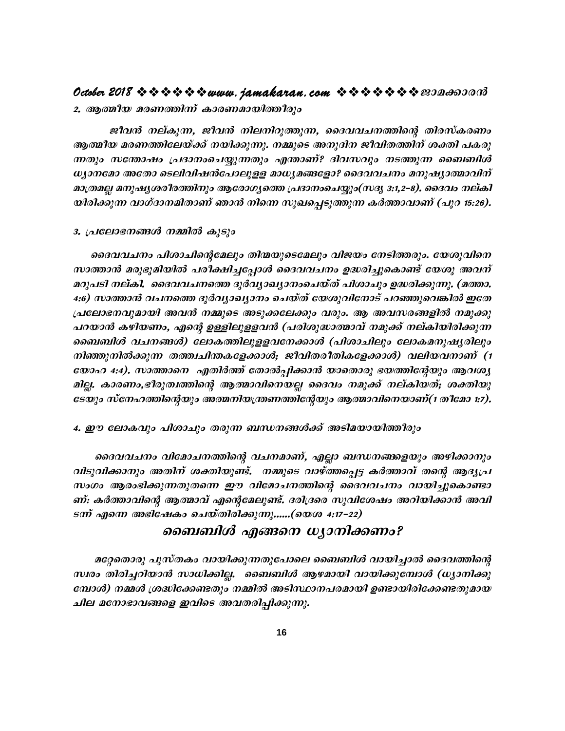**2. ആത്മീയ മരണത്തിന് കാരണമായിത്തീരും**

ജീവൻ നല്കുന്ന, ജീവൻ നിലനിറുത്തുന്ന, ദൈവവചനത്തിന്റെ തിരസ്കരണം ആത്മീയ മരണത്തിലേയ്ക്ക് നയിക്കുന്നു. നമ്മുടെ അനുദിന ജീവിതത്തിന് ശക്തി പകരുന്നതും സന്തോഷം പ്രദാനംചെയ്യുന്നതും എന്താണ്? ദിവസവും നടത്തുന്ന ബൈബിൾ ധ്യാനമോ അതോ ടെലിവിഷൻപോലുള്ള മാധ്യമങ്ങളോ? ദൈവവചനം മനുഷ്യാത്മാവിന് മാത്രമല്ല മനുഷ്യശരീരത്തിനും ആരോഗ്യത്തെ പ്രദാനംചെയ്യും(സദൃ 3:1,2-8). ദൈവം നല്കിയിരിക്കുന്ന വാഗ്ദാനമിതാണ് ഞാൻ നിന്നെ സുഖപ്പെടുത്തുന്ന കർത്താവാണ് (പുറ 15:26).

**3. പ്രലോഭനങ്ങൾ നമ്മിൽ കൂടും**

ദൈവവചനം പിശാചിന്റെമേലും തിന്മയുടെമേലും വിജയം നേടിത്തരും. യേശുവിനെ സാത്താൻ മരുഭൂമിയിൽ പരീക്ഷിച്ചപ്പോൾ ദൈവവചനം ഉദ്ധരിച്ചുകൊണ്ട് യേശു അവന് മറുപടി നല്കി. ദൈവവചനത്തെ ദുർവ്യാഖ്യാനംചെയ്ത് പിശാചും ഉദ്ധരിക്കുന്നു. (മത്താ. 4:6) സാത്താൻ വചനത്തെ ദുർവ്യാഖ്യാനം ചെയ്ത് യേശുവിനോട് പറഞ്ഞുവെങ്കിൽ ഇതേ പ്രലോഭനവുമായി അവൻ നമ്മുടെ അടുക്കലേക്കും വരും. ആ അവസരങ്ങളിൽ നമുക്കു പറയാൻ കഴിയണം, എന്റെ ഉള്ളിലുള്ളവൻ (പരിശുദ്ധാത്മാവ് നമുക്ക് നല്കിയിരിക്കുന്ന ബൈബിൾ വചനങ്ങൾ) ലോകത്തിലുള്ളവനേക്കാൾ (പിശാചിലും ലോകമനുഷ്യരിലും നിഞ്ഞുനിൽക്കുന്ന തത്ത്വചിന്തകളേക്കാൾ; ജീവിതരീതികളേക്കാൾ) വലിയവനാണ് (1 യോഹ 4:4). സാത്താനെ എതിർത്ത് തോൽപ്പിക്കാൻ യാതൊരു ഭയത്തിന്റേയും ആവശ്യമില്ല. കാരണം,ഭീരുത്വത്തിന്റെ ആത്മാവിനെയല്ല ദൈവം നമുക്ക് നല്കിയത്; ശക്തിയുടേയും സ്നേഹത്തിന്റെയും ആത്മനിയന്ത്രണത്തിന്റേയും ആത്മാവിനെയാണ്(1 തിമോ 1:7).

**4. ഈ ലോകവും പിശാചും തരുന്ന ബന്ധനങ്ങൾക്ക് അടിമയായിത്തീരും**

ദൈവവചനം വിമോചനത്തിന്റെ വചനമാണ്, എല്ലാ ബന്ധനങ്ങളെയും അഴിക്കാനും വിടുവിക്കാനും അതിന് ശക്തിയുണ്ട്. നമ്മുടെ വാഴ്ത്തപ്പെട്ട കർത്താവ് തന്റെ ആദ്യപ്രസംഗം ആരംഭിക്കുന്നതുതന്നെ ഈ വിമോചനത്തിന്റെ ദൈവവചനം വായിച്ചുകൊണ്ടാണ്: കർത്താവിന്റെ ആത്മാവ് എന്റെമേലുണ്ട്. ദരിദ്രരെ സുവിശേഷം അറിയിക്കാൻ അവിടന്ന് എന്നെ അഭിഷേകം ചെയ്തിരിക്കുന്നു......(യെശ 4:17-22)

## ബൈബിൾ എങ്ങനെ ധ്യാനിക്കണം?

മറ്റേതൊരു പുസ്തകം വായിക്കുന്നതുപോലെ ബൈബിൾ വായിച്ചാൽ ദൈവത്തിന്റെ സ്വരം തിരിച്ചറിയാൻ സാധിക്കില്ല. ബൈബിൾ ആഴമായി വായിക്കുമ്പോൾ (ധ്യാനിക്കുമ്പോൾ) നമ്മൾ ശ്രദ്ധിക്കേണ്ടതും നമ്മിൽ അടിസ്ഥാനപരമായി ഉണ്ടായിരിക്കേണ്ടതുമായ ചില മനോഭാവങ്ങളെ ഇവിടെ അവതരിപ്പിക്കുന്നു.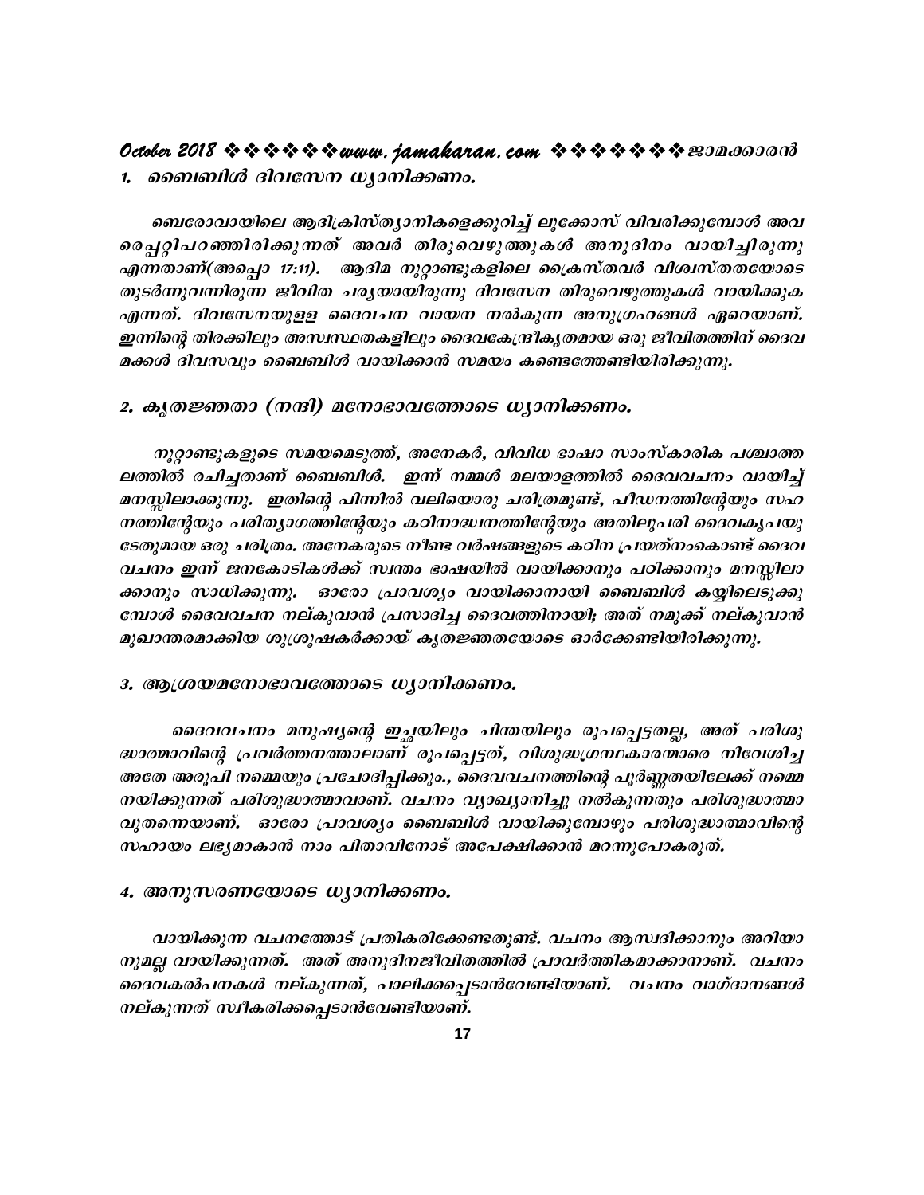## 1. ബൈബിൾ ദിവസേന ധ്യാനിക്കണം.

*ബെരോവായിലെ ആദിക്രിസ്ത്യാനികളെക്കുറിച്ച് ലൂക്കോസ് വിവരിക്കുമ്പോൾ അവരെപ്പറ്റിപറഞ്ഞിരിക്കുന്നത് അവർ തിരുവെഴുത്തുകൾ അനുദിനം വായിച്ചിരുന്നു എന്നതാണ്(അപ്പൊ 17:11). ആദിമ നൂറ്റാണ്ടുകളിലെ ക്രൈസ്തവർ വിശ്വസ്തതയോടെ തുടർന്നുവന്നിരുന്ന ജീവിത ചര്യയായിരുന്നു ദിവസേന തിരുവെഴുത്തുകൾ വായിക്കുക എന്നത്. ദിവസേനയുള്ള ദൈവചന വായന നൽകുന്ന അനുഗ്രഹങ്ങൾ ഏറെയാണ്. ഇന്നിന്റെ തിരക്കിലും അസ്വസ്ഥതകളിലും ദൈവകേന്ദ്രീകൃതമായ ഒരു ജീവിതത്തിന് ദൈവമക്കൾ ദിവസവും ബൈബിൾ വായിക്കാൻ സമയം കണ്ടെത്തേണ്ടിയിരിക്കുന്നു.*

## 2. കൃതജ്ഞതാ (നന്ദി) മനോഭാവത്തോടെ ധ്യാനിക്കണം.

*നൂറ്റാണ്ടുകളുടെ സമയമെടുത്ത്, അനേകർ, വിവിധ ഭാഷാ സാംസ്കാരിക പശ്ചാത്തലത്തിൽ രചിച്ചതാണ് ബൈബിൾ. ഇന്ന് നമ്മൾ മലയാളത്തിൽ ദൈവവചനം വായിച്ച് മനസ്സിലാക്കുന്നു. ഇതിന്റെ പിന്നിൽ വലിയൊരു ചരിത്രമുണ്ട്, പീഡനത്തിന്റേയും സഹനത്തിന്റേയും പരിത്യാഗത്തിന്റേയും കഠിനാദ്ധ്വനത്തിന്റേയും അതിലുപരി ദൈവകൃപയുടേതുമായ ഒരു ചരിത്രം. അനേകരുടെ നീണ്ട വർഷങ്ങളുടെ കഠിന പ്രയത്നംകൊണ്ട് ദൈവവചനം ഇന്ന് ജനകോടികൾക്ക് സ്വന്തം ഭാഷയിൽ വായിക്കാനും പഠിക്കാനും മനസ്സിലാക്കാനും സാധിക്കുന്നു. ഓരോ പ്രാവശ്യം വായിക്കാനായി ബൈബിൾ കയ്യിലെടുക്കുമ്പോൾ ദൈവവചന നല്കുവാൻ പ്രസാദിച്ച ദൈവത്തിനായി; അത് നമുക്ക് നല്കുവാൻ മുഖാന്തരമാക്കിയ ശുശ്രൂഷകർക്കായ് കൃതജ്ഞതയോടെ ഓർക്കേണ്ടിയിരിക്കുന്നു.*

## 3. ആശ്രയമനോഭാവത്തോടെ ധ്യാനിക്കണം.

*ദൈവവചനം മനുഷ്യന്റെ ഇച്ഛയിലും ചിന്തയിലും രൂപപ്പെട്ടതല്ല, അത് പരിശുദ്ധാത്മാവിന്റെ പ്രവർത്തനത്താലാണ് രൂപപ്പെട്ടത്, വിശുദ്ധഗ്രന്ഥകാരന്മാരെ നിവേശിച്ച അതേ അരൂപി നമ്മെയും പ്രചോദിപ്പിക്കും., ദൈവവചനത്തിന്റെ പൂർണ്ണതയിലേക്ക് നമ്മെ നയിക്കുന്നത് പരിശുദ്ധാത്മാവാണ്. വചനം വ്യാഖ്യാനിച്ചു നൽകുന്നതും പരിശുദ്ധാത്മാവുതന്നെയാണ്. ഓരോ പ്രാവശ്യം ബൈബിൾ വായിക്കുമ്പോഴും പരിശുദ്ധാത്മാവിന്റെ സഹായം ലഭ്യമാകാൻ നാം പിതാവിനോട് അപേക്ഷിക്കാൻ മറന്നുപോകരുത്.*

## 4. അനുസരണയോടെ ധ്യാനിക്കണം.

*വായിക്കുന്ന വചനത്തോട് പ്രതികരിക്കേണ്ടതുണ്ട്. വചനം ആസ്വദിക്കാനും അറിയാനുമല്ല വായിക്കുന്നത്. അത് അനുദിനജീവിതത്തിൽ പ്രാവർത്തികമാക്കാനാണ്. വചനം ദൈവകൽപനകൾ നല്കുന്നത്, പാലിക്കപ്പെടാൻവേണ്ടിയാണ്. വചനം വാഗ്ദാനങ്ങൾ നല്കുന്നത് സ്വീകരിക്കപ്പെടാൻവേണ്ടിയാണ്.*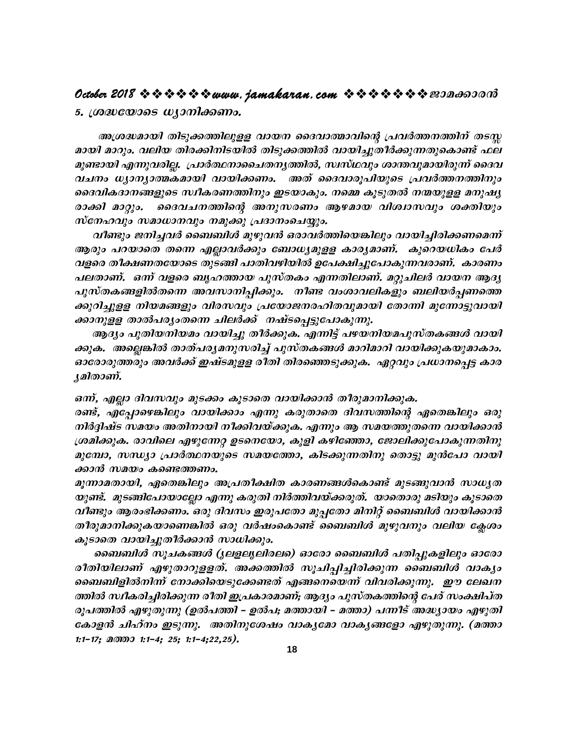## 5. ശ്രദ്ധയോടെ ധ്യാനിക്കണം.

അശ്രദ്ധമായി തിടുക്കത്തിലുള്ള വായന ദൈവാത്മാവിന്റെ പ്രവർത്തനത്തിന് തടസ്സമായി മാറും. വലിയ തിരക്കിനിടയിൽ തിടുക്കത്തിൽ വായിച്ചുതീർക്കുന്നതുകൊണ്ട് ഫലമുണ്ടായി എന്നുവരില്ല. പ്രാർത്ഥനാചൈതന്യത്തിൽ, സ്വസ്ഥവും ശാന്തവുമായിരുന്ന് ദൈവവചനം ധ്യാനാത്മകമായി വായിക്കണം. അത് ദൈവാരൂപിയുടെ പ്രവർത്തനത്തിനും ദൈവികദാനങ്ങളുടെ സ്വീകരണത്തിനും ഇടയാകും. നമ്മെ കൂടുതൽ നന്മയുള്ള മനുഷ്യരാക്കി മാറ്റും. ദൈവവചനത്തിന്റെ അനുസരണം ആഴമായ വിശ്വാസവും ശക്തിയും സ്നേഹവും സമാധാനവും നമുക്കു പ്രദാനംചെയ്യും.

വീണ്ടും ജനിച്ചവർ ബൈബിൾ മുഴുവൻ ഒരാവർത്തിയെങ്കിലും വായിച്ചിരിക്കണമെന്ന് ആരും പറയാതെ തന്നെ എല്ലാവർക്കും ബോധ്യമുള്ള കാര്യമാണ്. കുറെയധികം പേർ വളരെ തീക്ഷണതയോടെ തുടങ്ങി പാതിവഴിയിൽ ഉപേക്ഷിച്ചുപോകുന്നവരാണ്. കാരണം പലതാണ്. ഒന്ന് വളരെ ബൃഹത്തായ പുസ്തകം എന്നതിലാണ്. മറ്റുചിലർ വായന ആദ്യ പുസ്തകങ്ങളിൽതന്നെ അവസാനിപ്പിക്കും. നീണ്ട വംശാവലികളും ബലിയർപ്പണത്തെക്കുറിച്ചുള്ള നിയമങ്ങളും വിരസവും പ്രയോജനരഹിതവുമായി തോന്നി മുന്നോട്ടുവായിക്കാനുള്ള താൽപര്യംതന്നെ ചിലർക്ക് നഷ്ടപ്പെട്ടുപോകുന്നു.

ആദ്യം പുതിയനിയമം വായിച്ചു തീർക്കുക. എന്നിട്ട് പഴയനിയമപുസ്തകങ്ങൾ വായിക്കുക. അല്ലെങ്കിൽ താത്പര്യമനുസരിച്ച് പുസ്തകങ്ങൾ മാറിമാറി വായിക്കുകയുമാകാം. ഓരോരുത്തരും അവർക്ക് ഇഷ്ടമുള്ള രീതി തിരഞ്ഞെടുക്കുക. ഏറ്റവും പ്രധാനപ്പെട്ട കാര്യമിതാണ്.

ഒന്ന്, എല്ലാ ദിവസവും മുടക്കം കൂടാതെ വായിക്കാൻ തീരുമാനിക്കുക.
രണ്ട്, എപ്പോഴെങ്കിലും വായിക്കാം എന്നു കരുതാതെ ദിവസത്തിന്റെ ഏതെങ്കിലും ഒരു നിർദ്ദിഷ്ട സമയം അതിനായി നീക്കിവയ്ക്കുക. എന്നും ആ സമയത്തുതന്നെ വായിക്കാൻ ശ്രമിക്കുക. രാവിലെ എഴുന്നേറ്റ ഉടനെയോ, കുളി കഴിഞ്ഞോ, ജോലിക്കുപോകുന്നതിനു മുമ്പോ, സന്ധ്യാ പ്രാർത്ഥനയുടെ സമയത്തോ, കിടക്കുന്നതിനു തൊട്ടു മുൻപോ വായിക്കാൻ സമയം കണ്ടെത്തണം.
മൂന്നാമതായി, ഏതെങ്കിലും അപ്രതീക്ഷിത കാരണങ്ങൾകൊണ്ട് മുടങ്ങുവാൻ സാധ്യതയുണ്ട്. മുടങ്ങിപോയല്ലോ എന്നു കരുതി നിർത്തിവയ്ക്കരുത്. യാതൊരു മടിയും കൂടാതെ വീണ്ടും ആരംഭിക്കണം. ഒരു ദിവസം ഇരുപതോ മുപ്പതോ മിനിറ്റ് ബൈബിൾ വായിക്കാൻ തീരുമാനിക്കുകയാണെങ്കിൽ ഒരു വർഷംകൊണ്ട് ബൈബിൾ മുഴുവനും വലിയ ക്ലേശം കൂടാതെ വായിച്ചുതീർക്കാൻ സാധിക്കും.

ബൈബിൾ സൂചകങ്ങൾ (ൃലളലൃലിരല) ഓരോ ബൈബിൾ പതിപ്പുകളിലും ഓരോ രീതിയിലാണ് എഴുതാറുള്ളത്. അക്കത്തിൽ സൂചിപ്പിച്ചിരിക്കുന്ന ബൈബിൾ വാക്യം ബൈബിളിൽനിന്ന് നോക്കിയെടുക്കേണ്ടത് എങ്ങനെയെന്ന് വിവരിക്കുന്നു. ഈ ലേഖനത്തിൽ സ്വീകരിച്ചിരിക്കുന്ന രീതി ഇപ്രകാരമാണ്; ആദ്യം പുസ്തകത്തിന്റെ പേര് സംക്ഷിപ്ത രൂപത്തിൽ എഴുതുന്നു (ഉൽപത്തി – ഉൽപ; മത്തായി – മത്താ) പന്നീട് അദ്ധ്യായം എഴുതി കോളൻ ചിഹ്നം ഇടുന്നു. അതിനുശേഷം വാക്യമോ വാക്യങ്ങളോ എഴുതുന്നു. (മത്താ 1:1–17; മത്താ 1:1–4; 25; 1:1–4;22,25).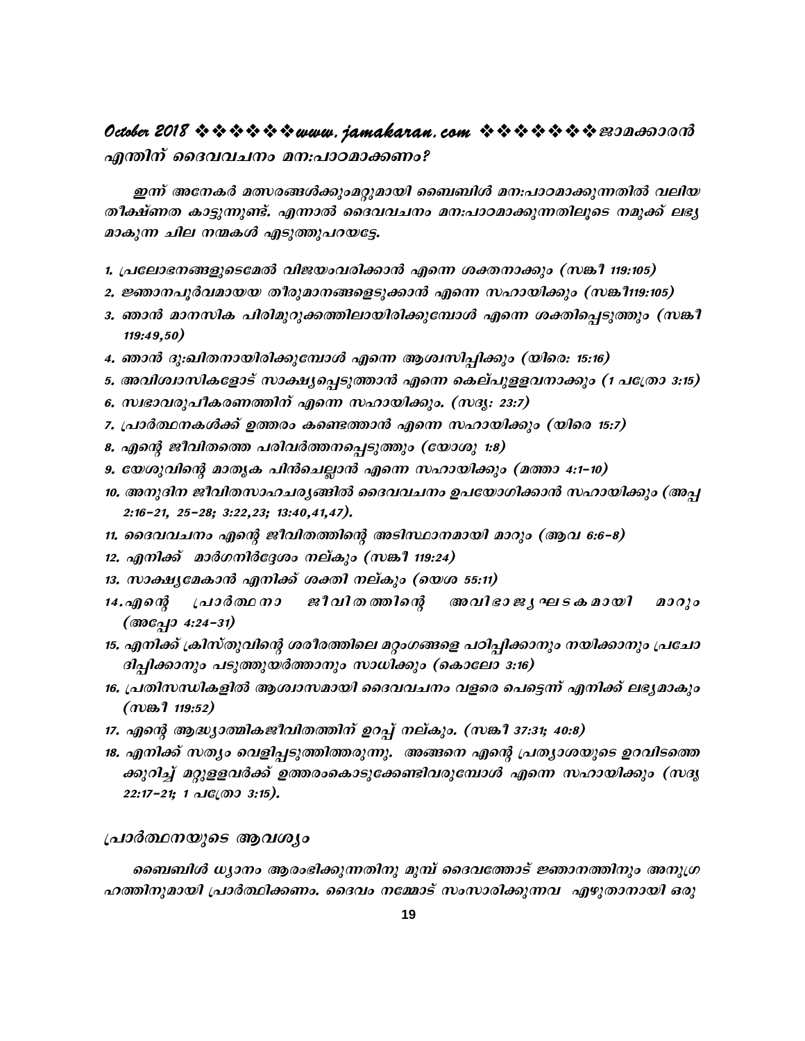## എന്തിന് ദൈവവചനം മന:പാഠമാക്കണം?

ഇന്ന് അനേകർ മത്സരങ്ങൾക്കുംമറ്റുമായി ബൈബിൾ മന:പാഠമാക്കുന്നതിൽ വലിയ തീക്ഷ്ണത കാട്ടുന്നുണ്ട്. എന്നാൽ ദൈവവചനം മന:പാഠമാക്കുന്നതിലൂടെ നമുക്ക് ലഭ്യമാകുന്ന ചില നന്മകൾ എടുത്തുപറയട്ടേ.

1. പ്രലോഭനങ്ങളുടെമേൽ വിജയംവരിക്കാൻ എന്നെ ശക്തനാക്കും (സങ്കീ 119:105)
2. ജ്ഞാനപൂർവമായയ തീരുമാനങ്ങളെടുക്കാൻ എന്നെ സഹായിക്കും (സങ്കീ119:105)
3. ഞാൻ മാനസിക പിരിമുറുക്കത്തിലായിരിക്കുമ്പോൾ എന്നെ ശക്തിപ്പെടുത്തും (സങ്കീ 119:49,50)
4. ഞാൻ ദു:ഖിതനായിരിക്കുമ്പോൾ എന്നെ ആശ്വസിപ്പിക്കും (യിരെ: 15:16)
5. അവിശ്വാസികളോട് സാക്ഷ്യപ്പെടുത്താൻ എന്നെ കെല്പുള്ളവനാക്കും (1 പത്രോ 3:15)
6. സ്വഭാവരൂപീകരണത്തിന് എന്നെ സഹായിക്കും. (സദൃ: 23:7)
7. പ്രാർത്ഥനകൾക്ക് ഉത്തരം കണ്ടെത്താൻ എന്നെ സഹായിക്കും (യിരെ 15:7)
8. എന്റെ ജീവിതത്തെ പരിവർത്തനപ്പെടുത്തും (യോശു 1:8)
9. യേശുവിന്റെ മാതൃക പിൻചെല്ലാൻ എന്നെ സഹായിക്കും (മത്താ 4:1-10)
10. അനുദിന ജീവിതസാഹചര്യങ്ങളിൽ ദൈവവചനം ഉപയോഗിക്കാൻ സഹായിക്കും (അപ്പ 2:16-21, 25-28; 3:22,23; 13:40,41,47).
11. ദൈവവചനം എന്റെ ജീവിതത്തിന്റെ അടിസ്ഥാനമായി മാറും (ആവ 6:6-8)
12. എനിക്ക് മാർഗനിർദ്ദേശം നല്കും (സങ്കീ 119:24)
13. സാക്ഷ്യമേകാൻ എനിക്ക് ശക്തി നല്കും (യെശ 55:11)
14. എന്റെ പ്രാർത്ഥനാ ജീവിതത്തിന്റെ അവിഭാജ്യഘടകമായി മാറും (അപ്പോ 4:24-31)
15. എനിക്ക് ക്രിസ്തുവിന്റെ ശരീരത്തിലെ മറ്റംഗങ്ങളെ പഠിപ്പിക്കാനും നയിക്കാനും പ്രചോദിപ്പിക്കാനും പടുത്തുയർത്താനും സാധിക്കും (കൊലോ 3:16)
16. പ്രതിസന്ധികളിൽ ആശ്വാസമായി ദൈവവചനം വളരെ പെട്ടെന്ന് എനിക്ക് ലഭ്യമാകും (സങ്കീ 119:52)
17. എന്റെ ആദ്ധ്യാത്മികജീവിതത്തിന് ഉറപ്പ് നല്കും. (സങ്കീ 37:31; 40:8)
18. എനിക്ക് സത്യം വെളിപ്പടുത്തിത്തരുന്നു. അങ്ങനെ എന്റെ പ്രത്യാശയുടെ ഉറവിടത്തെക്കുറിച്ച് മറ്റുള്ളവർക്ക് ഉത്തരംകൊടുക്കേണ്ടിവരുമ്പോൾ എന്നെ സഹായിക്കും (സദൃ 22:17-21; 1 പത്രോ 3:15).

## പ്രാർത്ഥനയുടെ ആവശ്യം

ബൈബിൾ ധ്യാനം ആരംഭിക്കുന്നതിനു മുമ്പ് ദൈവത്തോട് ജ്ഞാനത്തിനും അനുഗ്രഹത്തിനുമായി പ്രാർത്ഥിക്കണം. ദൈവം നമ്മോട് സംസാരിക്കുന്നവ എഴുതാനായി ഒരു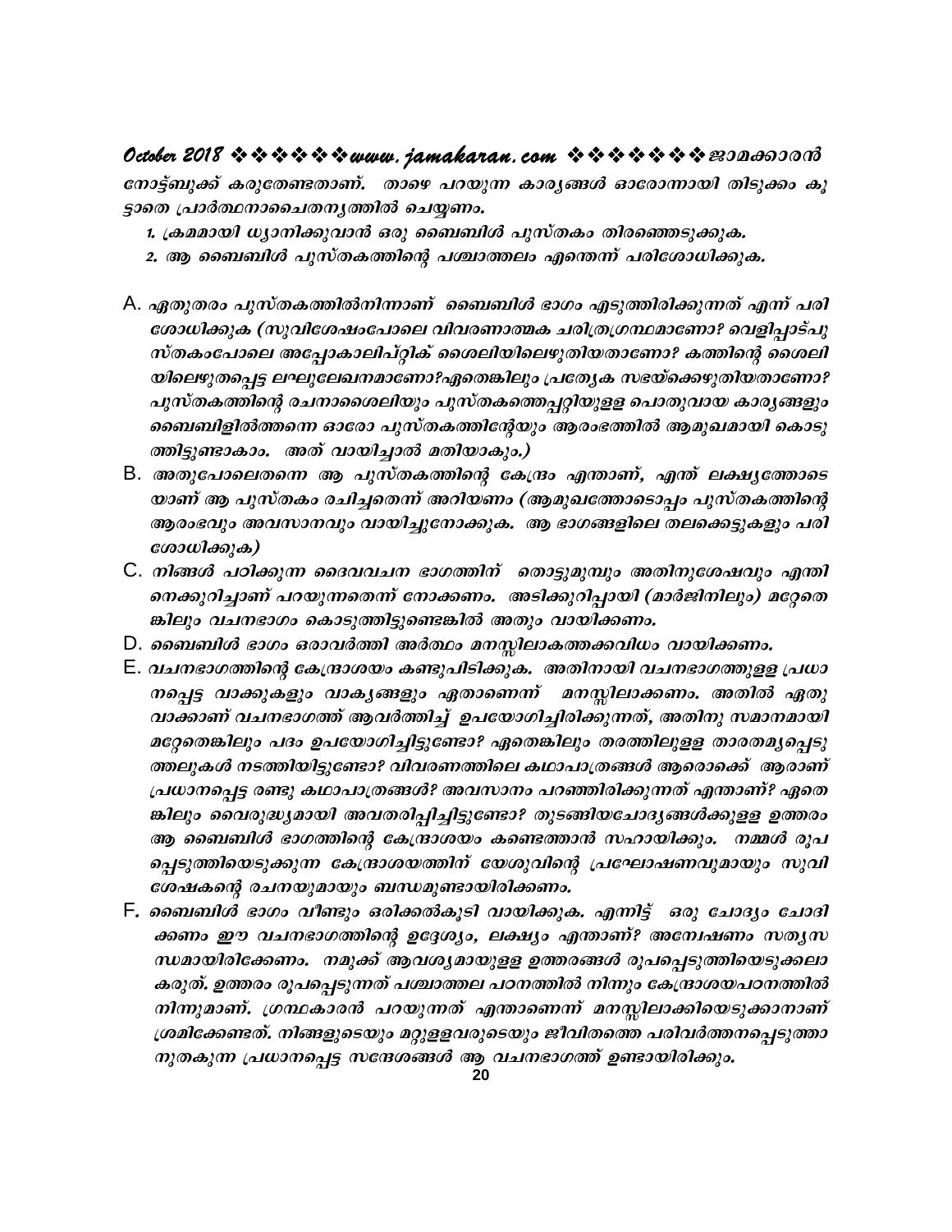നോട്ട്ബുക്ക് കരുതേണ്ടതാണ്. താഴെ പറയുന്ന കാര്യങ്ങൾ ഓരോന്നായി തിടുക്കം കൂടാതെ പ്രാർത്ഥനാചൈതന്യത്തിൽ ചെയ്യണം.

1. ക്രമമായി ധ്യാനിക്കുവാൻ ഒരു ബൈബിൾ പുസ്തകം തിരഞ്ഞെടുക്കുക.
2. ആ ബൈബിൾ പുസ്തകത്തിന്റെ പശ്ചാത്തലം എന്തെന്ന് പരിശോധിക്കുക.

A. ഏതുതരം പുസ്തകത്തിൽനിന്നാണ് ബൈബിൾ ഭാഗം എടുത്തിരിക്കുന്നത് എന്ന് പരിശോധിക്കുക (സുവിശേഷംപോലെ വിവരണാത്മക ചരിത്രഗ്രന്ഥമാണോ? വെളിപ്പാട്പുസ്തകംപോലെ അപ്പോകാലിപ്റ്റിക് ശൈലിയിലെഴുതിയതാണോ? കത്തിന്റെ ശൈലിയിലെഴുതപ്പെട്ട ലഘുലേഖനമാണോ?ഏതെങ്കിലും പ്രത്യേക സഭയ്ക്കെഴുതിയതാണോ? പുസ്തകത്തിന്റെ രചനാശൈലിയും പുസ്തകത്തെപ്പറ്റിയുള്ള പൊതുവായ കാര്യങ്ങളും ബൈബിളിൽത്തന്നെ ഓരോ പുസ്തകത്തിന്റേയും ആരംഭത്തിൽ ആമുഖമായി കൊടുത്തിട്ടുണ്ടാകാം. അത് വായിച്ചാൽ മതിയാകും.)

B. അതുപോലെതന്നെ ആ പുസ്തകത്തിന്റെ കേന്ദ്രം എന്താണ്, എന്ത് ലക്ഷ്യത്തോടെയാണ് ആ പുസ്തകം രചിച്ചതെന്ന് അറിയണം (ആമുഖത്തോടൊപ്പം പുസ്തകത്തിന്റെ ആരംഭവും അവസാനവും വായിച്ചുനോക്കുക. ആ ഭാഗങ്ങളിലെ തലക്കെട്ടുകളും പരിശോധിക്കുക)

C. നിങ്ങൾ പഠിക്കുന്ന ദൈവവചന ഭാഗത്തിന് തൊട്ടുമുമ്പും അതിനുശേഷവും എന്തിനെക്കുറിച്ചാണ് പറയുന്നതെന്ന് നോക്കണം. അടിക്കുറിപ്പായി (മാർജിനിലും) മറ്റേതെങ്കിലും വചനഭാഗം കൊടുത്തിട്ടുണ്ടെങ്കിൽ അതും വായിക്കണം.

D. ബൈബിൾ ഭാഗം ഒരാവർത്തി അർത്ഥം മനസ്സിലാകത്തക്കവിധം വായിക്കണം.

E. വചനഭാഗത്തിന്റെ കേന്ദ്രാശയം കണ്ടുപിടിക്കുക. അതിനായി വചനഭാഗത്തുള്ള പ്രധാനപ്പെട്ട വാക്കുകളും വാക്യങ്ങളും ഏതാണെന്ന് മനസ്സിലാക്കണം. അതിൽ ഏതു വാക്കാണ് വചനഭാഗത്ത് ആവർത്തിച്ച് ഉപയോഗിച്ചിരിക്കുന്നത്, അതിനു സമാനമായി മറ്റേതെങ്കിലും പദം ഉപയോഗിച്ചിട്ടുണ്ടോ? ഏതെങ്കിലും തരത്തിലുള്ള താരതമ്യപ്പെടുത്തലുകൾ നടത്തിയിട്ടുണ്ടോ? വിവരണത്തിലെ കഥാപാത്രങ്ങൾ ആരൊക്കെ ആരാണ് പ്രധാനപ്പെട്ട രണ്ടു കഥാപാത്രങ്ങൾ? അവസാനം പറഞ്ഞിരിക്കുന്നത് എന്താണ്? ഏതെങ്കിലും വൈരുദ്ധ്യമായി അവതരിപ്പിച്ചിട്ടുണ്ടോ? തുടങ്ങിയചോദ്യങ്ങൾക്കുള്ള ഉത്തരം ആ ബൈബിൾ ഭാഗത്തിന്റെ കേന്ദ്രാശയം കണ്ടെത്താൻ സഹായിക്കും. നമ്മൾ രൂപപ്പെടുത്തിയെടുക്കുന്ന കേന്ദ്രാശയത്തിന് യേശുവിന്റെ പ്രഘോഷണവുമായും സുവിശേഷകന്റെ രചനയുമായും ബന്ധമുണ്ടായിരിക്കണം.

F. ബൈബിൾ ഭാഗം വീണ്ടും ഒരിക്കൽകൂടി വായിക്കുക. എന്നിട്ട് ഒരു ചോദ്യം ചോദിക്കണം ഈ വചനഭാഗത്തിന്റെ ഉദ്ദേശ്യം, ലക്ഷ്യം എന്താണ്? അന്വേഷണം സത്യസന്ധമായിരിക്കേണം. നമുക്ക് ആവശ്യമായുള്ള ഉത്തരങ്ങൾ രൂപപ്പെടുത്തിയെടുക്കലാകരുത്. ഉത്തരം രൂപപ്പെടുന്നത് പശ്ചാത്തല പഠനത്തിൽ നിന്നും കേന്ദ്രാശയപഠനത്തിൽ നിന്നുമാണ്. ഗ്രന്ഥകാരൻ പറയുന്നത് എന്താണെന്ന് മനസ്സിലാക്കിയെടുക്കാനാണ് ശ്രമിക്കേണ്ടത്. നിങ്ങളുടെയും മറ്റുള്ളവരുടെയും ജീവിതത്തെ പരിവർത്തനപ്പെടുത്താനുതകുന്ന പ്രധാനപ്പെട്ട സന്ദേശങ്ങൾ ആ വചനഭാഗത്ത് ഉണ്ടായിരിക്കും.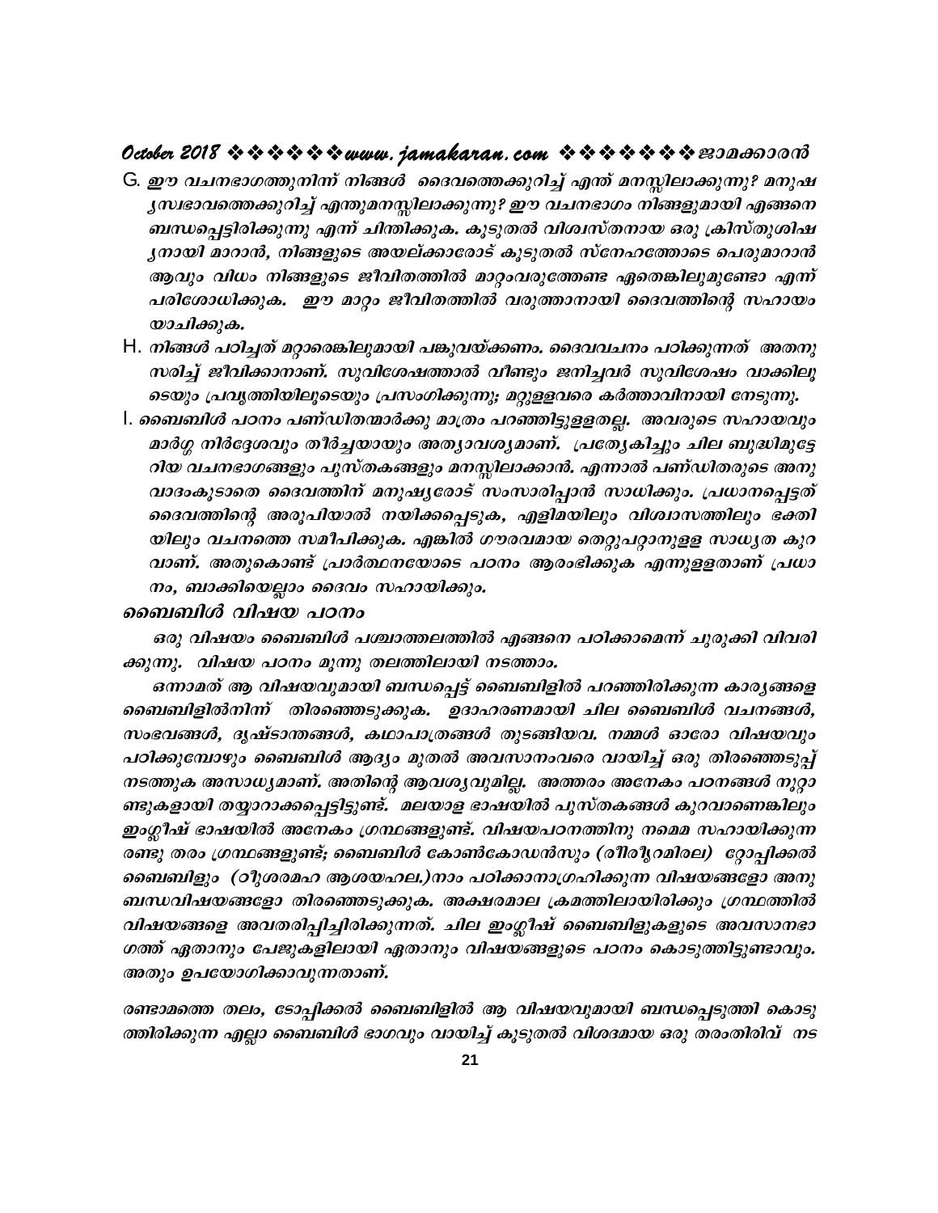G. ഈ വചനഭാഗത്തുനിന്ന് നിങ്ങൾ ദൈവത്തെക്കുറിച്ച് എന്ത് മനസ്സിലാക്കുന്നു? മനുഷ്യസ്വഭാവത്തെക്കുറിച്ച് എന്തുമനസ്സിലാക്കുന്നു? ഈ വചനഭാഗം നിങ്ങളുമായി എങ്ങനെ ബന്ധപ്പെട്ടിരിക്കുന്നു എന്ന് ചിന്തിക്കുക. കൂടുതൽ വിശ്വസ്തനായ ഒരു ക്രിസ്തുശിഷ്യനായി മാറാൻ, നിങ്ങളുടെ അയല്ക്കാരോട് കൂടുതൽ സ്നേഹത്തോടെ പെരുമാറാൻ ആവും വിധം നിങ്ങളുടെ ജീവിതത്തിൽ മാറ്റംവരുത്തേണ്ട ഏതെങ്കിലുമുണ്ടോ എന്ന് പരിശോധിക്കുക. ഈ മാറ്റം ജീവിതത്തിൽ വരുത്താനായി ദൈവത്തിന്റെ സഹായം യാചിക്കുക.

H. നിങ്ങൾ പഠിച്ചത് മറ്റാരെങ്കിലുമായി പങ്കുവയ്ക്കണം. ദൈവവചനം പഠിക്കുന്നത് അതനുസരിച്ച് ജീവിക്കാനാണ്. സുവിശേഷത്താൽ വീണ്ടും ജനിച്ചവർ സുവിശേഷം വാക്കിലൂടെയും പ്രവൃത്തിയിലൂടെയും പ്രസംഗിക്കുന്നു; മറ്റുള്ളവരെ കർത്താവിനായി നേടുന്നു.

I. ബൈബിൾ പഠനം പണ്ഡിതന്മാർക്കു മാത്രം പറഞ്ഞിട്ടുള്ളതല്ല. അവരുടെ സഹായവും മാർഗ്ഗ നിർദ്ദേശവും തീർച്ചയായും അത്യാവശ്യമാണ്. പ്രത്യേകിച്ചും ചില ബുദ്ധിമുട്ടേറിയ വചനഭാഗങ്ങളും പുസ്തകങ്ങളും മനസ്സിലാക്കാൻ. എന്നാൽ പണ്ഡിതരുടെ അനുവാദംകൂടാതെ ദൈവത്തിന് മനുഷ്യരോട് സംസാരിപ്പാൻ സാധിക്കും. പ്രധാനപ്പെട്ടത് ദൈവത്തിന്റെ ആത്മാവിനാൽ നയിക്കപ്പെടുക, എളിമയിലും വിശ്വാസത്തിലും ഭക്തിയിലും വചനത്തെ സമീപിക്കുക. എങ്കിൽ ഗൗരവമായ തെറ്റുപറ്റാനുള്ള സാധ്യത കുറവാണ്. അതുകൊണ്ട് പ്രാർത്ഥനയോടെ പഠനം ആരംഭിക്കുക എന്നുള്ളതാണ് പ്രധാനം, ബാക്കിയെല്ലാം ദൈവം സഹായിക്കും.

## ബൈബിൾ വിഷയ പഠനം

ഒരു വിഷയം ബൈബിൾ പശ്ചാത്തലത്തിൽ എങ്ങനെ പഠിക്കാമെന്ന് ചുരുക്കി വിവരിക്കുന്നു. വിഷയ പഠനം മൂന്നു തലത്തിലായി നടത്താം.

ഒന്നാമത് ആ വിഷയവുമായി ബന്ധപ്പെട്ട് ബൈബിളിൽ പറഞ്ഞിരിക്കുന്ന കാര്യങ്ങളെ ബൈബിളിൽനിന്ന് തിരഞ്ഞെടുക്കുക. ഉദാഹരണമായി ചില ബൈബിൾ വചനങ്ങൾ, സംഭവങ്ങൾ, ദൃഷ്ടാന്തങ്ങൾ, കഥാപാത്രങ്ങൾ തുടങ്ങിയവ. നമ്മൾ ഓരോ വിഷയവും പഠിക്കുമ്പോഴും ബൈബിൾ ആദ്യം മുതൽ അവസാനംവരെ വായിച്ച് ഒരു തിരഞ്ഞെടുപ്പ് നടത്തുക അസാധ്യമാണ്. അതിന്റെ ആവശ്യവുമില്ല. അത്തരം അനേകം പഠനങ്ങൾ നൂറ്റാണ്ടുകളായി തയ്യാറാക്കപ്പെട്ടിട്ടുണ്ട്. മലയാള ഭാഷയിൽ പുസ്തകങ്ങൾ കുറവാണെങ്കിലും ഇംഗ്ലീഷ് ഭാഷയിൽ അനേകം ഗ്രന്ഥങ്ങളുണ്ട്. വിഷയപഠനത്തിനു നമ്മെ സഹായിക്കുന്ന രണ്ടു തരം ഗ്രന്ഥങ്ങളുണ്ട്; ബൈബിൾ കോൺകോഡൻസും (രീിരീൃറമിരല) റ്റോപ്പിക്കൽ ബൈബിളും (ഠീുശരമഹ ആശയഹല.)നാം പഠിക്കാനാഗ്രഹിക്കുന്ന വിഷയങ്ങളോ അനുബന്ധവിഷയങ്ങളോ തിരഞ്ഞെടുക്കുക. അക്ഷരമാല ക്രമത്തിലായിരിക്കും ഗ്രന്ഥത്തിൽ വിഷയങ്ങളെ അവതരിപ്പിച്ചിരിക്കുന്നത്. ചില ഇംഗ്ലീഷ് ബൈബിളുകളുടെ അവസാനഭാഗത്ത് ഏതാനും പേജുകളിലായി ഏതാനും വിഷയങ്ങളുടെ പഠനം കൊടുത്തിട്ടുണ്ടാവും. അതും ഉപയോഗിക്കാവുന്നതാണ്.

രണ്ടാമത്തെ തലം, ടോപ്പിക്കൽ ബൈബിളിൽ ആ വിഷയവുമായി ബന്ധപ്പെടുത്തി കൊടുത്തിരിക്കുന്ന എല്ലാ ബൈബിൾ ഭാഗവും വായിച്ച് കൂടുതൽ വിശദമായ ഒരു തരംതിരിവ് നട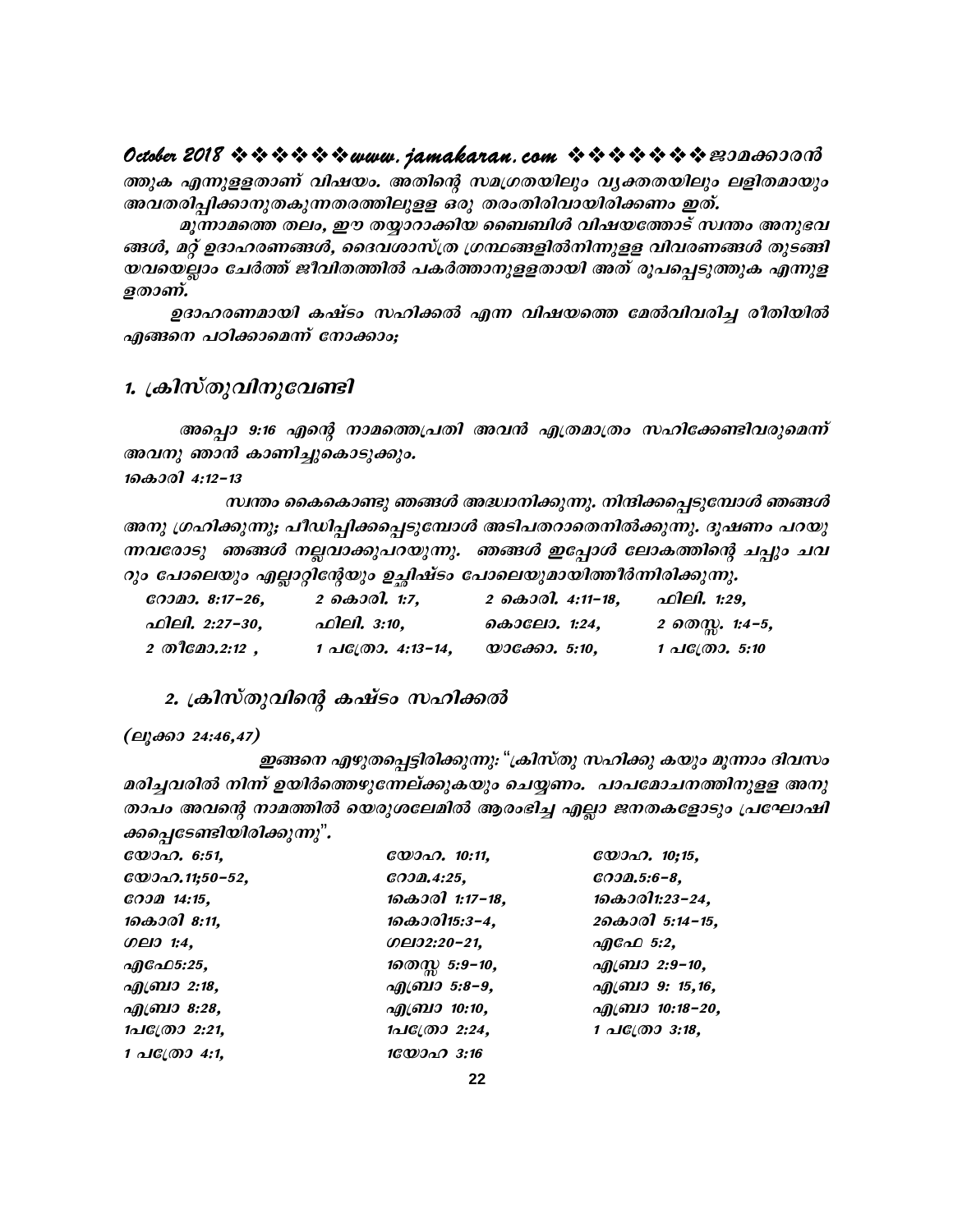ത്തുക എന്നുള്ളതാണ് വിഷയം. അതിന്റെ സമഗ്രതയിലും വ്യക്തതയിലും ലളിതമായും അവതരിപ്പിക്കാനുതകുന്നതരത്തിലുള്ള ഒരു തരംതിരിവായിരിക്കണം ഇത്.

മൂന്നാമത്തെ തലം, ഈ തയ്യാറാക്കിയ ബൈബിൾ വിഷയത്തോട് സ്വന്തം അനുഭവങ്ങൾ, മറ്റ് ഉദാഹരണങ്ങൾ, ദൈവശാസ്ത്ര ഗ്രന്ഥങ്ങളിൽനിന്നുള്ള വിവരണങ്ങൾ തുടങ്ങിയവയെല്ലാം ചേർത്ത് ജീവിതത്തിൽ പകർത്താനുള്ളതായി അത് രൂപപ്പെടുത്തുക എന്നുള്ളതാണ്.

ഉദാഹരണമായി കഷ്ടം സഹിക്കൽ എന്ന വിഷയത്തെ മേൽവിവരിച്ച രീതിയിൽ എങ്ങനെ പഠിക്കാമെന്ന് നോക്കാം;

## 1. ക്രിസ്തുവിനുവേണ്ടി

അപ്പൊ 9:16 എന്റെ നാമത്തെപ്രതി അവൻ എത്രമാത്രം സഹിക്കേണ്ടിവരുമെന്ന് അവനു ഞാൻ കാണിച്ചുകൊടുക്കും.

1കൊരി 4:12-13

സ്വന്തം കൈകൊണ്ടു ഞങ്ങൾ അദ്ധ്വാനിക്കുന്നു. നിന്ദിക്കപ്പെടുമ്പോൾ ഞങ്ങൾ അനു ഗ്രഹിക്കുന്നു; പീഡിപ്പിക്കപ്പെടുമ്പോൾ അടിപതറാതെനിൽക്കുന്നു. ദൂഷണം പറയുന്നവരോടു ഞങ്ങൾ നല്ലവാക്കുപറയുന്നു. ഞങ്ങൾ ഇപ്പോൾ ലോകത്തിന്റെ ചപ്പും ചവറും പോലെയും എല്ലാറ്റിന്റേയും ഉച്ഛിഷ്ടം പോലെയുമായിത്തീർന്നിരിക്കുന്നു.

| | | | |
|---|---|---|---|
| റോമാ. 8:17-26, | 2 കൊരി. 1:7, | 2 കൊരി. 4:11-18, | ഫിലി. 1:29, |
| ഫിലി. 2:27-30, | ഫിലി. 3:10, | കൊലോ. 1:24, | 2 തെസ്സ. 1:4-5, |
| 2 തിമോ.2:12 , | 1 പത്രോ. 4:13-14, | യാക്കോ. 5:10, | 1 പത്രോ. 5:10 |

## 2. ക്രിസ്തുവിന്റെ കഷ്ടം സഹിക്കൽ

(ലൂക്കാ 24:46,47)

ഇങ്ങനെ എഴുതപ്പെട്ടിരിക്കുന്നു: "ക്രിസ്തു സഹിക്കു കയും മൂന്നാം ദിവസം മരിച്ചവരിൽ നിന്ന് ഉയിർത്തെഴുന്നേല്ക്കുകയും ചെയ്യണം. പാപമോചനത്തിനുള്ള അനുതാപം അവന്റെ നാമത്തിൽ യെരുശലേമിൽ ആരംഭിച്ച എല്ലാ ജനതകളോടും പ്രഘോഷിക്കപ്പെടേണ്ടിയിരിക്കുന്നു".

| | | |
|---|---|---|
| യോഹ. 6:51, | യോഹ. 10:11, | യോഹ. 10;15, |
| യോഹ.11;50-52, | റോമ.4:25, | റോമ.5:6-8, |
| റോമ 14:15, | 1കൊരി 1:17-18, | 1കൊരി1:23-24, |
| 1കൊരി 8:11, | 1കൊരി15:3-4, | 2കൊരി 5:14-15, |
| ഗലാ 1:4, | ഗലാ2:20-21, | എഫേ 5:2, |
| എഫേ5:25, | 1തെസ്സ 5:9-10, | എബ്രാ 2:9-10, |
| എബ്രാ 2:18, | എബ്രാ 5:8-9, | എബ്രാ 9: 15,16, |
| എബ്രാ 8:28, | എബ്രാ 10:10, | എബ്രാ 10:18-20, |
| 1പത്രോ 2:21, | 1പത്രോ 2:24, | 1 പത്രോ 3:18, |
| 1 പത്രോ 4:1, | 1യോഹ 3:16 | |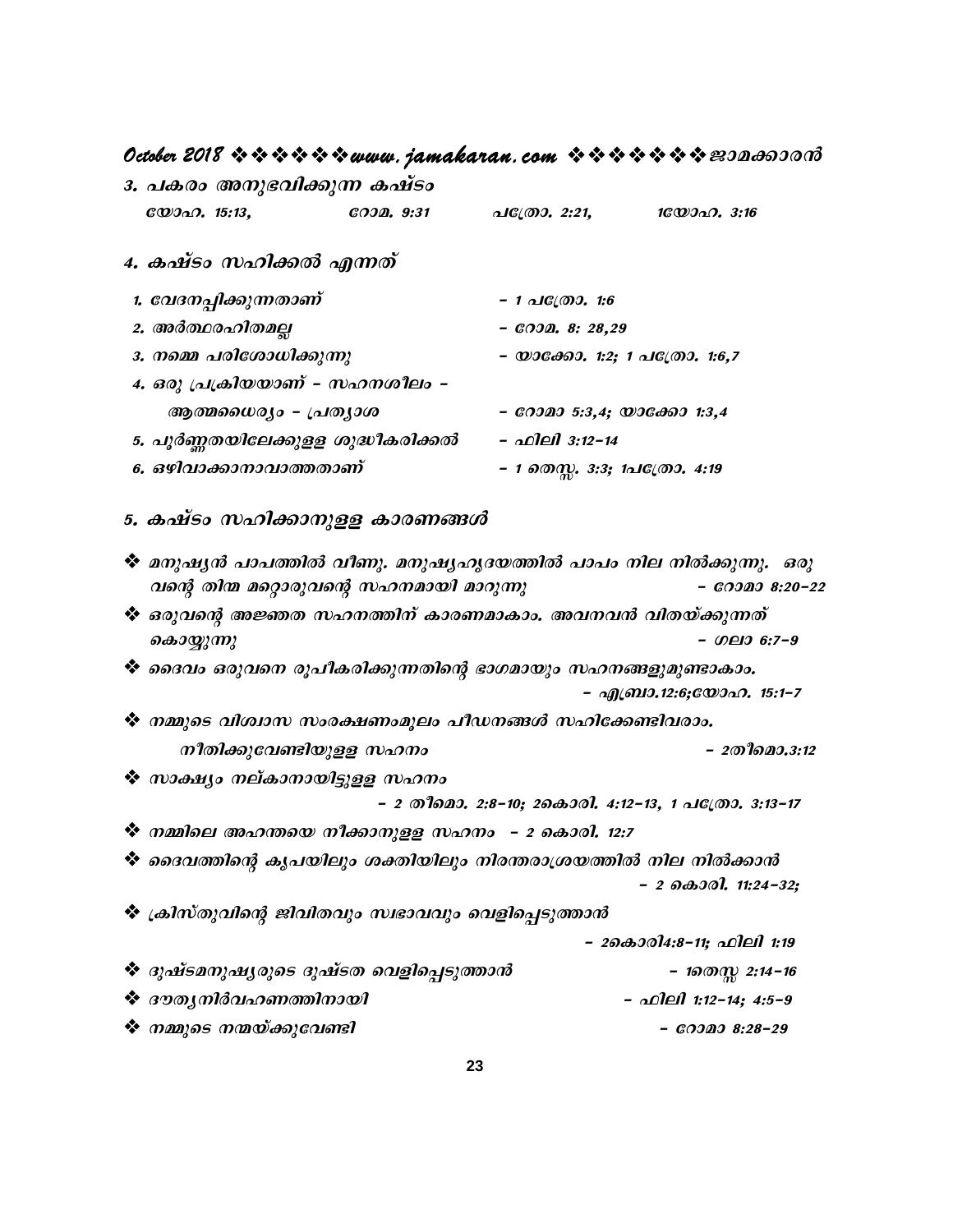### 3. പകരം അനുഭവിക്കുന്ന കഷ്ടം

യോഹ. 15:13, റോമ. 9:31 പത്രോ. 2:21, 1യോഹ. 3:16

### 4. കഷ്ടം സഹിക്കൽ എന്നത്

1. വേദനപ്പിക്കുന്നതാണ് – 1 പത്രോ. 1:6
2. അർത്ഥരഹിതമല്ല – റോമ. 8: 28,29
3. നമ്മെ പരിശോധിക്കുന്നു – യാക്കോ. 1:2; 1 പത്രോ. 1:6,7
4. ഒരു പ്രക്രിയയാണ് – സഹനശീലം – ആത്മധൈര്യം – പ്രത്യാശ – റോമാ 5:3,4; യാക്കോ 1:3,4
5. പൂർണ്ണതയിലേക്കുള്ള ശുദ്ധീകരിക്കൽ – ഫിലി 3:12-14
6. ഒഴിവാക്കാനാവാത്തതാണ് – 1 തെസ്സ. 3:3; 1പത്രോ. 4:19

### 5. കഷ്ടം സഹിക്കാനുള്ള കാരണങ്ങൾ

- മനുഷ്യൻ പാപത്തിൽ വീണു. മനുഷ്യഹൃദയത്തിൽ പാപം നില നിൽക്കുന്നു. ഒരുവന്റെ തിന്മ മറ്റൊരുവന്റെ സഹനമായി മാറുന്നു – റോമാ 8:20-22
- ഒരുവന്റെ അജ്ഞത സഹനത്തിന് കാരണമാകാം. അവനവൻ വിതയ്ക്കുന്നത് കൊയ്യുന്നു – ഗലാ 6:7-9
- ദൈവം ഒരുവനെ രൂപീകരിക്കുന്നതിന്റെ ഭാഗമായും സഹനങ്ങളുമുണ്ടാകാം. – എബ്രാ.12:6;യോഹ. 15:1-7
- നമ്മുടെ വിശ്വാസ സംരക്ഷണംമൂലം പീഡനങ്ങൾ സഹിക്കേണ്ടിവരാം. നീതിക്കുവേണ്ടിയുള്ള സഹനം – 2തീമൊ.3:12
- സാക്ഷ്യം നല്കാനായിട്ടുള്ള സഹനം – 2 തീമൊ. 2:8-10; 2കൊരി. 4:12-13, 1 പത്രോ. 3:13-17
- നമ്മിലെ അഹന്തയെ നീക്കാനുള്ള സഹനം – 2 കൊരി. 12:7
- ദൈവത്തിന്റെ കൃപയിലും ശക്തിയിലും നിരന്തരാശ്രയത്തിൽ നില നിൽക്കാൻ – 2 കൊരി. 11:24-32;
- ക്രിസ്തുവിന്റെ ജിവിതവും സ്വഭാവവും വെളിപ്പെടുത്താൻ – 2കൊരി4:8-11; ഫിലി 1:19
- ദുഷ്ടമനുഷ്യരുടെ ദുഷ്ടത വെളിപ്പെടുത്താൻ – 1തെസ്സ 2:14-16
- ദൗത്യനിർവഹണത്തിനായി – ഫിലി 1:12-14; 4:5-9
- നമ്മുടെ നന്മയ്ക്കുവേണ്ടി – റോമാ 8:28-29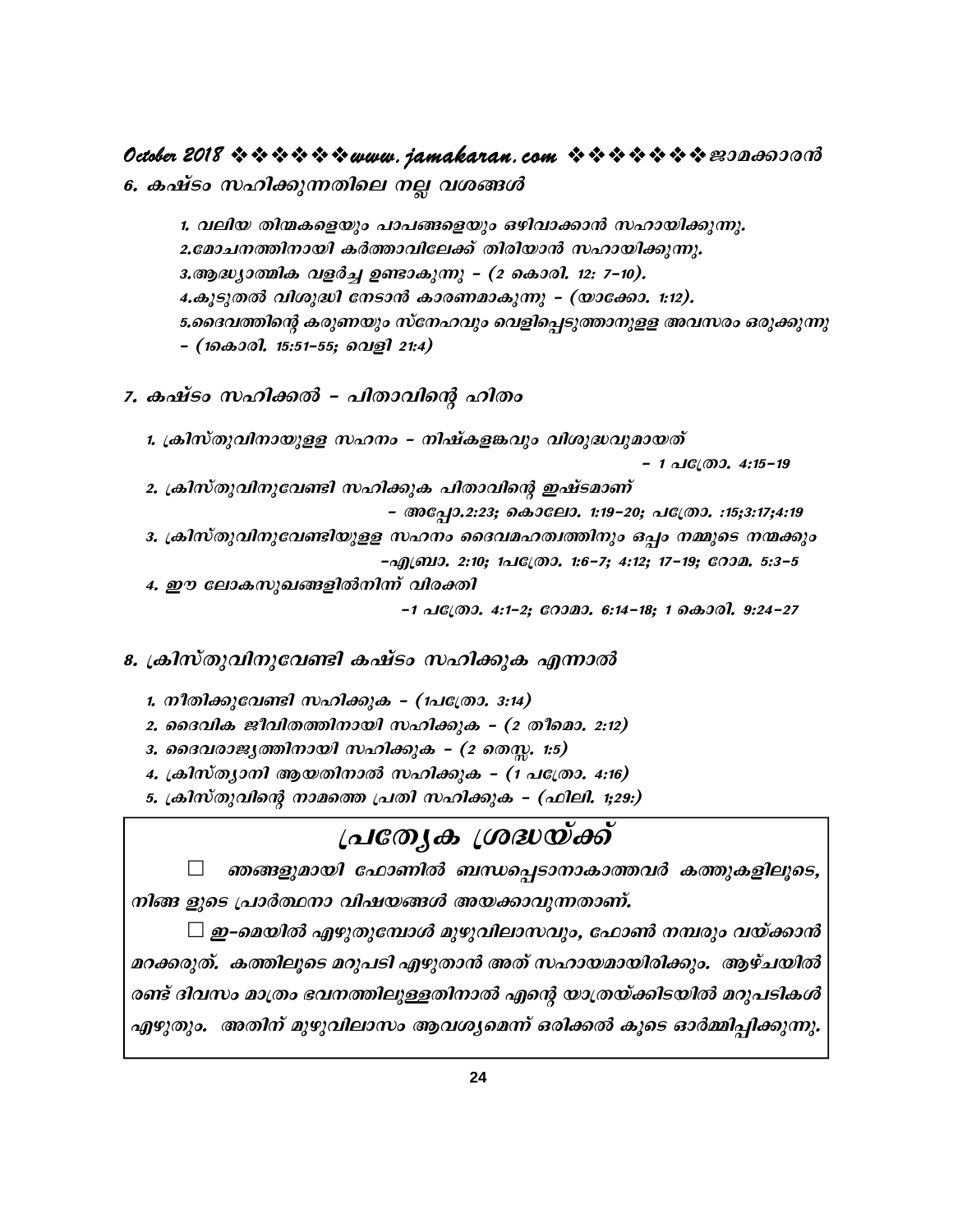## 6. കഷ്ടം സഹിക്കുന്നതിലെ നല്ല വശങ്ങൾ

1. വലിയ തിന്മകളെയും പാപങ്ങളെയും ഒഴിവാക്കാൻ സഹായിക്കുന്നു.
2. മോചനത്തിനായി കർത്താവിലേക്ക് തിരിയാൻ സഹായിക്കുന്നു.
3. ആദ്ധ്യാത്മിക വളർച്ച ഉണ്ടാകുന്നു – (2 കൊരി. 12: 7-10).
4. കൂടുതൽ വിശുദ്ധി നേടാൻ കാരണമാകുന്നു – (യാക്കോ. 1:12).
5. ദൈവത്തിന്റെ കരുണയും സ്നേഹവും വെളിപ്പെടുത്താനുള്ള അവസരം ഒരുക്കുന്നു – (1കൊരി. 15:51-55; വെളി 21:4)

## 7. കഷ്ടം സഹിക്കൽ – പിതാവിന്റെ ഹിതം

1. ക്രിസ്തുവിനായുള്ള സഹനം – നിഷ്കളങ്കവും വിശുദ്ധവുമായത് – 1 പത്രോ. 4:15-19
2. ക്രിസ്തുവിനുവേണ്ടി സഹിക്കുക പിതാവിന്റെ ഇഷ്ടമാണ് – അപ്പോ.2:23; കൊലോ. 1:19-20; പത്രോ. :15;3:17;4:19
3. ക്രിസ്തുവിനുവേണ്ടിയുള്ള സഹനം ദൈവമഹത്വത്തിനും ഒപ്പം നമ്മുടെ നന്മക്കും –എബ്രാ. 2:10; 1പത്രോ. 1:6-7; 4:12; 17-19; റോമ. 5:3-5
4. ഈ ലോകസുഖങ്ങളിൽനിന്ന് വിരക്തി –1 പത്രോ. 4:1-2; റോമാ. 6:14-18; 1 കൊരി. 9:24-27

## 8. ക്രിസ്തുവിനുവേണ്ടി കഷ്ടം സഹിക്കുക എന്നാൽ

1. നീതിക്കുവേണ്ടി സഹിക്കുക – (1പത്രോ. 3:14)
2. ദൈവിക ജീവിതത്തിനായി സഹിക്കുക – (2 തീമൊ. 2:12)
3. ദൈവരാജ്യത്തിനായി സഹിക്കുക – (2 തെസ്സ. 1:5)
4. ക്രിസ്ത്യാനി ആയതിനാൽ സഹിക്കുക – (1 പത്രോ. 4:16)
5. ക്രിസ്തുവിന്റെ നാമത്തെ പ്രതി സഹിക്കുക – (ഫിലി. 1;29:)

## പ്രത്യേക ശ്രദ്ധയ്ക്ക്

☐ ഞങ്ങളുമായി ഫോണിൽ ബന്ധപ്പെടാനാകാത്തവർ കത്തുകളിലൂടെ, നിങ്ങ ളുടെ പ്രാർത്ഥനാ വിഷയങ്ങൾ അയക്കാവുന്നതാണ്.

☐ ഇ–മെയിൽ എഴുതുമ്പോൾ മുഴുവിലാസവും, ഫോൺ നമ്പരും വയ്ക്കാൻ മറക്കരുത്. കത്തിലൂടെ മറുപടി എഴുതാൻ അത് സഹായമായിരിക്കും. ആഴ്ചയിൽ രണ്ട് ദിവസം മാത്രം ഭവനത്തിലുള്ളതിനാൽ എന്റെ യാത്രയ്ക്കിടയിൽ മറുപടികൾ എഴുതും. അതിന് മുഴുവിലാസം ആവശ്യമെന്ന് ഒരിക്കൽ കൂടെ ഓർമ്മിപ്പിക്കുന്നു.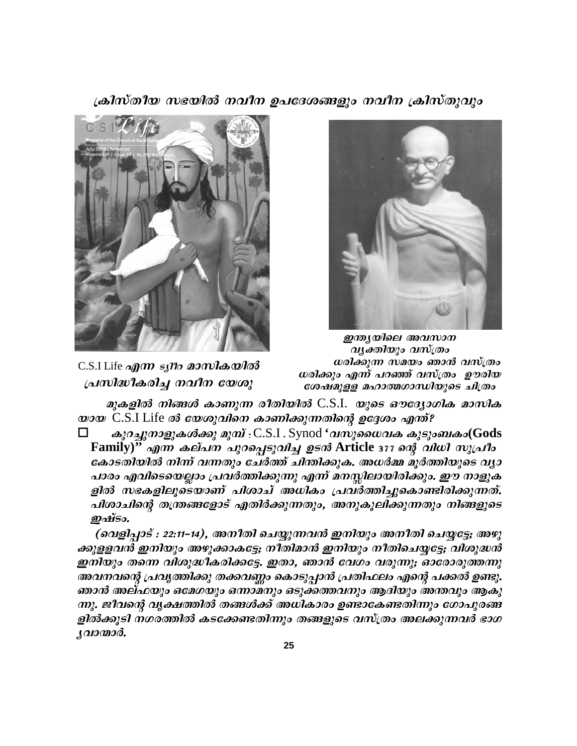## ക്രിസ്തീയ സഭയിൽ നവീന ഉപദേശങ്ങളും നവീന ക്രിസ്തുവും

C.S.I Life *എന്ന ട്യൂീറ മാസികയിൽ പ്രസിദ്ധീകരിച്ച നവീന യേശു*

*ഇന്ത്യയിലെ അവസാന വ്യക്തിയും വസ്ത്രം ധരിക്കുന്ന സമയം ഞാൻ വസ്ത്രം ധരിക്കും എന്ന് പറഞ്ഞ് വസ്ത്രം ഊരിയ ശേഷമുള്ള മഹാത്മഗാന്ധിയുടെ ചിത്രം*

*മുകളിൽ നിങ്ങൾ കാണുന്ന രീതിയിൽ* C.S.I. *യുടെ ഔദ്യോഗിക മാസിക യായ* C.S.I Life *ൽ യേശുവിനെ കാണിക്കുന്നതിന്റെ ഉദ്ദേശം എന്ത്?*

- ***കുറച്ചുനാളുകൾക്കു മുമ്പ്*** : C.S.I . Synod ***'വസുധൈവക കുടുംബകം(Gods Family)" എന്ന കല്പന പുറപ്പെടുവിച്ച ഉടൻ Article 377 ന്റെ വിധി സുപ്രീം കോടതിയിൽ നിന്ന് വന്നതും ചേർത്ത് ചിന്തിക്കുക. അധർമ്മ മൂർത്തിയുടെ വ്യാ പാരം എവിടെയെല്ലാം പ്രവർത്തിക്കുന്നു എന്ന് മനസ്സിലായിരിക്കും. ഈ നാളുക ളിൽ സഭകളിലൂടെയാണ് പിശാച് അധികം പ്രവർത്തിച്ചുകൊണ്ടിരിക്കുന്നത്. പിശാചിന്റെ തന്ത്രങ്ങളോട് എതിർക്കുന്നതും, അനുകൂലിക്കുന്നതും നിങ്ങളുടെ ഇഷ്ടം.***

***(വെളിപ്പാട് : 22:11-14), അനീതി ചെയ്യുന്നവൻ ഇനിയും അനീതി ചെയ്യട്ടേ; അഴു ക്കുള്ളവൻ ഇനിയും അഴുക്കാകട്ടേ; നീതിമാൻ ഇനിയും നീതിചെയ്യട്ടേ; വിശുദ്ധൻ ഇനിയും തന്നെ വിശുദ്ധീകരിക്കട്ടേ. ഇതാ, ഞാൻ വേഗം വരുന്നു; ഓരോരുത്തന്നു അവനവന്റെ പ്രവൃത്തിക്കു തക്കവണ്ണം കൊടുപ്പാൻ പ്രതിഫലം എന്റെ പക്കൽ ഉണ്ടു. ഞാൻ അല്ഫയും ഒമേഗയും ഒന്നാമനും ഒടുക്കത്തവനും ആദിയും അന്തവും ആകു ന്നു. ജീവന്റെ വൃക്ഷത്തിൽ തങ്ങൾക്ക് അധികാരം ഉണ്ടാകേണ്ടതിന്നും ഗോപുരങ്ങ ളിൽക്കൂടി നഗരത്തിൽ കടക്കേണ്ടതിന്നും തങ്ങളുടെ വസ്ത്രം അലക്കുന്നവർ ഭാഗ്യവാന്മാർ.***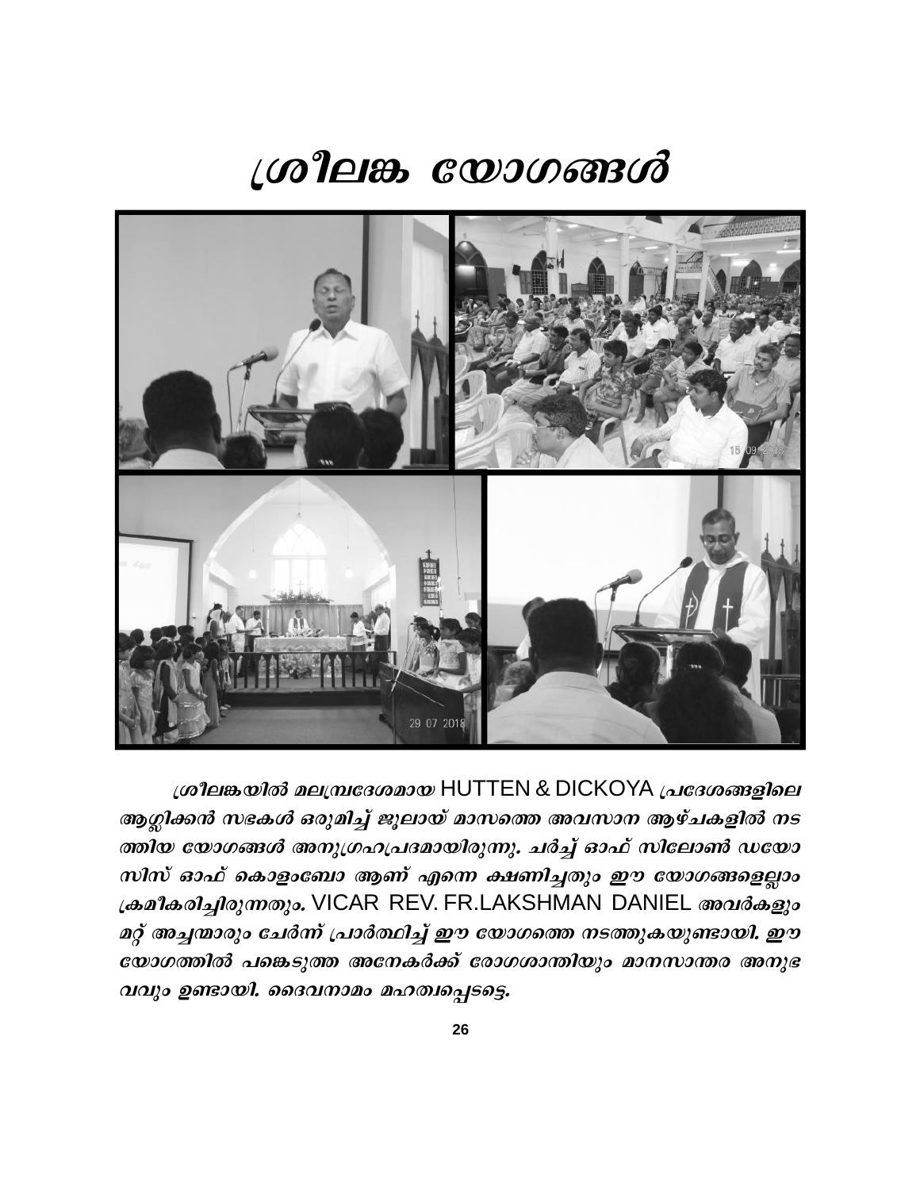# ശ്രീലങ്ക യോഗങ്ങൾ

*ശ്രീലങ്കയിൽ മലമ്പ്രദേശമായ* HUTTEN & DICKOYA *പ്രദേശങ്ങളിലെ ആംഗ്ലിക്കൻ സഭകൾ ഒരുമിച്ച് ജൂലായ് മാസത്തെ അവസാന ആഴ്ചകളിൽ നടത്തിയ യോഗങ്ങൾ അനുഗ്രഹപ്രദമായിരുന്നു. ചർച്ച് ഓഫ് സിലോൺ ഡയോസിസ് ഓഫ് കൊളംബോ ആണ് എന്നെ ക്ഷണിച്ചതും ഈ യോഗങ്ങളെല്ലാം ക്രമീകരിച്ചിരുന്നതും.* VICAR REV. FR.LAKSHMAN DANIEL *അവർകളും മറ്റ് അച്ചന്മാരും ചേർന്ന് പ്രാർത്ഥിച്ച് ഈ യോഗത്തെ നടത്തുകയുണ്ടായി. ഈ യോഗത്തിൽ പങ്കെടുത്ത അനേകർക്ക് രോഗശാന്തിയും മാനസാന്തര അനുഭവവും ഉണ്ടായി. ദൈവനാമം മഹത്വപ്പെടട്ടെ.*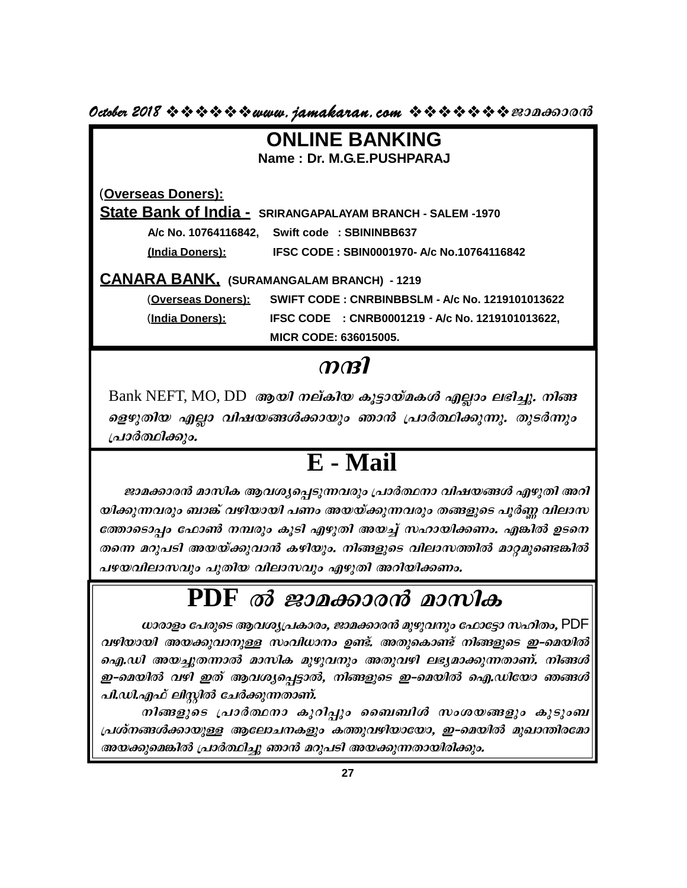# ONLINE BANKING

**Name : Dr. M.G.E.PUSHPARAJ**

(**Overseas Doners):**

**State Bank of India - SRIRANGAPALAYAM BRANCH - SALEM -1970**

**A/c No. 10764116842, Swift code : SBININBB637**

**(India Doners): IFSC CODE : SBIN0001970- A/c No.10764116842**

**CANARA BANK, (SURAMANGALAM BRANCH) - 1219**

(**Overseas Doners): SWIFT CODE : CNRBINBBSLM - A/c No. 1219101013622**

(**India Doners): IFSC CODE : CNRB0001219 - A/c No. 1219101013622,**

**MICR CODE: 636015005.**

# നന്ദി

Bank NEFT, MO, DD ***ആയി നല്കിയ കൂട്ടായ്മകൾ എല്ലാം ലഭിച്ചു. നിങ്ങളെഴുതിയ എല്ലാ വിഷയങ്ങൾക്കായും ഞാൻ പ്രാർത്ഥിക്കുന്നു. തുടർന്നും പ്രാർത്ഥിക്കും.***

# E - Mail

*ജാമക്കാരൻ മാസിക ആവശ്യപ്പെടുന്നവരും പ്രാർത്ഥനാ വിഷയങ്ങൾ എഴുതി അറിയിക്കുന്നവരും ബാങ്ക് വഴിയായി പണം അയയ്ക്കുന്നവരും തങ്ങളുടെ പൂർണ്ണ വിലാസത്തോടൊപ്പം ഫോൺ നമ്പരും കൂടി എഴുതി അയച്ച് സഹായിക്കണം. എങ്കിൽ ഉടനെ തന്നെ മറുപടി അയയ്ക്കുവാൻ കഴിയും. നിങ്ങളുടെ വിലാസത്തിൽ മാറ്റമുണ്ടെങ്കിൽ പഴയവിലാസവും പുതിയ വിലാസവും എഴുതി അറിയിക്കണം.*

# PDF ൽ ജാമക്കാരൻ മാസിക

*ധാരാളം പേരുടെ ആവശ്യപ്രകാരം, ജാമക്കാരൻ മുഴുവനും ഫോട്ടോ സഹിതം,* PDF *വഴിയായി അയക്കുവാനുള്ള സംവിധാനം ഉണ്ട്. അതുകൊണ്ട് നിങ്ങളുടെ ഇ-മെയിൽ ഐ.ഡി അയച്ചുതന്നാൽ മാസിക മുഴുവനും അതുവഴി ലഭ്യമാക്കുന്നതാണ്. നിങ്ങൾ ഇ-മെയിൽ വഴി ഇത് ആവശ്യപ്പെട്ടാൽ, നിങ്ങളുടെ ഇ-മെയിൽ ഐ.ഡിയോ ഞങ്ങൾ പി.ഡി.എഫ് ലിസ്റ്റിൽ ചേർക്കുന്നതാണ്.*

*നിങ്ങളുടെ പ്രാർത്ഥനാ കുറിപ്പും ബൈബിൾ സംശയങ്ങളും കുടുംബ പ്രശ്നങ്ങൾക്കായുള്ള ആലോചനകളും കത്തുവഴിയായോ, ഇ-മെയിൽ മുഖാന്തിരമോ അയക്കുമെങ്കിൽ പ്രാർത്ഥിച്ചു ഞാൻ മറുപടി അയക്കുന്നതായിരിക്കും.*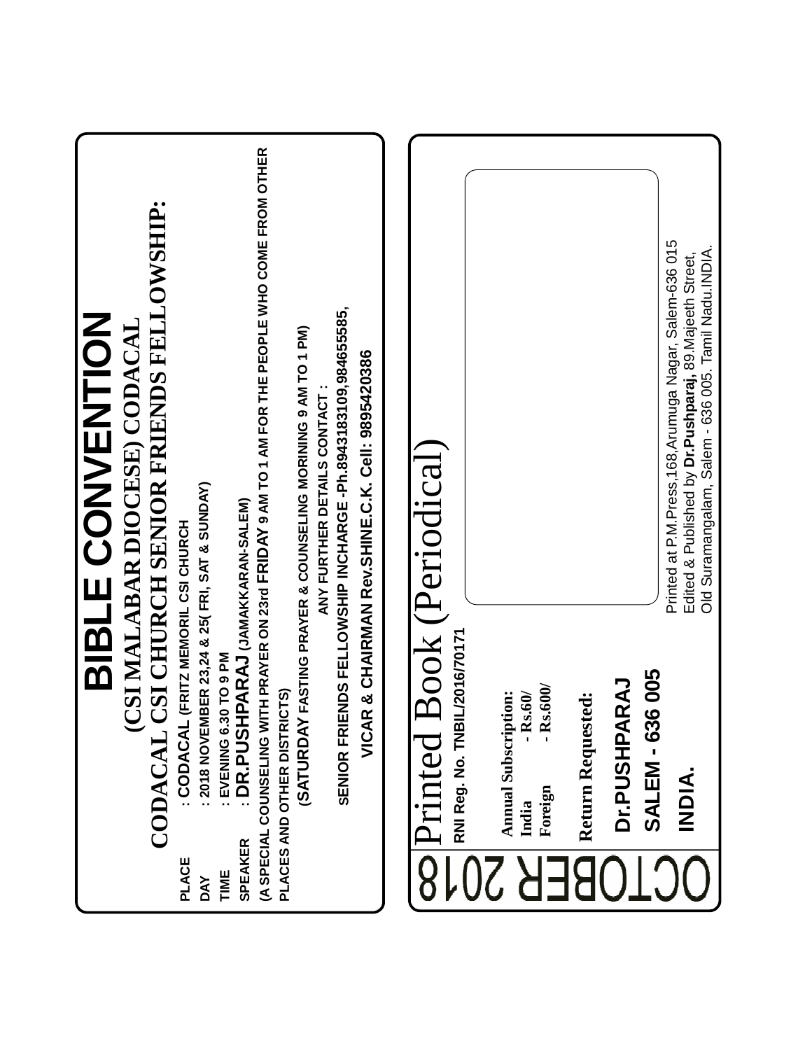# BIBLE CONVENTION

## (CSI MALABAR DIOCESE) CODACAL

## CODACAL CSI CHURCH SENIOR FRIENDS FELLOWSHIP:

PLACE : CODACAL (FRITZ MEMORIL CSI CHURCH

DAY : 2018 NOVEMBER 23,24 & 25( FRI, SAT & SUNDAY)

TIME : EVENING 6.30 TO 9 PM

SPEAKER : **DR.PUSHPARAJ** (JAMAKKARAN-SALEM)

(A SPECIAL COUNSELING WITH PRAYER ON 23rd FRIDAY 9 AM TO 1 AM FOR THE PEOPLE WHO COME FROM OTHER PLACES AND OTHER DISTRICTS)

(SATURDAY FASTING PRAYER & COUNSELING MORINING 9 AM TO 1 PM)

ANY FURTHER DETAILS CONTACT :

SENIOR FRIENDS FELLOWSHIP INCHARGE -Ph.8943183109,984655585,

VICAR & CHAIRMAN Rev.SHINE.C.K. Cell: 9895420386

---

OCTOBER 2018

# Printed Book (Periodical)

**RNI Reg. No. TNBIL/2016/70171**

**Annual Subscription:**

**India - Rs.60/**

**Foreign - Rs.600/**

**Return Requested:**

**Dr.PUSHPARAJ**

**SALEM - 636 005**

**INDIA.**

Printed at P.M.Press,168,Arumuga Nagar, Salem-636 015
Edited & Published by **Dr.Pushparaj,** 89.Majeeth Street,
Old Suramangalam, Salem - 636 005. Tamil Nadu.INDIA.